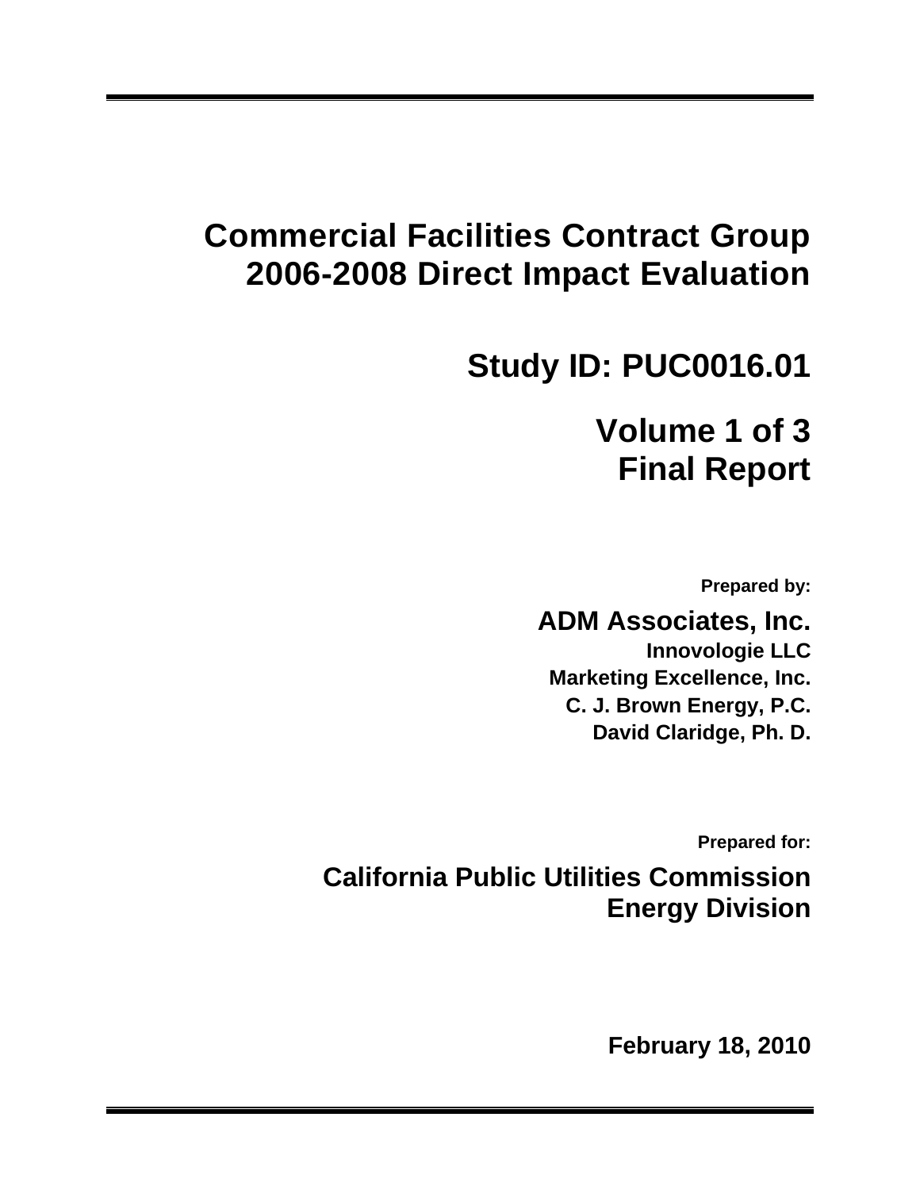# Commercial Facilities Contract Group 2006-2008 Direct Impact Evaluation

## Study ID: PUC0016.01

## Volume 1 of 3
## Final Report

**Prepared by:**

**ADM Associates, Inc.**
**Innovologie LLC**
**Marketing Excellence, Inc.**
**C. J. Brown Energy, P.C.**
**David Claridge, Ph. D.**

**Prepared for:**

**California Public Utilities Commission**
**Energy Division**

**February 18, 2010**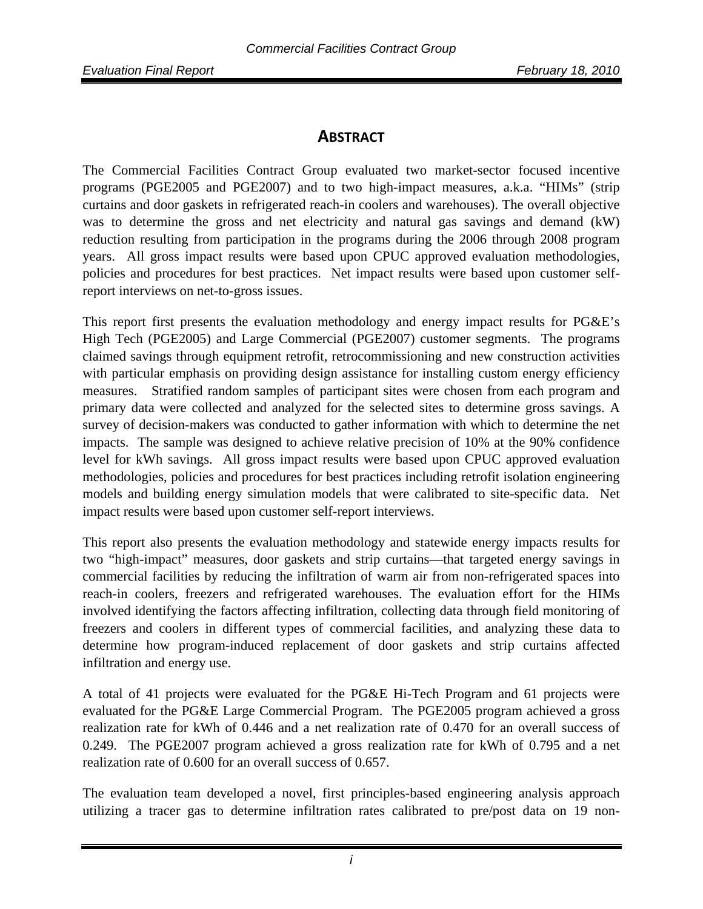# ABSTRACT

The Commercial Facilities Contract Group evaluated two market-sector focused incentive programs (PGE2005 and PGE2007) and to two high-impact measures, a.k.a. "HIMs" (strip curtains and door gaskets in refrigerated reach-in coolers and warehouses). The overall objective was to determine the gross and net electricity and natural gas savings and demand (kW) reduction resulting from participation in the programs during the 2006 through 2008 program years. All gross impact results were based upon CPUC approved evaluation methodologies, policies and procedures for best practices. Net impact results were based upon customer self-report interviews on net-to-gross issues.

This report first presents the evaluation methodology and energy impact results for PG&E's High Tech (PGE2005) and Large Commercial (PGE2007) customer segments. The programs claimed savings through equipment retrofit, retrocommissioning and new construction activities with particular emphasis on providing design assistance for installing custom energy efficiency measures. Stratified random samples of participant sites were chosen from each program and primary data were collected and analyzed for the selected sites to determine gross savings. A survey of decision-makers was conducted to gather information with which to determine the net impacts. The sample was designed to achieve relative precision of 10% at the 90% confidence level for kWh savings. All gross impact results were based upon CPUC approved evaluation methodologies, policies and procedures for best practices including retrofit isolation engineering models and building energy simulation models that were calibrated to site-specific data. Net impact results were based upon customer self-report interviews.

This report also presents the evaluation methodology and statewide energy impacts results for two "high-impact" measures, door gaskets and strip curtains—that targeted energy savings in commercial facilities by reducing the infiltration of warm air from non-refrigerated spaces into reach-in coolers, freezers and refrigerated warehouses. The evaluation effort for the HIMs involved identifying the factors affecting infiltration, collecting data through field monitoring of freezers and coolers in different types of commercial facilities, and analyzing these data to determine how program-induced replacement of door gaskets and strip curtains affected infiltration and energy use.

A total of 41 projects were evaluated for the PG&E Hi-Tech Program and 61 projects were evaluated for the PG&E Large Commercial Program. The PGE2005 program achieved a gross realization rate for kWh of 0.446 and a net realization rate of 0.470 for an overall success of 0.249. The PGE2007 program achieved a gross realization rate for kWh of 0.795 and a net realization rate of 0.600 for an overall success of 0.657.

The evaluation team developed a novel, first principles-based engineering analysis approach utilizing a tracer gas to determine infiltration rates calibrated to pre/post data on 19 non-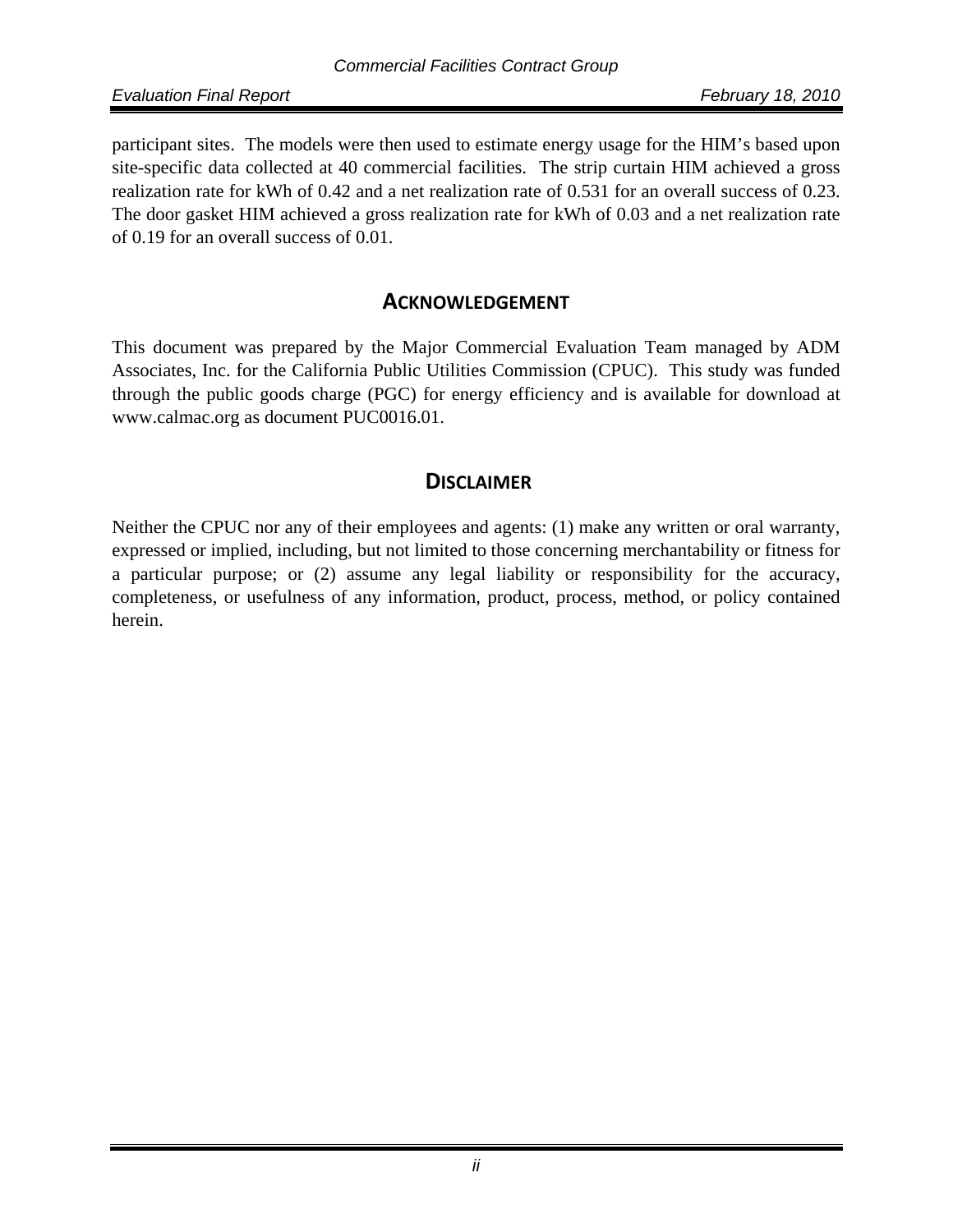participant sites. The models were then used to estimate energy usage for the HIM's based upon site-specific data collected at 40 commercial facilities. The strip curtain HIM achieved a gross realization rate for kWh of 0.42 and a net realization rate of 0.531 for an overall success of 0.23. The door gasket HIM achieved a gross realization rate for kWh of 0.03 and a net realization rate of 0.19 for an overall success of 0.01.

## ACKNOWLEDGEMENT

This document was prepared by the Major Commercial Evaluation Team managed by ADM Associates, Inc. for the California Public Utilities Commission (CPUC). This study was funded through the public goods charge (PGC) for energy efficiency and is available for download at www.calmac.org as document PUC0016.01.

## DISCLAIMER

Neither the CPUC nor any of their employees and agents: (1) make any written or oral warranty, expressed or implied, including, but not limited to those concerning merchantability or fitness for a particular purpose; or (2) assume any legal liability or responsibility for the accuracy, completeness, or usefulness of any information, product, process, method, or policy contained herein.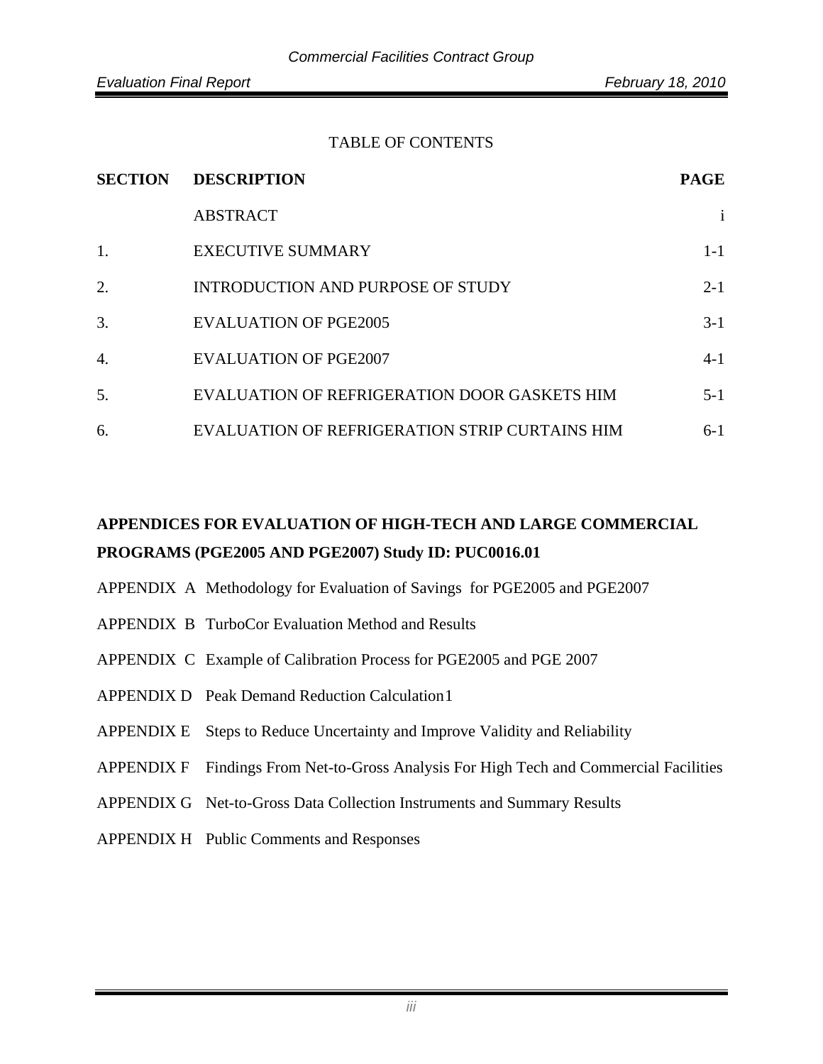TABLE OF CONTENTS

| SECTION | DESCRIPTION | PAGE |
|---|---|---|
| | ABSTRACT | i |
| 1. | EXECUTIVE SUMMARY | 1-1 |
| 2. | INTRODUCTION AND PURPOSE OF STUDY | 2-1 |
| 3. | EVALUATION OF PGE2005 | 3-1 |
| 4. | EVALUATION OF PGE2007 | 4-1 |
| 5. | EVALUATION OF REFRIGERATION DOOR GASKETS HIM | 5-1 |
| 6. | EVALUATION OF REFRIGERATION STRIP CURTAINS HIM | 6-1 |

**APPENDICES FOR EVALUATION OF HIGH-TECH AND LARGE COMMERCIAL PROGRAMS (PGE2005 AND PGE2007) Study ID: PUC0016.01**

APPENDIX A Methodology for Evaluation of Savings for PGE2005 and PGE2007

APPENDIX B TurboCor Evaluation Method and Results

APPENDIX C Example of Calibration Process for PGE2005 and PGE 2007

APPENDIX D Peak Demand Reduction Calculation1

APPENDIX E Steps to Reduce Uncertainty and Improve Validity and Reliability

APPENDIX F Findings From Net-to-Gross Analysis For High Tech and Commercial Facilities

APPENDIX G Net-to-Gross Data Collection Instruments and Summary Results

APPENDIX H Public Comments and Responses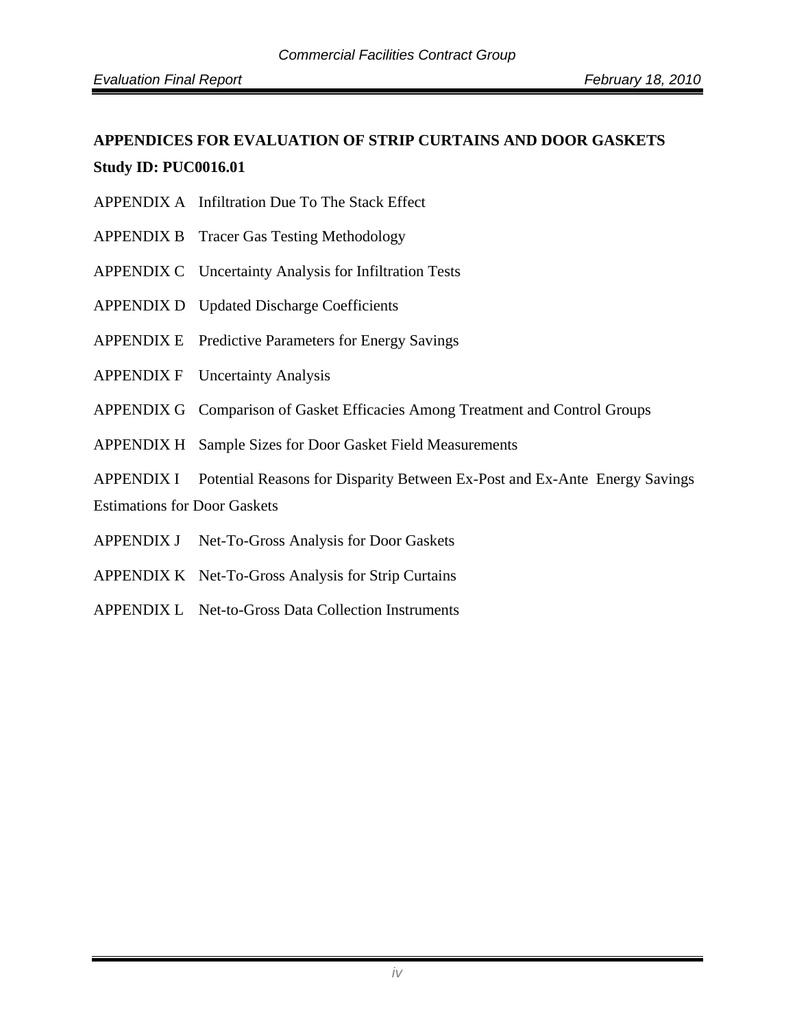**APPENDICES FOR EVALUATION OF STRIP CURTAINS AND DOOR GASKETS**

**Study ID: PUC0016.01**

APPENDIX A Infiltration Due To The Stack Effect

APPENDIX B Tracer Gas Testing Methodology

APPENDIX C Uncertainty Analysis for Infiltration Tests

APPENDIX D Updated Discharge Coefficients

APPENDIX E Predictive Parameters for Energy Savings

APPENDIX F Uncertainty Analysis

APPENDIX G Comparison of Gasket Efficacies Among Treatment and Control Groups

APPENDIX H Sample Sizes for Door Gasket Field Measurements

APPENDIX I Potential Reasons for Disparity Between Ex-Post and Ex-Ante Energy Savings Estimations for Door Gaskets

APPENDIX J Net-To-Gross Analysis for Door Gaskets

APPENDIX K Net-To-Gross Analysis for Strip Curtains

APPENDIX L Net-to-Gross Data Collection Instruments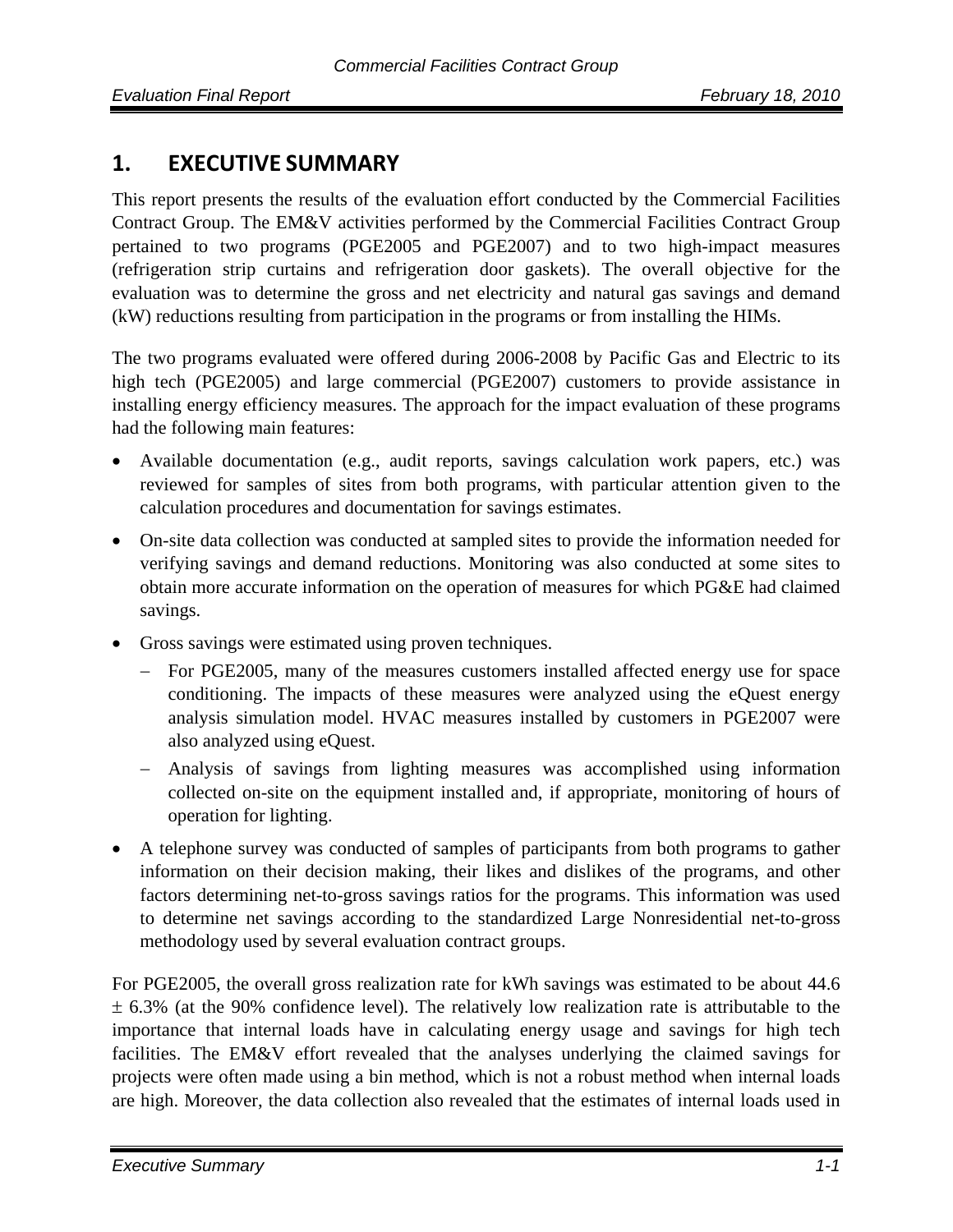# 1. EXECUTIVE SUMMARY

This report presents the results of the evaluation effort conducted by the Commercial Facilities Contract Group. The EM&V activities performed by the Commercial Facilities Contract Group pertained to two programs (PGE2005 and PGE2007) and to two high-impact measures (refrigeration strip curtains and refrigeration door gaskets). The overall objective for the evaluation was to determine the gross and net electricity and natural gas savings and demand (kW) reductions resulting from participation in the programs or from installing the HIMs.

The two programs evaluated were offered during 2006-2008 by Pacific Gas and Electric to its high tech (PGE2005) and large commercial (PGE2007) customers to provide assistance in installing energy efficiency measures. The approach for the impact evaluation of these programs had the following main features:

- Available documentation (e.g., audit reports, savings calculation work papers, etc.) was reviewed for samples of sites from both programs, with particular attention given to the calculation procedures and documentation for savings estimates.
- On-site data collection was conducted at sampled sites to provide the information needed for verifying savings and demand reductions. Monitoring was also conducted at some sites to obtain more accurate information on the operation of measures for which PG&E had claimed savings.
- Gross savings were estimated using proven techniques.
  - For PGE2005, many of the measures customers installed affected energy use for space conditioning. The impacts of these measures were analyzed using the eQuest energy analysis simulation model. HVAC measures installed by customers in PGE2007 were also analyzed using eQuest.
  - Analysis of savings from lighting measures was accomplished using information collected on-site on the equipment installed and, if appropriate, monitoring of hours of operation for lighting.
- A telephone survey was conducted of samples of participants from both programs to gather information on their decision making, their likes and dislikes of the programs, and other factors determining net-to-gross savings ratios for the programs. This information was used to determine net savings according to the standardized Large Nonresidential net-to-gross methodology used by several evaluation contract groups.

For PGE2005, the overall gross realization rate for kWh savings was estimated to be about 44.6 ± 6.3% (at the 90% confidence level). The relatively low realization rate is attributable to the importance that internal loads have in calculating energy usage and savings for high tech facilities. The EM&V effort revealed that the analyses underlying the claimed savings for projects were often made using a bin method, which is not a robust method when internal loads are high. Moreover, the data collection also revealed that the estimates of internal loads used in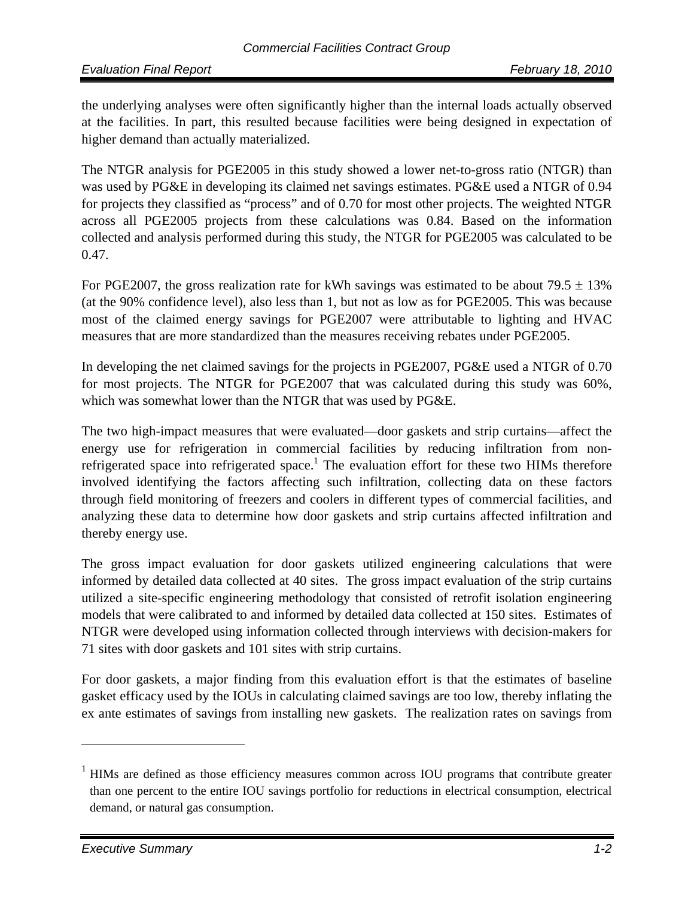the underlying analyses were often significantly higher than the internal loads actually observed at the facilities. In part, this resulted because facilities were being designed in expectation of higher demand than actually materialized.

The NTGR analysis for PGE2005 in this study showed a lower net-to-gross ratio (NTGR) than was used by PG&E in developing its claimed net savings estimates. PG&E used a NTGR of 0.94 for projects they classified as "process" and of 0.70 for most other projects. The weighted NTGR across all PGE2005 projects from these calculations was 0.84. Based on the information collected and analysis performed during this study, the NTGR for PGE2005 was calculated to be 0.47.

For PGE2007, the gross realization rate for kWh savings was estimated to be about 79.5 ± 13% (at the 90% confidence level), also less than 1, but not as low as for PGE2005. This was because most of the claimed energy savings for PGE2007 were attributable to lighting and HVAC measures that are more standardized than the measures receiving rebates under PGE2005.

In developing the net claimed savings for the projects in PGE2007, PG&E used a NTGR of 0.70 for most projects. The NTGR for PGE2007 that was calculated during this study was 60%, which was somewhat lower than the NTGR that was used by PG&E.

The two high-impact measures that were evaluated—door gaskets and strip curtains—affect the energy use for refrigeration in commercial facilities by reducing infiltration from non-refrigerated space into refrigerated space.[1] The evaluation effort for these two HIMs therefore involved identifying the factors affecting such infiltration, collecting data on these factors through field monitoring of freezers and coolers in different types of commercial facilities, and analyzing these data to determine how door gaskets and strip curtains affected infiltration and thereby energy use.

The gross impact evaluation for door gaskets utilized engineering calculations that were informed by detailed data collected at 40 sites. The gross impact evaluation of the strip curtains utilized a site-specific engineering methodology that consisted of retrofit isolation engineering models that were calibrated to and informed by detailed data collected at 150 sites. Estimates of NTGR were developed using information collected through interviews with decision-makers for 71 sites with door gaskets and 101 sites with strip curtains.

For door gaskets, a major finding from this evaluation effort is that the estimates of baseline gasket efficacy used by the IOUs in calculating claimed savings are too low, thereby inflating the ex ante estimates of savings from installing new gaskets. The realization rates on savings from

[1] HIMs are defined as those efficiency measures common across IOU programs that contribute greater than one percent to the entire IOU savings portfolio for reductions in electrical consumption, electrical demand, or natural gas consumption.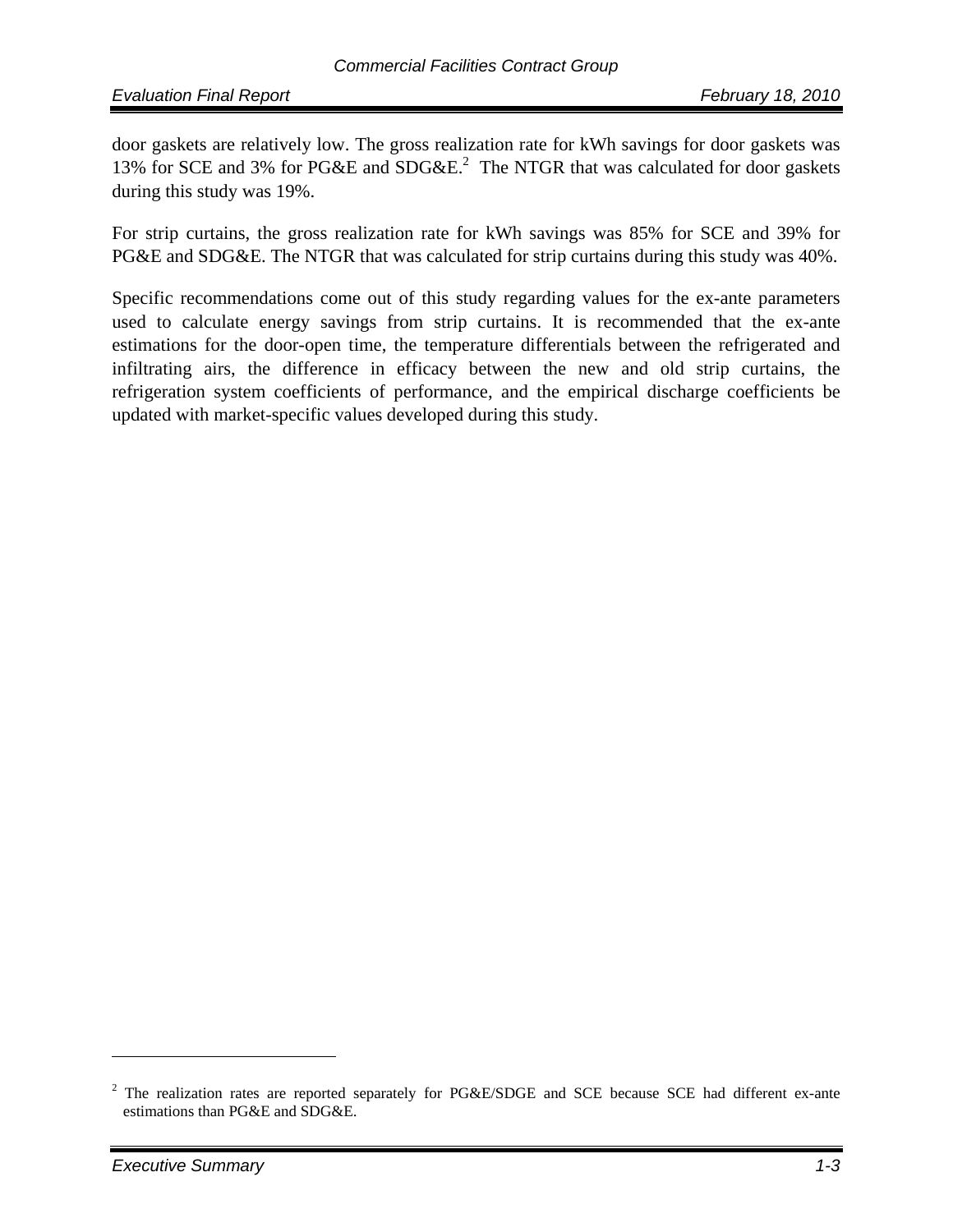door gaskets are relatively low. The gross realization rate for kWh savings for door gaskets was 13% for SCE and 3% for PG&E and SDG&E.[2] The NTGR that was calculated for door gaskets during this study was 19%.

For strip curtains, the gross realization rate for kWh savings was 85% for SCE and 39% for PG&E and SDG&E. The NTGR that was calculated for strip curtains during this study was 40%.

Specific recommendations come out of this study regarding values for the ex-ante parameters used to calculate energy savings from strip curtains. It is recommended that the ex-ante estimations for the door-open time, the temperature differentials between the refrigerated and infiltrating airs, the difference in efficacy between the new and old strip curtains, the refrigeration system coefficients of performance, and the empirical discharge coefficients be updated with market-specific values developed during this study.

---

[2] The realization rates are reported separately for PG&E/SDGE and SCE because SCE had different ex-ante estimations than PG&E and SDG&E.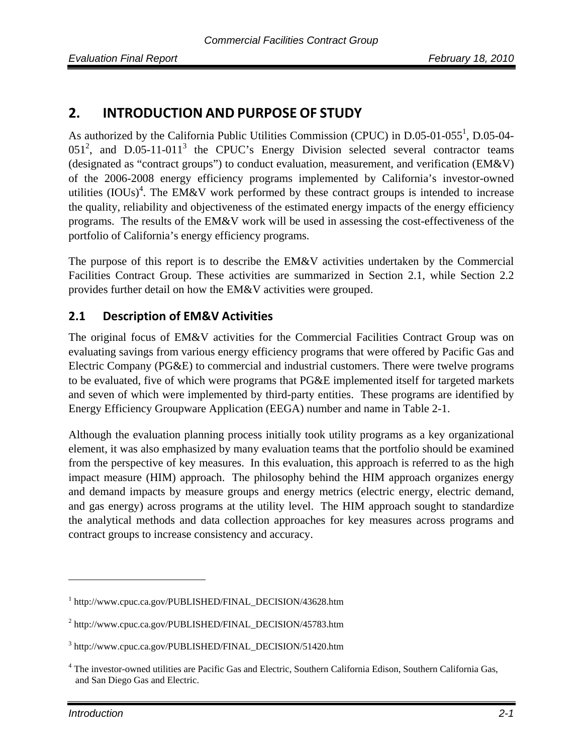# 2. INTRODUCTION AND PURPOSE OF STUDY

As authorized by the California Public Utilities Commission (CPUC) in D.05-01-055[1], D.05-04-051[2], and D.05-11-011[3] the CPUC's Energy Division selected several contractor teams (designated as "contract groups") to conduct evaluation, measurement, and verification (EM&V) of the 2006-2008 energy efficiency programs implemented by California's investor-owned utilities (IOUs)[4]. The EM&V work performed by these contract groups is intended to increase the quality, reliability and objectiveness of the estimated energy impacts of the energy efficiency programs. The results of the EM&V work will be used in assessing the cost-effectiveness of the portfolio of California's energy efficiency programs.

The purpose of this report is to describe the EM&V activities undertaken by the Commercial Facilities Contract Group. These activities are summarized in Section 2.1, while Section 2.2 provides further detail on how the EM&V activities were grouped.

## 2.1 Description of EM&V Activities

The original focus of EM&V activities for the Commercial Facilities Contract Group was on evaluating savings from various energy efficiency programs that were offered by Pacific Gas and Electric Company (PG&E) to commercial and industrial customers. There were twelve programs to be evaluated, five of which were programs that PG&E implemented itself for targeted markets and seven of which were implemented by third-party entities. These programs are identified by Energy Efficiency Groupware Application (EEGA) number and name in Table 2-1.

Although the evaluation planning process initially took utility programs as a key organizational element, it was also emphasized by many evaluation teams that the portfolio should be examined from the perspective of key measures. In this evaluation, this approach is referred to as the high impact measure (HIM) approach. The philosophy behind the HIM approach organizes energy and demand impacts by measure groups and energy metrics (electric energy, electric demand, and gas energy) across programs at the utility level. The HIM approach sought to standardize the analytical methods and data collection approaches for key measures across programs and contract groups to increase consistency and accuracy.

---

[1] http://www.cpuc.ca.gov/PUBLISHED/FINAL_DECISION/43628.htm

[2] http://www.cpuc.ca.gov/PUBLISHED/FINAL_DECISION/45783.htm

[3] http://www.cpuc.ca.gov/PUBLISHED/FINAL_DECISION/51420.htm

[4] The investor-owned utilities are Pacific Gas and Electric, Southern California Edison, Southern California Gas, and San Diego Gas and Electric.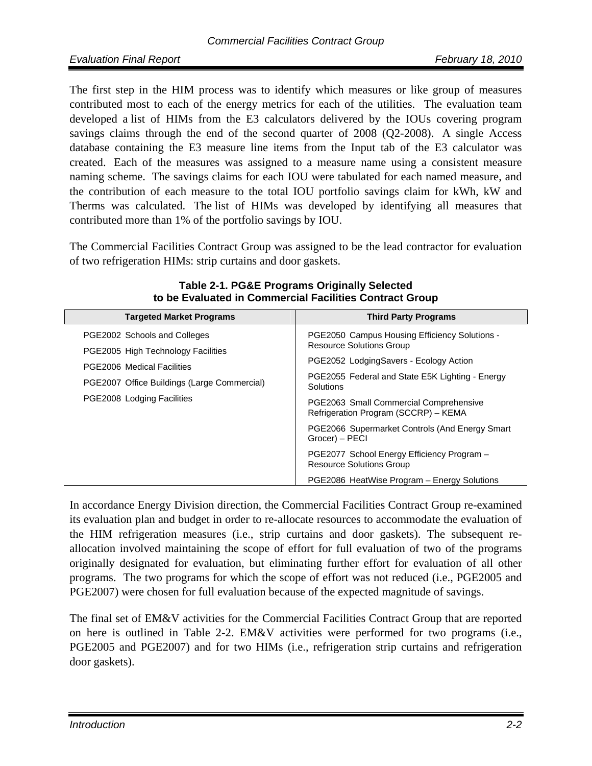The first step in the HIM process was to identify which measures or like group of measures contributed most to each of the energy metrics for each of the utilities. The evaluation team developed a list of HIMs from the E3 calculators delivered by the IOUs covering program savings claims through the end of the second quarter of 2008 (Q2-2008). A single Access database containing the E3 measure line items from the Input tab of the E3 calculator was created. Each of the measures was assigned to a measure name using a consistent measure naming scheme. The savings claims for each IOU were tabulated for each named measure, and the contribution of each measure to the total IOU portfolio savings claim for kWh, kW and Therms was calculated. The list of HIMs was developed by identifying all measures that contributed more than 1% of the portfolio savings by IOU.

The Commercial Facilities Contract Group was assigned to be the lead contractor for evaluation of two refrigeration HIMs: strip curtains and door gaskets.

**Table 2-1. PG&E Programs Originally Selected to be Evaluated in Commercial Facilities Contract Group**

| Targeted Market Programs | Third Party Programs |
| --- | --- |
| PGE2002 Schools and Colleges | PGE2050 Campus Housing Efficiency Solutions - Resource Solutions Group |
| PGE2005 High Technology Facilities | PGE2052 LodgingSavers - Ecology Action |
| PGE2006 Medical Facilities | PGE2055 Federal and State E5K Lighting - Energy Solutions |
| PGE2007 Office Buildings (Large Commercial) | PGE2063 Small Commercial Comprehensive Refrigeration Program (SCCRP) – KEMA |
| PGE2008 Lodging Facilities | PGE2066 Supermarket Controls (And Energy Smart Grocer) – PECI |
| | PGE2077 School Energy Efficiency Program – Resource Solutions Group |
| | PGE2086 HeatWise Program – Energy Solutions |

In accordance Energy Division direction, the Commercial Facilities Contract Group re-examined its evaluation plan and budget in order to re-allocate resources to accommodate the evaluation of the HIM refrigeration measures (i.e., strip curtains and door gaskets). The subsequent re-allocation involved maintaining the scope of effort for full evaluation of two of the programs originally designated for evaluation, but eliminating further effort for evaluation of all other programs. The two programs for which the scope of effort was not reduced (i.e., PGE2005 and PGE2007) were chosen for full evaluation because of the expected magnitude of savings.

The final set of EM&V activities for the Commercial Facilities Contract Group that are reported on here is outlined in Table 2-2. EM&V activities were performed for two programs (i.e., PGE2005 and PGE2007) and for two HIMs (i.e., refrigeration strip curtains and refrigeration door gaskets).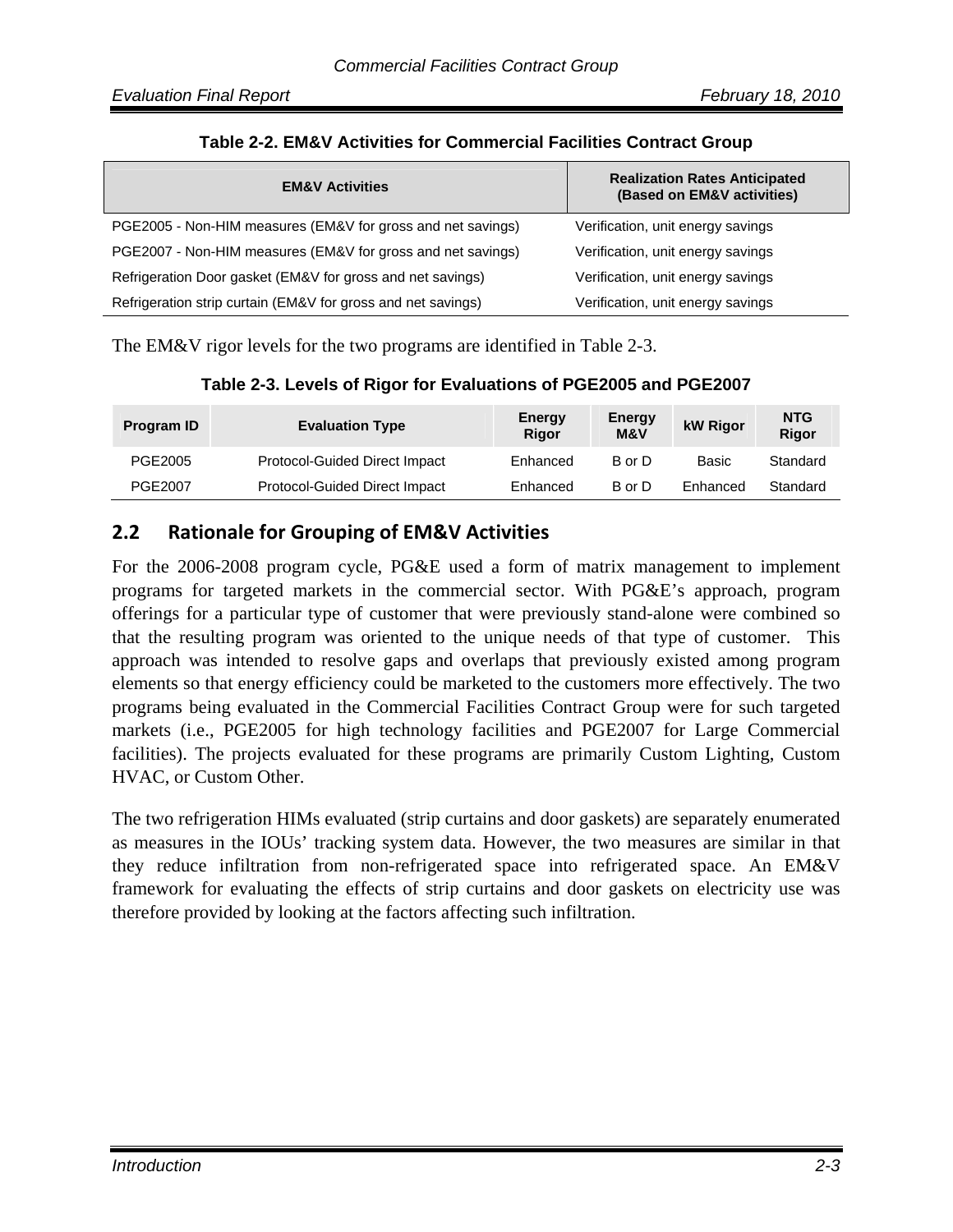**Table 2-2. EM&V Activities for Commercial Facilities Contract Group**

| EM&V Activities | Realization Rates Anticipated (Based on EM&V activities) |
|---|---|
| PGE2005 - Non-HIM measures (EM&V for gross and net savings) | Verification, unit energy savings |
| PGE2007 - Non-HIM measures (EM&V for gross and net savings) | Verification, unit energy savings |
| Refrigeration Door gasket (EM&V for gross and net savings) | Verification, unit energy savings |
| Refrigeration strip curtain (EM&V for gross and net savings) | Verification, unit energy savings |

The EM&V rigor levels for the two programs are identified in Table 2-3.

**Table 2-3. Levels of Rigor for Evaluations of PGE2005 and PGE2007**

| Program ID | Evaluation Type | Energy Rigor | Energy M&V | kW Rigor | NTG Rigor |
|---|---|---|---|---|---|
| PGE2005 | Protocol-Guided Direct Impact | Enhanced | B or D | Basic | Standard |
| PGE2007 | Protocol-Guided Direct Impact | Enhanced | B or D | Enhanced | Standard |

## 2.2 Rationale for Grouping of EM&V Activities

For the 2006-2008 program cycle, PG&E used a form of matrix management to implement programs for targeted markets in the commercial sector. With PG&E's approach, program offerings for a particular type of customer that were previously stand-alone were combined so that the resulting program was oriented to the unique needs of that type of customer. This approach was intended to resolve gaps and overlaps that previously existed among program elements so that energy efficiency could be marketed to the customers more effectively. The two programs being evaluated in the Commercial Facilities Contract Group were for such targeted markets (i.e., PGE2005 for high technology facilities and PGE2007 for Large Commercial facilities). The projects evaluated for these programs are primarily Custom Lighting, Custom HVAC, or Custom Other.

The two refrigeration HIMs evaluated (strip curtains and door gaskets) are separately enumerated as measures in the IOUs' tracking system data. However, the two measures are similar in that they reduce infiltration from non-refrigerated space into refrigerated space. An EM&V framework for evaluating the effects of strip curtains and door gaskets on electricity use was therefore provided by looking at the factors affecting such infiltration.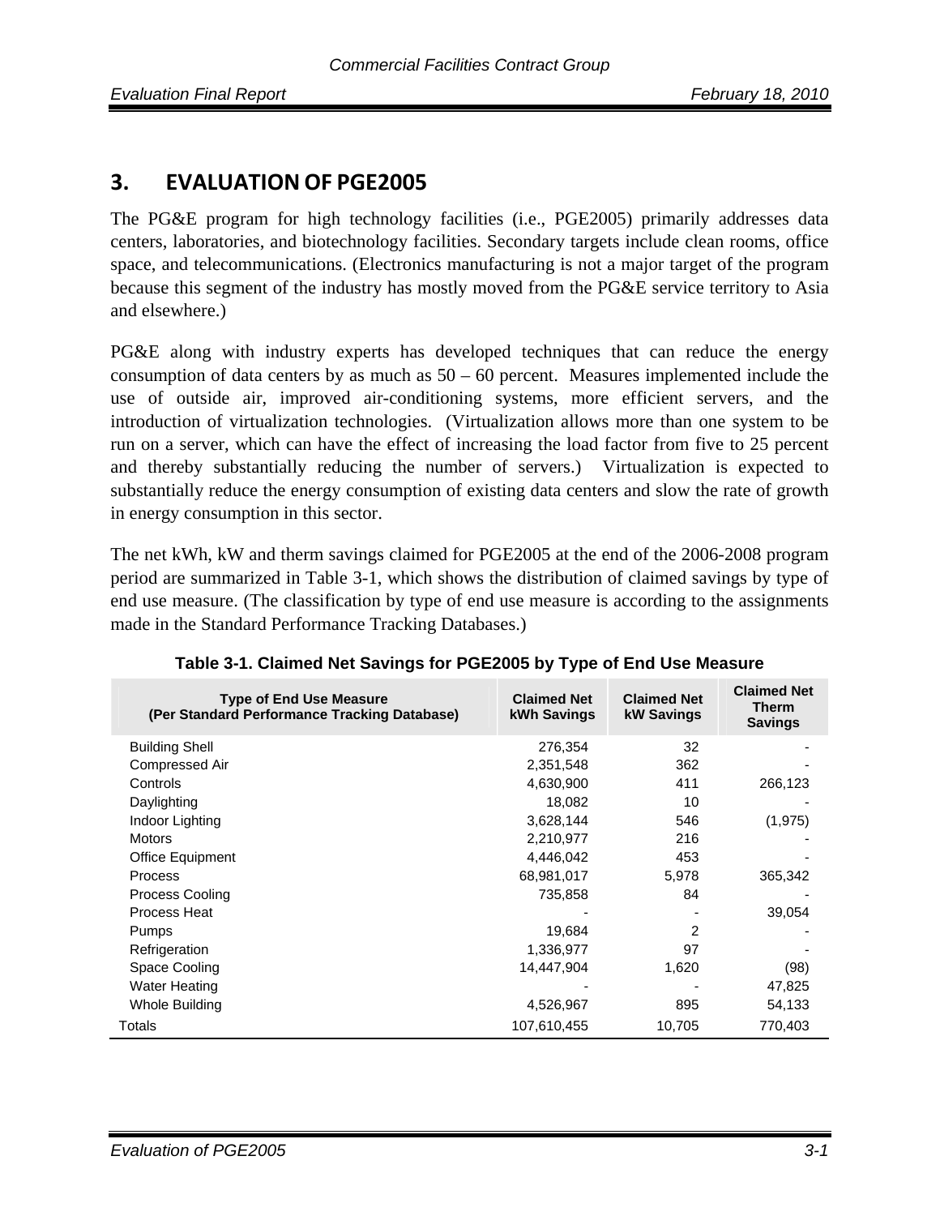# 3. EVALUATION OF PGE2005

The PG&E program for high technology facilities (i.e., PGE2005) primarily addresses data centers, laboratories, and biotechnology facilities. Secondary targets include clean rooms, office space, and telecommunications. (Electronics manufacturing is not a major target of the program because this segment of the industry has mostly moved from the PG&E service territory to Asia and elsewhere.)

PG&E along with industry experts has developed techniques that can reduce the energy consumption of data centers by as much as 50 – 60 percent. Measures implemented include the use of outside air, improved air-conditioning systems, more efficient servers, and the introduction of virtualization technologies. (Virtualization allows more than one system to be run on a server, which can have the effect of increasing the load factor from five to 25 percent and thereby substantially reducing the number of servers.) Virtualization is expected to substantially reduce the energy consumption of existing data centers and slow the rate of growth in energy consumption in this sector.

The net kWh, kW and therm savings claimed for PGE2005 at the end of the 2006-2008 program period are summarized in Table 3-1, which shows the distribution of claimed savings by type of end use measure. (The classification by type of end use measure is according to the assignments made in the Standard Performance Tracking Databases.)

**Table 3-1. Claimed Net Savings for PGE2005 by Type of End Use Measure**

| Type of End Use Measure (Per Standard Performance Tracking Database) | Claimed Net kWh Savings | Claimed Net kW Savings | Claimed Net Therm Savings |
|---|---|---|---|
| Building Shell | 276,354 | 32 | - |
| Compressed Air | 2,351,548 | 362 | - |
| Controls | 4,630,900 | 411 | 266,123 |
| Daylighting | 18,082 | 10 | - |
| Indoor Lighting | 3,628,144 | 546 | (1,975) |
| Motors | 2,210,977 | 216 | - |
| Office Equipment | 4,446,042 | 453 | - |
| Process | 68,981,017 | 5,978 | 365,342 |
| Process Cooling | 735,858 | 84 | - |
| Process Heat | - | - | 39,054 |
| Pumps | 19,684 | 2 | - |
| Refrigeration | 1,336,977 | 97 | - |
| Space Cooling | 14,447,904 | 1,620 | (98) |
| Water Heating | - | - | 47,825 |
| Whole Building | 4,526,967 | 895 | 54,133 |
| Totals | 107,610,455 | 10,705 | 770,403 |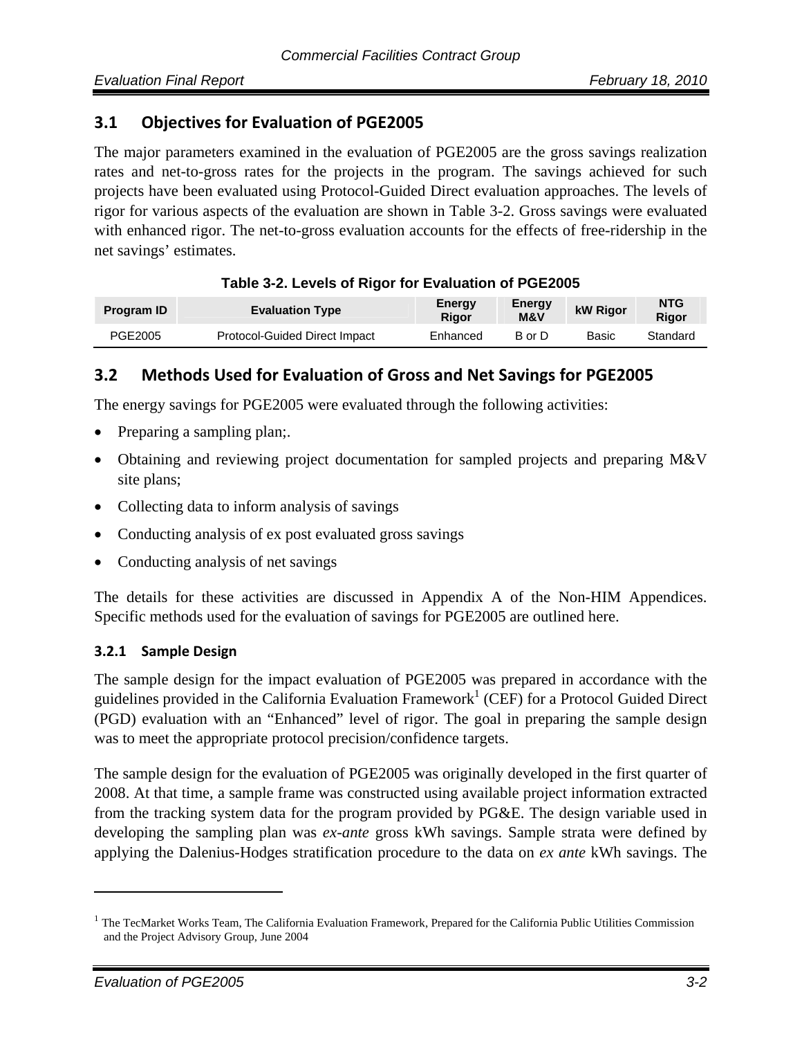## 3.1 Objectives for Evaluation of PGE2005

The major parameters examined in the evaluation of PGE2005 are the gross savings realization rates and net-to-gross rates for the projects in the program. The savings achieved for such projects have been evaluated using Protocol-Guided Direct evaluation approaches. The levels of rigor for various aspects of the evaluation are shown in Table 3-2. Gross savings were evaluated with enhanced rigor. The net-to-gross evaluation accounts for the effects of free-ridership in the net savings' estimates.

**Table 3-2. Levels of Rigor for Evaluation of PGE2005**

| Program ID | Evaluation Type | Energy Rigor | Energy M&V | kW Rigor | NTG Rigor |
|---|---|---|---|---|---|
| PGE2005 | Protocol-Guided Direct Impact | Enhanced | B or D | Basic | Standard |

## 3.2 Methods Used for Evaluation of Gross and Net Savings for PGE2005

The energy savings for PGE2005 were evaluated through the following activities:

- Preparing a sampling plan;.
- Obtaining and reviewing project documentation for sampled projects and preparing M&V site plans;
- Collecting data to inform analysis of savings
- Conducting analysis of ex post evaluated gross savings
- Conducting analysis of net savings

The details for these activities are discussed in Appendix A of the Non-HIM Appendices. Specific methods used for the evaluation of savings for PGE2005 are outlined here.

### 3.2.1 Sample Design

The sample design for the impact evaluation of PGE2005 was prepared in accordance with the guidelines provided in the California Evaluation Framework[1] (CEF) for a Protocol Guided Direct (PGD) evaluation with an "Enhanced" level of rigor. The goal in preparing the sample design was to meet the appropriate protocol precision/confidence targets.

The sample design for the evaluation of PGE2005 was originally developed in the first quarter of 2008. At that time, a sample frame was constructed using available project information extracted from the tracking system data for the program provided by PG&E. The design variable used in developing the sampling plan was *ex-ante* gross kWh savings. Sample strata were defined by applying the Dalenius-Hodges stratification procedure to the data on *ex ante* kWh savings. The

[1] The TecMarket Works Team, The California Evaluation Framework, Prepared for the California Public Utilities Commission and the Project Advisory Group, June 2004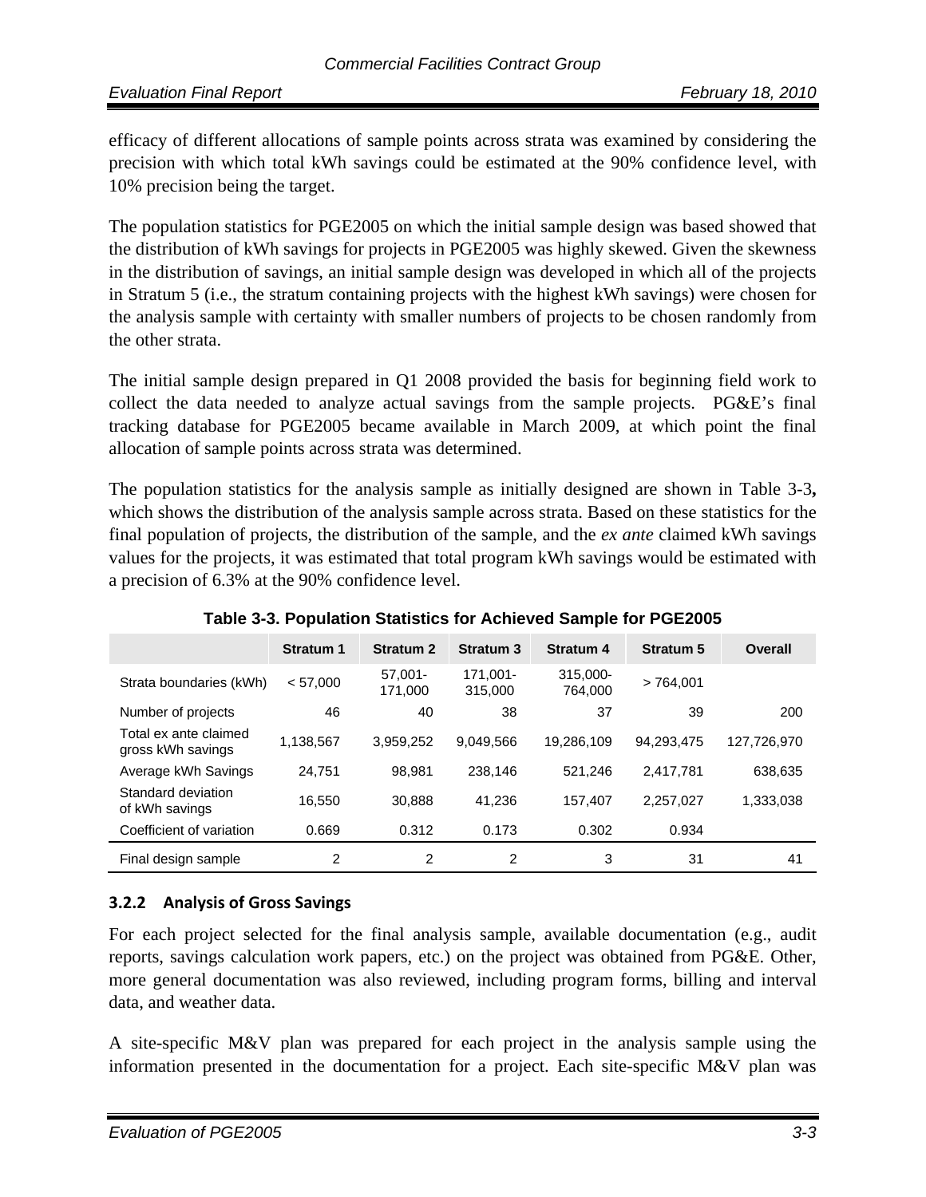efficacy of different allocations of sample points across strata was examined by considering the precision with which total kWh savings could be estimated at the 90% confidence level, with 10% precision being the target.

The population statistics for PGE2005 on which the initial sample design was based showed that the distribution of kWh savings for projects in PGE2005 was highly skewed. Given the skewness in the distribution of savings, an initial sample design was developed in which all of the projects in Stratum 5 (i.e., the stratum containing projects with the highest kWh savings) were chosen for the analysis sample with certainty with smaller numbers of projects to be chosen randomly from the other strata.

The initial sample design prepared in Q1 2008 provided the basis for beginning field work to collect the data needed to analyze actual savings from the sample projects. PG&E's final tracking database for PGE2005 became available in March 2009, at which point the final allocation of sample points across strata was determined.

The population statistics for the analysis sample as initially designed are shown in Table 3-3**,** which shows the distribution of the analysis sample across strata. Based on these statistics for the final population of projects, the distribution of the sample, and the *ex ante* claimed kWh savings values for the projects, it was estimated that total program kWh savings would be estimated with a precision of 6.3% at the 90% confidence level.

**Table 3-3. Population Statistics for Achieved Sample for PGE2005**

| | Stratum 1 | Stratum 2 | Stratum 3 | Stratum 4 | Stratum 5 | Overall |
|---|---|---|---|---|---|---|
| Strata boundaries (kWh) | < 57,000 | 57,001-171,000 | 171,001-315,000 | 315,000-764,000 | > 764,001 | |
| Number of projects | 46 | 40 | 38 | 37 | 39 | 200 |
| Total ex ante claimed gross kWh savings | 1,138,567 | 3,959,252 | 9,049,566 | 19,286,109 | 94,293,475 | 127,726,970 |
| Average kWh Savings | 24,751 | 98,981 | 238,146 | 521,246 | 2,417,781 | 638,635 |
| Standard deviation of kWh savings | 16,550 | 30,888 | 41,236 | 157,407 | 2,257,027 | 1,333,038 |
| Coefficient of variation | 0.669 | 0.312 | 0.173 | 0.302 | 0.934 | |
| Final design sample | 2 | 2 | 2 | 3 | 31 | 41 |

### 3.2.2 Analysis of Gross Savings

For each project selected for the final analysis sample, available documentation (e.g., audit reports, savings calculation work papers, etc.) on the project was obtained from PG&E. Other, more general documentation was also reviewed, including program forms, billing and interval data, and weather data.

A site-specific M&V plan was prepared for each project in the analysis sample using the information presented in the documentation for a project. Each site-specific M&V plan was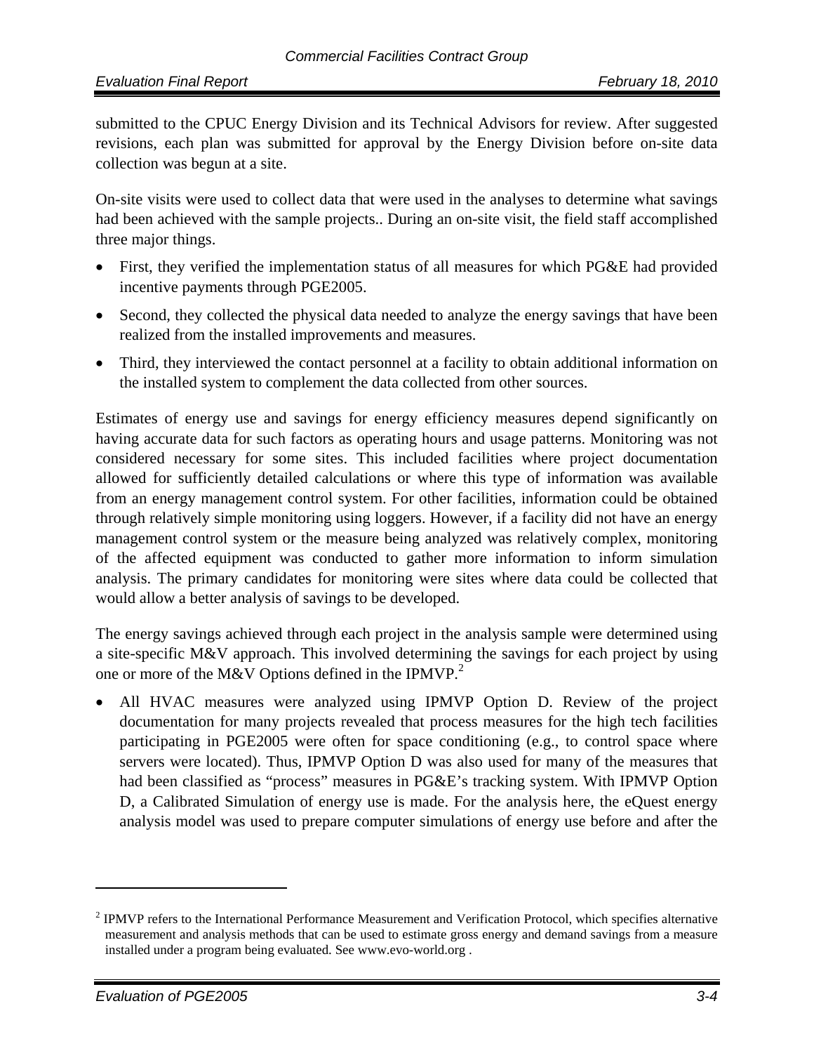submitted to the CPUC Energy Division and its Technical Advisors for review. After suggested revisions, each plan was submitted for approval by the Energy Division before on-site data collection was begun at a site.

On-site visits were used to collect data that were used in the analyses to determine what savings had been achieved with the sample projects.. During an on-site visit, the field staff accomplished three major things.

- First, they verified the implementation status of all measures for which PG&E had provided incentive payments through PGE2005.
- Second, they collected the physical data needed to analyze the energy savings that have been realized from the installed improvements and measures.
- Third, they interviewed the contact personnel at a facility to obtain additional information on the installed system to complement the data collected from other sources.

Estimates of energy use and savings for energy efficiency measures depend significantly on having accurate data for such factors as operating hours and usage patterns. Monitoring was not considered necessary for some sites. This included facilities where project documentation allowed for sufficiently detailed calculations or where this type of information was available from an energy management control system. For other facilities, information could be obtained through relatively simple monitoring using loggers. However, if a facility did not have an energy management control system or the measure being analyzed was relatively complex, monitoring of the affected equipment was conducted to gather more information to inform simulation analysis. The primary candidates for monitoring were sites where data could be collected that would allow a better analysis of savings to be developed.

The energy savings achieved through each project in the analysis sample were determined using a site-specific M&V approach. This involved determining the savings for each project by using one or more of the M&V Options defined in the IPMVP.[2]

- All HVAC measures were analyzed using IPMVP Option D. Review of the project documentation for many projects revealed that process measures for the high tech facilities participating in PGE2005 were often for space conditioning (e.g., to control space where servers were located). Thus, IPMVP Option D was also used for many of the measures that had been classified as "process" measures in PG&E's tracking system. With IPMVP Option D, a Calibrated Simulation of energy use is made. For the analysis here, the eQuest energy analysis model was used to prepare computer simulations of energy use before and after the

[2] IPMVP refers to the International Performance Measurement and Verification Protocol, which specifies alternative measurement and analysis methods that can be used to estimate gross energy and demand savings from a measure installed under a program being evaluated. See www.evo-world.org .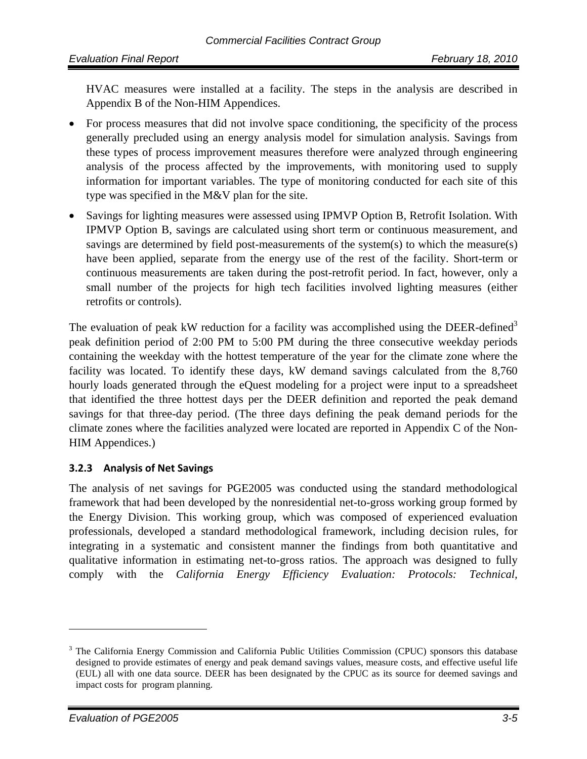HVAC measures were installed at a facility. The steps in the analysis are described in Appendix B of the Non-HIM Appendices.

- For process measures that did not involve space conditioning, the specificity of the process generally precluded using an energy analysis model for simulation analysis. Savings from these types of process improvement measures therefore were analyzed through engineering analysis of the process affected by the improvements, with monitoring used to supply information for important variables. The type of monitoring conducted for each site of this type was specified in the M&V plan for the site.
- Savings for lighting measures were assessed using IPMVP Option B, Retrofit Isolation. With IPMVP Option B, savings are calculated using short term or continuous measurement, and savings are determined by field post-measurements of the system(s) to which the measure(s) have been applied, separate from the energy use of the rest of the facility. Short-term or continuous measurements are taken during the post-retrofit period. In fact, however, only a small number of the projects for high tech facilities involved lighting measures (either retrofits or controls).

The evaluation of peak kW reduction for a facility was accomplished using the DEER-defined[3] peak definition period of 2:00 PM to 5:00 PM during the three consecutive weekday periods containing the weekday with the hottest temperature of the year for the climate zone where the facility was located. To identify these days, kW demand savings calculated from the 8,760 hourly loads generated through the eQuest modeling for a project were input to a spreadsheet that identified the three hottest days per the DEER definition and reported the peak demand savings for that three-day period. (The three days defining the peak demand periods for the climate zones where the facilities analyzed were located are reported in Appendix C of the Non-HIM Appendices.)

### 3.2.3 Analysis of Net Savings

The analysis of net savings for PGE2005 was conducted using the standard methodological framework that had been developed by the nonresidential net-to-gross working group formed by the Energy Division. This working group, which was composed of experienced evaluation professionals, developed a standard methodological framework, including decision rules, for integrating in a systematic and consistent manner the findings from both quantitative and qualitative information in estimating net-to-gross ratios. The approach was designed to fully comply with the *California Energy Efficiency Evaluation: Protocols: Technical,*

---

[3] The California Energy Commission and California Public Utilities Commission (CPUC) sponsors this database designed to provide estimates of energy and peak demand savings values, measure costs, and effective useful life (EUL) all with one data source. DEER has been designated by the CPUC as its source for deemed savings and impact costs for program planning.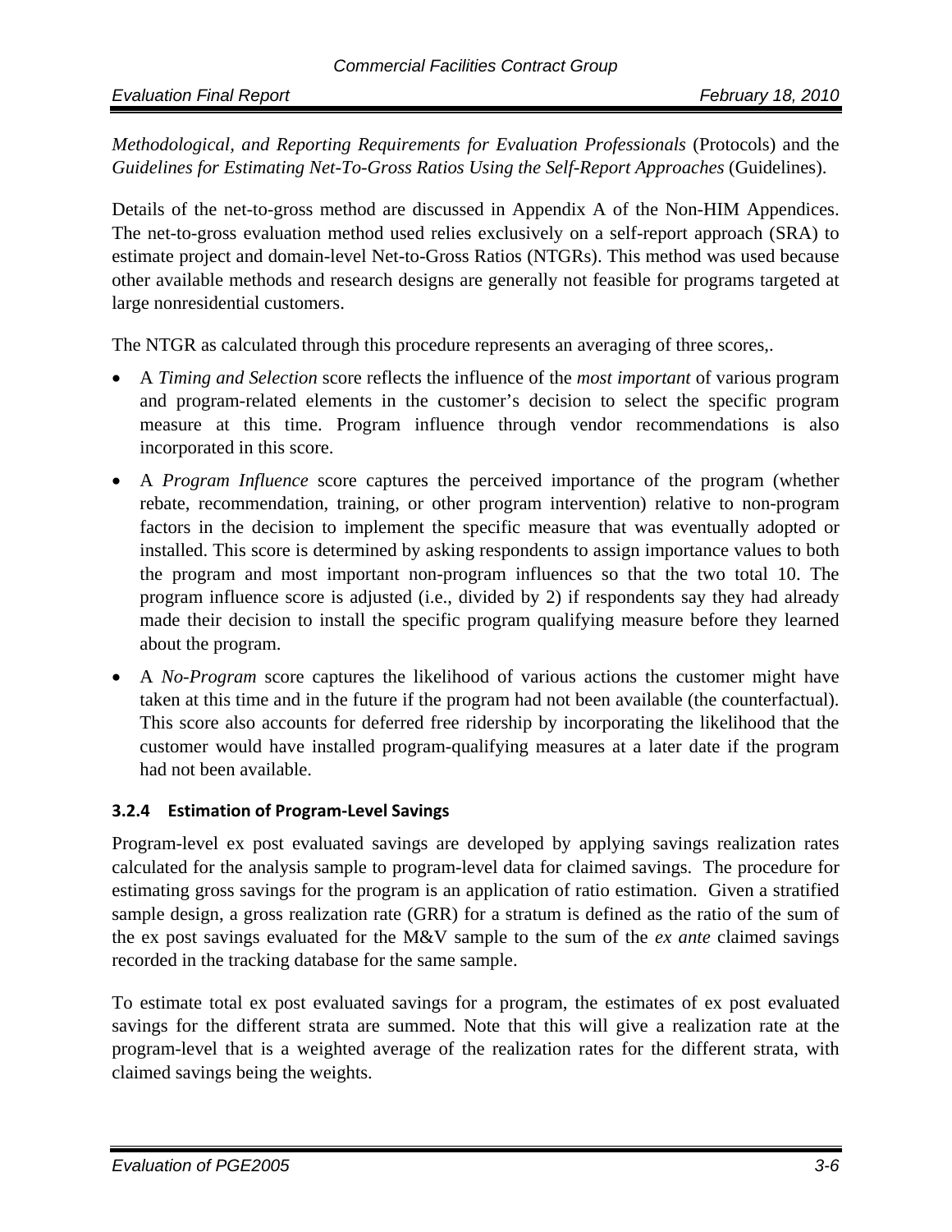*Methodological, and Reporting Requirements for Evaluation Professionals* (Protocols) and the *Guidelines for Estimating Net-To-Gross Ratios Using the Self-Report Approaches* (Guidelines).

Details of the net-to-gross method are discussed in Appendix A of the Non-HIM Appendices. The net-to-gross evaluation method used relies exclusively on a self-report approach (SRA) to estimate project and domain-level Net-to-Gross Ratios (NTGRs). This method was used because other available methods and research designs are generally not feasible for programs targeted at large nonresidential customers.

The NTGR as calculated through this procedure represents an averaging of three scores,.

- A *Timing and Selection* score reflects the influence of the *most important* of various program and program-related elements in the customer's decision to select the specific program measure at this time. Program influence through vendor recommendations is also incorporated in this score.
- A *Program Influence* score captures the perceived importance of the program (whether rebate, recommendation, training, or other program intervention) relative to non-program factors in the decision to implement the specific measure that was eventually adopted or installed. This score is determined by asking respondents to assign importance values to both the program and most important non-program influences so that the two total 10. The program influence score is adjusted (i.e., divided by 2) if respondents say they had already made their decision to install the specific program qualifying measure before they learned about the program.
- A *No-Program* score captures the likelihood of various actions the customer might have taken at this time and in the future if the program had not been available (the counterfactual). This score also accounts for deferred free ridership by incorporating the likelihood that the customer would have installed program-qualifying measures at a later date if the program had not been available.

### 3.2.4 Estimation of Program-Level Savings

Program-level ex post evaluated savings are developed by applying savings realization rates calculated for the analysis sample to program-level data for claimed savings. The procedure for estimating gross savings for the program is an application of ratio estimation. Given a stratified sample design, a gross realization rate (GRR) for a stratum is defined as the ratio of the sum of the ex post savings evaluated for the M&V sample to the sum of the *ex ante* claimed savings recorded in the tracking database for the same sample.

To estimate total ex post evaluated savings for a program, the estimates of ex post evaluated savings for the different strata are summed. Note that this will give a realization rate at the program-level that is a weighted average of the realization rates for the different strata, with claimed savings being the weights.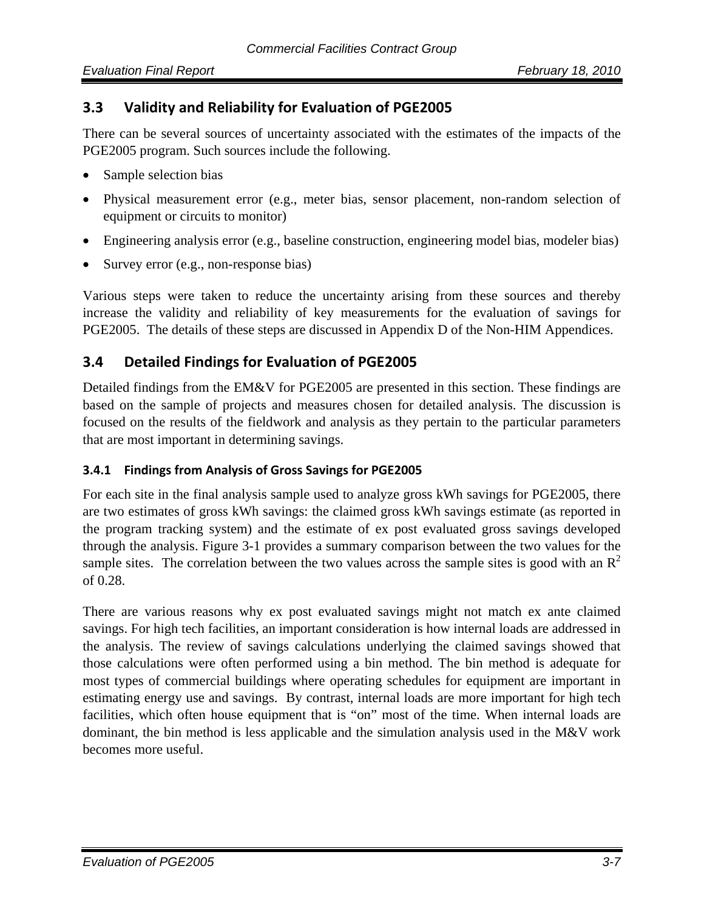## 3.3 Validity and Reliability for Evaluation of PGE2005

There can be several sources of uncertainty associated with the estimates of the impacts of the PGE2005 program. Such sources include the following.

- Sample selection bias
- Physical measurement error (e.g., meter bias, sensor placement, non-random selection of equipment or circuits to monitor)
- Engineering analysis error (e.g., baseline construction, engineering model bias, modeler bias)
- Survey error (e.g., non-response bias)

Various steps were taken to reduce the uncertainty arising from these sources and thereby increase the validity and reliability of key measurements for the evaluation of savings for PGE2005. The details of these steps are discussed in Appendix D of the Non-HIM Appendices.

## 3.4 Detailed Findings for Evaluation of PGE2005

Detailed findings from the EM&V for PGE2005 are presented in this section. These findings are based on the sample of projects and measures chosen for detailed analysis. The discussion is focused on the results of the fieldwork and analysis as they pertain to the particular parameters that are most important in determining savings.

### 3.4.1 Findings from Analysis of Gross Savings for PGE2005

For each site in the final analysis sample used to analyze gross kWh savings for PGE2005, there are two estimates of gross kWh savings: the claimed gross kWh savings estimate (as reported in the program tracking system) and the estimate of ex post evaluated gross savings developed through the analysis. Figure 3-1 provides a summary comparison between the two values for the sample sites. The correlation between the two values across the sample sites is good with an $R^2$ of 0.28.

There are various reasons why ex post evaluated savings might not match ex ante claimed savings. For high tech facilities, an important consideration is how internal loads are addressed in the analysis. The review of savings calculations underlying the claimed savings showed that those calculations were often performed using a bin method. The bin method is adequate for most types of commercial buildings where operating schedules for equipment are important in estimating energy use and savings. By contrast, internal loads are more important for high tech facilities, which often house equipment that is "on" most of the time. When internal loads are dominant, the bin method is less applicable and the simulation analysis used in the M&V work becomes more useful.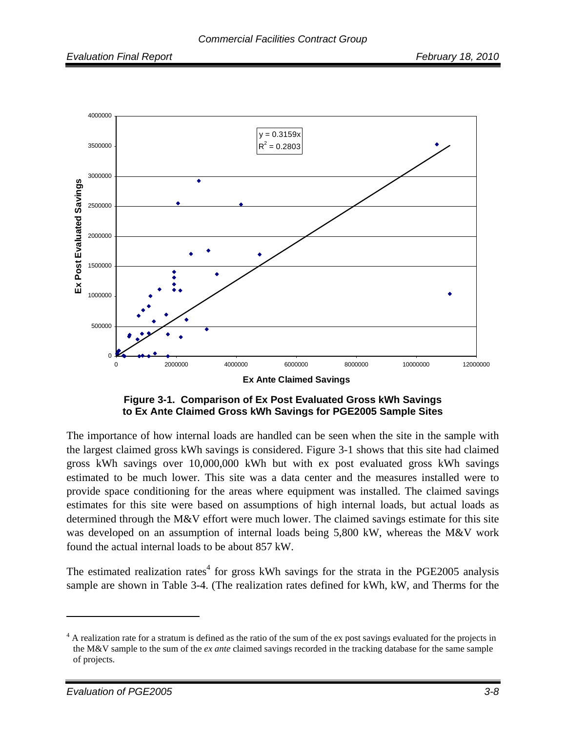**Figure 3-1. Comparison of Ex Post Evaluated Gross kWh Savings to Ex Ante Claimed Gross kWh Savings for PGE2005 Sample Sites**

The importance of how internal loads are handled can be seen when the site in the sample with the largest claimed gross kWh savings is considered. Figure 3-1 shows that this site had claimed gross kWh savings over 10,000,000 kWh but with ex post evaluated gross kWh savings estimated to be much lower. This site was a data center and the measures installed were to provide space conditioning for the areas where equipment was installed. The claimed savings estimates for this site were based on assumptions of high internal loads, but actual loads as determined through the M&V effort were much lower. The claimed savings estimate for this site was developed on an assumption of internal loads being 5,800 kW, whereas the M&V work found the actual internal loads to be about 857 kW.

The estimated realization rates[4] for gross kWh savings for the strata in the PGE2005 analysis sample are shown in Table 3-4. (The realization rates defined for kWh, kW, and Therms for the

[4] A realization rate for a stratum is defined as the ratio of the sum of the ex post savings evaluated for the projects in the M&V sample to the sum of the *ex ante* claimed savings recorded in the tracking database for the same sample of projects.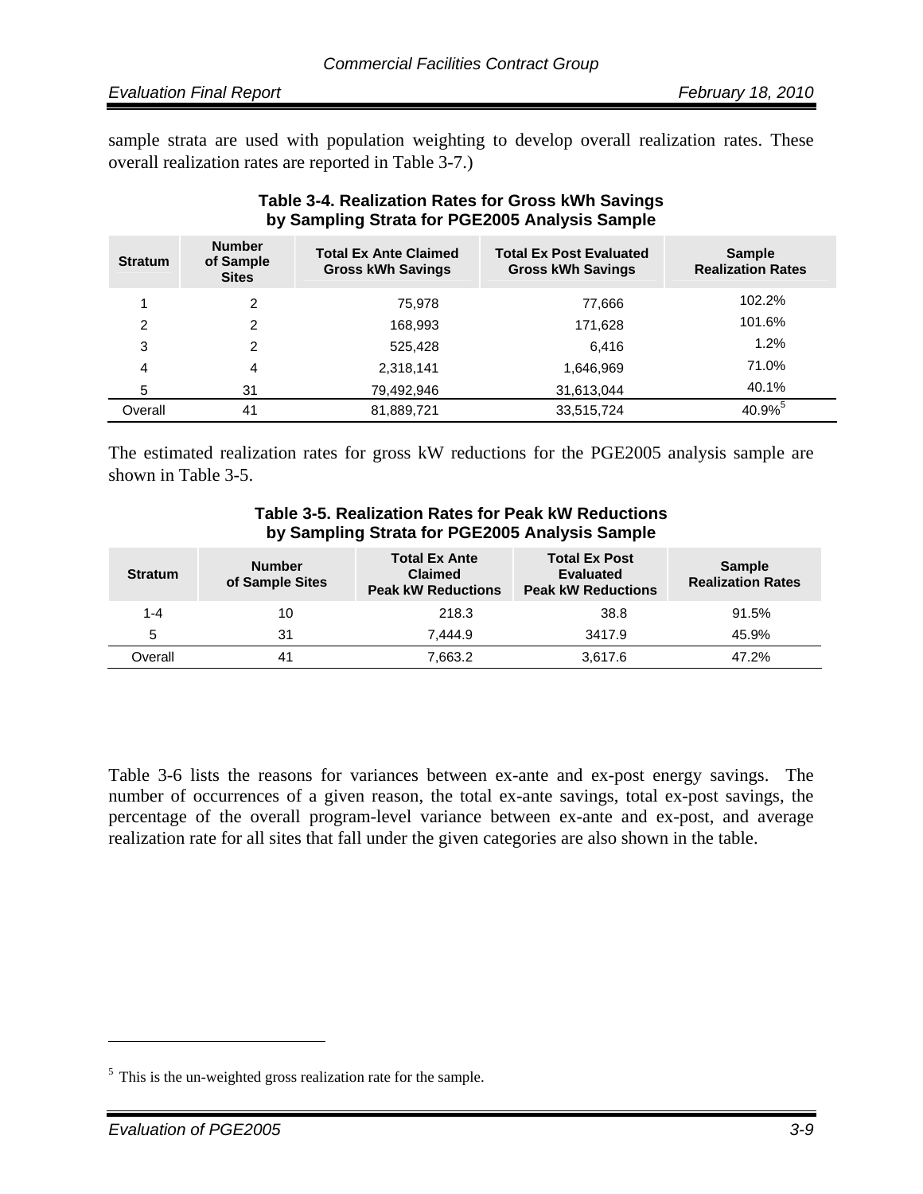sample strata are used with population weighting to develop overall realization rates. These overall realization rates are reported in Table 3-7.)

**Table 3-4. Realization Rates for Gross kWh Savings by Sampling Strata for PGE2005 Analysis Sample**

| Stratum | Number of Sample Sites | Total Ex Ante Claimed Gross kWh Savings | Total Ex Post Evaluated Gross kWh Savings | Sample Realization Rates |
|---|---|---|---|---|
| 1 | 2 | 75,978 | 77,666 | 102.2% |
| 2 | 2 | 168,993 | 171,628 | 101.6% |
| 3 | 2 | 525,428 | 6,416 | 1.2% |
| 4 | 4 | 2,318,141 | 1,646,969 | 71.0% |
| 5 | 31 | 79,492,946 | 31,613,044 | 40.1% |
| Overall | 41 | 81,889,721 | 33,515,724 | 40.9%[5] |

The estimated realization rates for gross kW reductions for the PGE2005 analysis sample are shown in Table 3-5.

**Table 3-5. Realization Rates for Peak kW Reductions by Sampling Strata for PGE2005 Analysis Sample**

| Stratum | Number of Sample Sites | Total Ex Ante Claimed Peak kW Reductions | Total Ex Post Evaluated Peak kW Reductions | Sample Realization Rates |
|---|---|---|---|---|
| 1-4 | 10 | 218.3 | 38.8 | 91.5% |
| 5 | 31 | 7,444.9 | 3417.9 | 45.9% |
| Overall | 41 | 7,663.2 | 3,617.6 | 47.2% |

Table 3-6 lists the reasons for variances between ex-ante and ex-post energy savings. The number of occurrences of a given reason, the total ex-ante savings, total ex-post savings, the percentage of the overall program-level variance between ex-ante and ex-post, and average realization rate for all sites that fall under the given categories are also shown in the table.

[5] This is the un-weighted gross realization rate for the sample.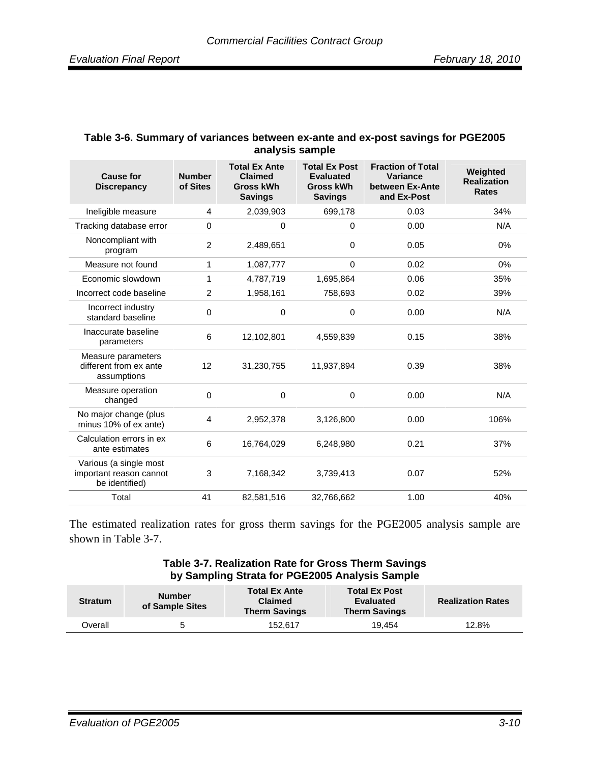**Table 3-6. Summary of variances between ex-ante and ex-post savings for PGE2005 analysis sample**

| Cause for Discrepancy | Number of Sites | Total Ex Ante Claimed Gross kWh Savings | Total Ex Post Evaluated Gross kWh Savings | Fraction of Total Variance between Ex-Ante and Ex-Post | Weighted Realization Rates |
|---|---|---|---|---|---|
| Ineligible measure | 4 | 2,039,903 | 699,178 | 0.03 | 34% |
| Tracking database error | 0 | 0 | 0 | 0.00 | N/A |
| Noncompliant with program | 2 | 2,489,651 | 0 | 0.05 | 0% |
| Measure not found | 1 | 1,087,777 | 0 | 0.02 | 0% |
| Economic slowdown | 1 | 4,787,719 | 1,695,864 | 0.06 | 35% |
| Incorrect code baseline | 2 | 1,958,161 | 758,693 | 0.02 | 39% |
| Incorrect industry standard baseline | 0 | 0 | 0 | 0.00 | N/A |
| Inaccurate baseline parameters | 6 | 12,102,801 | 4,559,839 | 0.15 | 38% |
| Measure parameters different from ex ante assumptions | 12 | 31,230,755 | 11,937,894 | 0.39 | 38% |
| Measure operation changed | 0 | 0 | 0 | 0.00 | N/A |
| No major change (plus minus 10% of ex ante) | 4 | 2,952,378 | 3,126,800 | 0.00 | 106% |
| Calculation errors in ex ante estimates | 6 | 16,764,029 | 6,248,980 | 0.21 | 37% |
| Various (a single most important reason cannot be identified) | 3 | 7,168,342 | 3,739,413 | 0.07 | 52% |
| Total | 41 | 82,581,516 | 32,766,662 | 1.00 | 40% |

The estimated realization rates for gross therm savings for the PGE2005 analysis sample are shown in Table 3-7.

**Table 3-7. Realization Rate for Gross Therm Savings by Sampling Strata for PGE2005 Analysis Sample**

| Stratum | Number of Sample Sites | Total Ex Ante Claimed Therm Savings | Total Ex Post Evaluated Therm Savings | Realization Rates |
|---|---|---|---|---|
| Overall | 5 | 152,617 | 19,454 | 12.8% |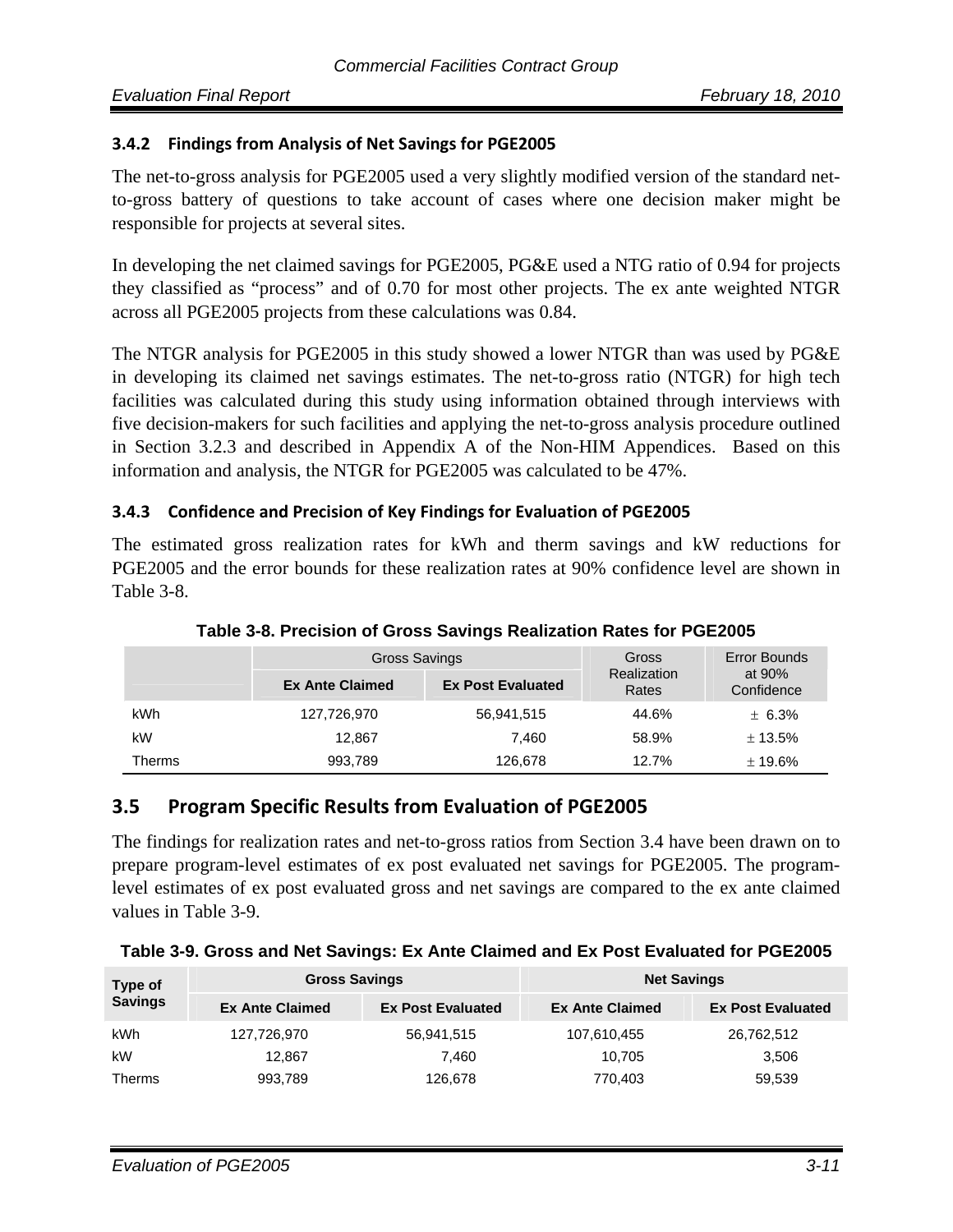### 3.4.2 Findings from Analysis of Net Savings for PGE2005

The net-to-gross analysis for PGE2005 used a very slightly modified version of the standard net-to-gross battery of questions to take account of cases where one decision maker might be responsible for projects at several sites.

In developing the net claimed savings for PGE2005, PG&E used a NTG ratio of 0.94 for projects they classified as "process" and of 0.70 for most other projects. The ex ante weighted NTGR across all PGE2005 projects from these calculations was 0.84.

The NTGR analysis for PGE2005 in this study showed a lower NTGR than was used by PG&E in developing its claimed net savings estimates. The net-to-gross ratio (NTGR) for high tech facilities was calculated during this study using information obtained through interviews with five decision-makers for such facilities and applying the net-to-gross analysis procedure outlined in Section 3.2.3 and described in Appendix A of the Non-HIM Appendices. Based on this information and analysis, the NTGR for PGE2005 was calculated to be 47%.

### 3.4.3 Confidence and Precision of Key Findings for Evaluation of PGE2005

The estimated gross realization rates for kWh and therm savings and kW reductions for PGE2005 and the error bounds for these realization rates at 90% confidence level are shown in Table 3-8.

**Table 3-8. Precision of Gross Savings Realization Rates for PGE2005**

| | Gross Savings | | Gross Realization Rates | Error Bounds at 90% Confidence |
|---|---|---|---|---|
| | **Ex Ante Claimed** | **Ex Post Evaluated** | | |
| kWh | 127,726,970 | 56,941,515 | 44.6% | ± 6.3% |
| kW | 12,867 | 7,460 | 58.9% | ± 13.5% |
| Therms | 993,789 | 126,678 | 12.7% | ± 19.6% |

## 3.5 Program Specific Results from Evaluation of PGE2005

The findings for realization rates and net-to-gross ratios from Section 3.4 have been drawn on to prepare program-level estimates of ex post evaluated net savings for PGE2005. The program-level estimates of ex post evaluated gross and net savings are compared to the ex ante claimed values in Table 3-9.

**Table 3-9. Gross and Net Savings: Ex Ante Claimed and Ex Post Evaluated for PGE2005**

| Type of Savings | Gross Savings | | Net Savings | |
|---|---|---|---|---|
| | **Ex Ante Claimed** | **Ex Post Evaluated** | **Ex Ante Claimed** | **Ex Post Evaluated** |
| kWh | 127,726,970 | 56,941,515 | 107,610,455 | 26,762,512 |
| kW | 12,867 | 7,460 | 10,705 | 3,506 |
| Therms | 993,789 | 126,678 | 770,403 | 59,539 |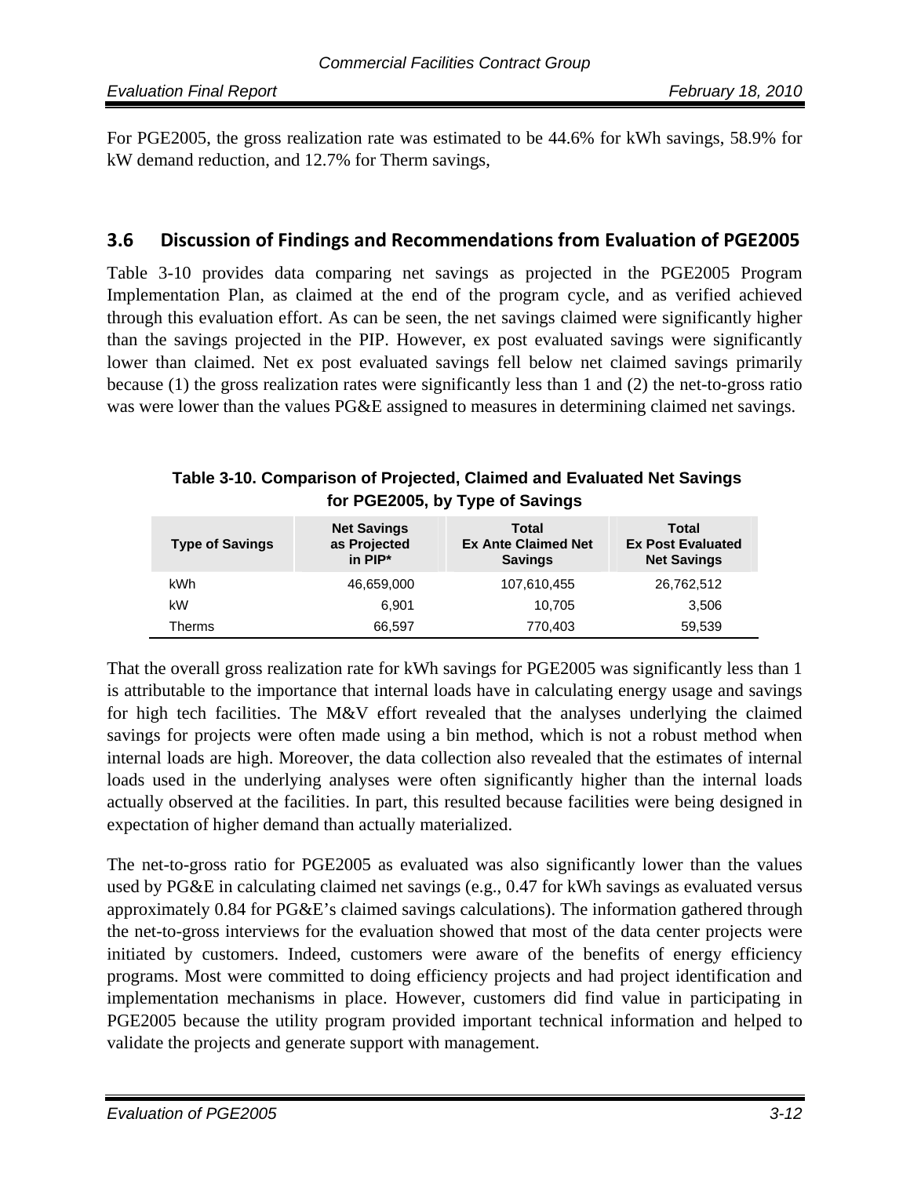For PGE2005, the gross realization rate was estimated to be 44.6% for kWh savings, 58.9% for kW demand reduction, and 12.7% for Therm savings,

## 3.6 Discussion of Findings and Recommendations from Evaluation of PGE2005

Table 3-10 provides data comparing net savings as projected in the PGE2005 Program Implementation Plan, as claimed at the end of the program cycle, and as verified achieved through this evaluation effort. As can be seen, the net savings claimed were significantly higher than the savings projected in the PIP. However, ex post evaluated savings were significantly lower than claimed. Net ex post evaluated savings fell below net claimed savings primarily because (1) the gross realization rates were significantly less than 1 and (2) the net-to-gross ratio was were lower than the values PG&E assigned to measures in determining claimed net savings.

**Table 3-10. Comparison of Projected, Claimed and Evaluated Net Savings for PGE2005, by Type of Savings**

| Type of Savings | Net Savings as Projected in PIP* | Total Ex Ante Claimed Net Savings | Total Ex Post Evaluated Net Savings |
|---|---|---|---|
| kWh | 46,659,000 | 107,610,455 | 26,762,512 |
| kW | 6,901 | 10,705 | 3,506 |
| Therms | 66,597 | 770,403 | 59,539 |

That the overall gross realization rate for kWh savings for PGE2005 was significantly less than 1 is attributable to the importance that internal loads have in calculating energy usage and savings for high tech facilities. The M&V effort revealed that the analyses underlying the claimed savings for projects were often made using a bin method, which is not a robust method when internal loads are high. Moreover, the data collection also revealed that the estimates of internal loads used in the underlying analyses were often significantly higher than the internal loads actually observed at the facilities. In part, this resulted because facilities were being designed in expectation of higher demand than actually materialized.

The net-to-gross ratio for PGE2005 as evaluated was also significantly lower than the values used by PG&E in calculating claimed net savings (e.g., 0.47 for kWh savings as evaluated versus approximately 0.84 for PG&E's claimed savings calculations). The information gathered through the net-to-gross interviews for the evaluation showed that most of the data center projects were initiated by customers. Indeed, customers were aware of the benefits of energy efficiency programs. Most were committed to doing efficiency projects and had project identification and implementation mechanisms in place. However, customers did find value in participating in PGE2005 because the utility program provided important technical information and helped to validate the projects and generate support with management.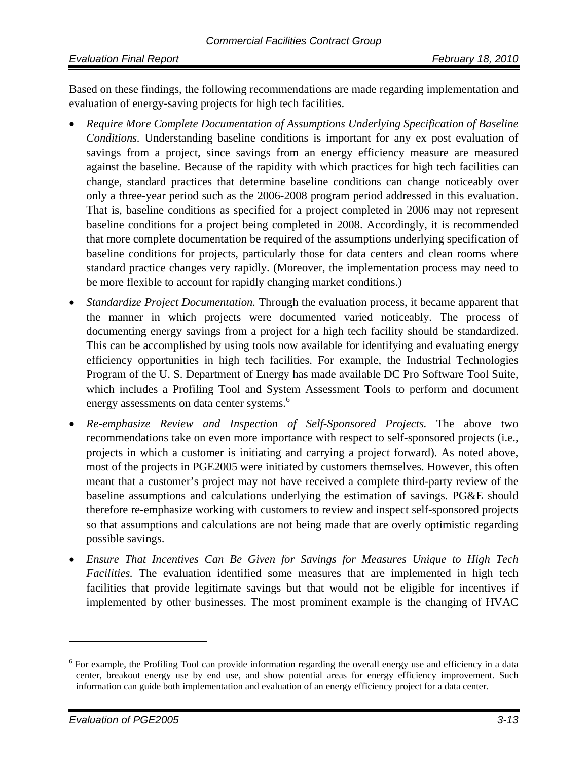Based on these findings, the following recommendations are made regarding implementation and evaluation of energy-saving projects for high tech facilities.

- *Require More Complete Documentation of Assumptions Underlying Specification of Baseline Conditions.* Understanding baseline conditions is important for any ex post evaluation of savings from a project, since savings from an energy efficiency measure are measured against the baseline. Because of the rapidity with which practices for high tech facilities can change, standard practices that determine baseline conditions can change noticeably over only a three-year period such as the 2006-2008 program period addressed in this evaluation. That is, baseline conditions as specified for a project completed in 2006 may not represent baseline conditions for a project being completed in 2008. Accordingly, it is recommended that more complete documentation be required of the assumptions underlying specification of baseline conditions for projects, particularly those for data centers and clean rooms where standard practice changes very rapidly. (Moreover, the implementation process may need to be more flexible to account for rapidly changing market conditions.)
- *Standardize Project Documentation.* Through the evaluation process, it became apparent that the manner in which projects were documented varied noticeably. The process of documenting energy savings from a project for a high tech facility should be standardized. This can be accomplished by using tools now available for identifying and evaluating energy efficiency opportunities in high tech facilities. For example, the Industrial Technologies Program of the U. S. Department of Energy has made available DC Pro Software Tool Suite, which includes a Profiling Tool and System Assessment Tools to perform and document energy assessments on data center systems.[6]
- *Re-emphasize Review and Inspection of Self-Sponsored Projects.* The above two recommendations take on even more importance with respect to self-sponsored projects (i.e., projects in which a customer is initiating and carrying a project forward). As noted above, most of the projects in PGE2005 were initiated by customers themselves. However, this often meant that a customer's project may not have received a complete third-party review of the baseline assumptions and calculations underlying the estimation of savings. PG&E should therefore re-emphasize working with customers to review and inspect self-sponsored projects so that assumptions and calculations are not being made that are overly optimistic regarding possible savings.
- *Ensure That Incentives Can Be Given for Savings for Measures Unique to High Tech Facilities.* The evaluation identified some measures that are implemented in high tech facilities that provide legitimate savings but that would not be eligible for incentives if implemented by other businesses. The most prominent example is the changing of HVAC

[6] For example, the Profiling Tool can provide information regarding the overall energy use and efficiency in a data center, breakout energy use by end use, and show potential areas for energy efficiency improvement. Such information can guide both implementation and evaluation of an energy efficiency project for a data center.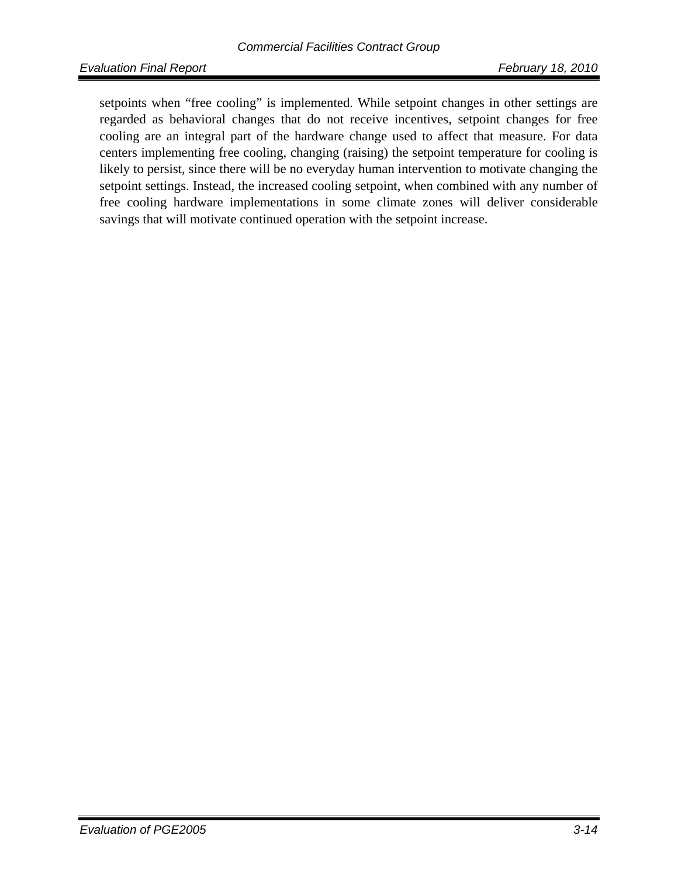setpoints when "free cooling" is implemented. While setpoint changes in other settings are regarded as behavioral changes that do not receive incentives, setpoint changes for free cooling are an integral part of the hardware change used to affect that measure. For data centers implementing free cooling, changing (raising) the setpoint temperature for cooling is likely to persist, since there will be no everyday human intervention to motivate changing the setpoint settings. Instead, the increased cooling setpoint, when combined with any number of free cooling hardware implementations in some climate zones will deliver considerable savings that will motivate continued operation with the setpoint increase.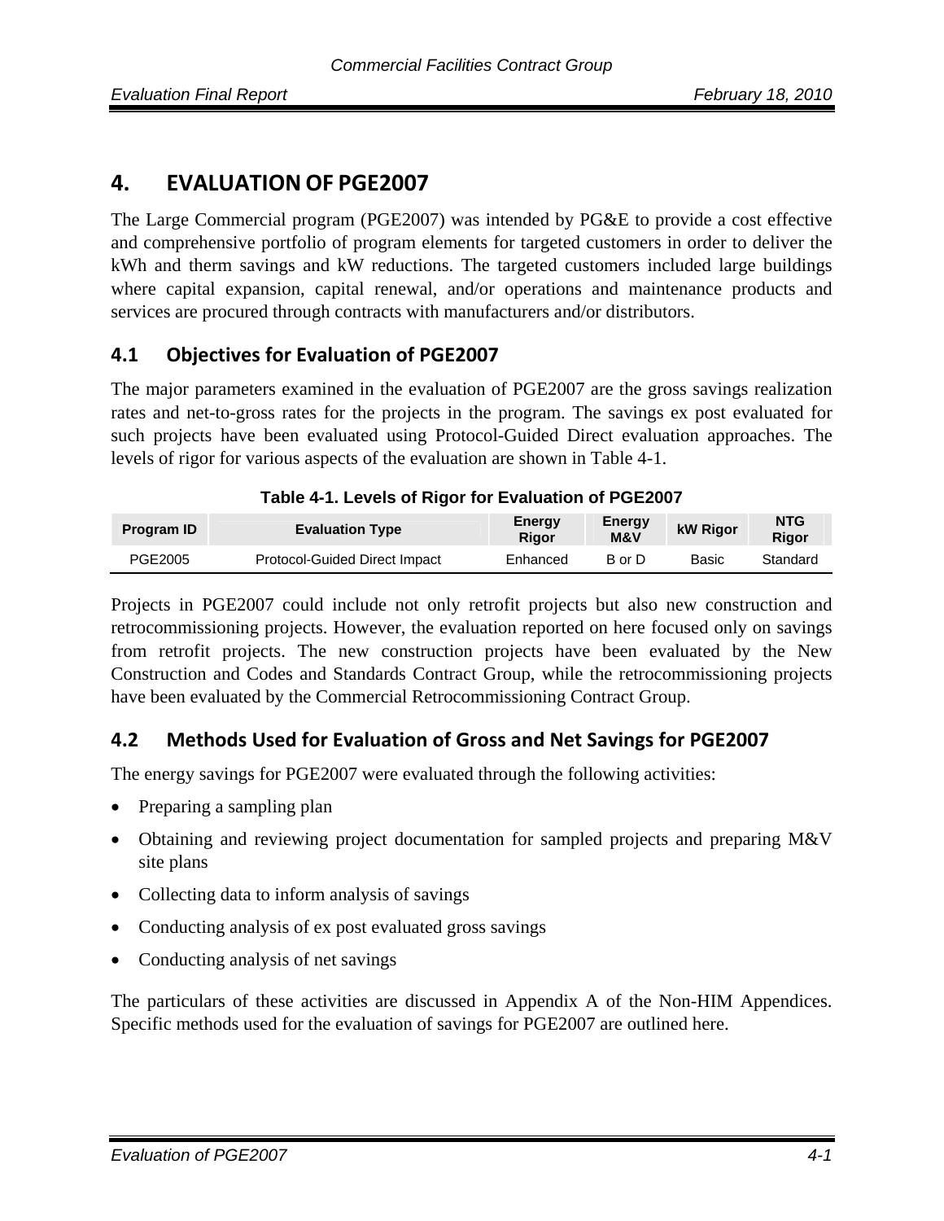# 4. EVALUATION OF PGE2007

The Large Commercial program (PGE2007) was intended by PG&E to provide a cost effective and comprehensive portfolio of program elements for targeted customers in order to deliver the kWh and therm savings and kW reductions. The targeted customers included large buildings where capital expansion, capital renewal, and/or operations and maintenance products and services are procured through contracts with manufacturers and/or distributors.

## 4.1 Objectives for Evaluation of PGE2007

The major parameters examined in the evaluation of PGE2007 are the gross savings realization rates and net-to-gross rates for the projects in the program. The savings ex post evaluated for such projects have been evaluated using Protocol-Guided Direct evaluation approaches. The levels of rigor for various aspects of the evaluation are shown in Table 4-1.

**Table 4-1. Levels of Rigor for Evaluation of PGE2007**

| Program ID | Evaluation Type | Energy Rigor | Energy M&V | kW Rigor | NTG Rigor |
|---|---|---|---|---|---|
| PGE2005 | Protocol-Guided Direct Impact | Enhanced | B or D | Basic | Standard |

Projects in PGE2007 could include not only retrofit projects but also new construction and retrocommissioning projects. However, the evaluation reported on here focused only on savings from retrofit projects. The new construction projects have been evaluated by the New Construction and Codes and Standards Contract Group, while the retrocommissioning projects have been evaluated by the Commercial Retrocommissioning Contract Group.

## 4.2 Methods Used for Evaluation of Gross and Net Savings for PGE2007

The energy savings for PGE2007 were evaluated through the following activities:

- Preparing a sampling plan
- Obtaining and reviewing project documentation for sampled projects and preparing M&V site plans
- Collecting data to inform analysis of savings
- Conducting analysis of ex post evaluated gross savings
- Conducting analysis of net savings

The particulars of these activities are discussed in Appendix A of the Non-HIM Appendices. Specific methods used for the evaluation of savings for PGE2007 are outlined here.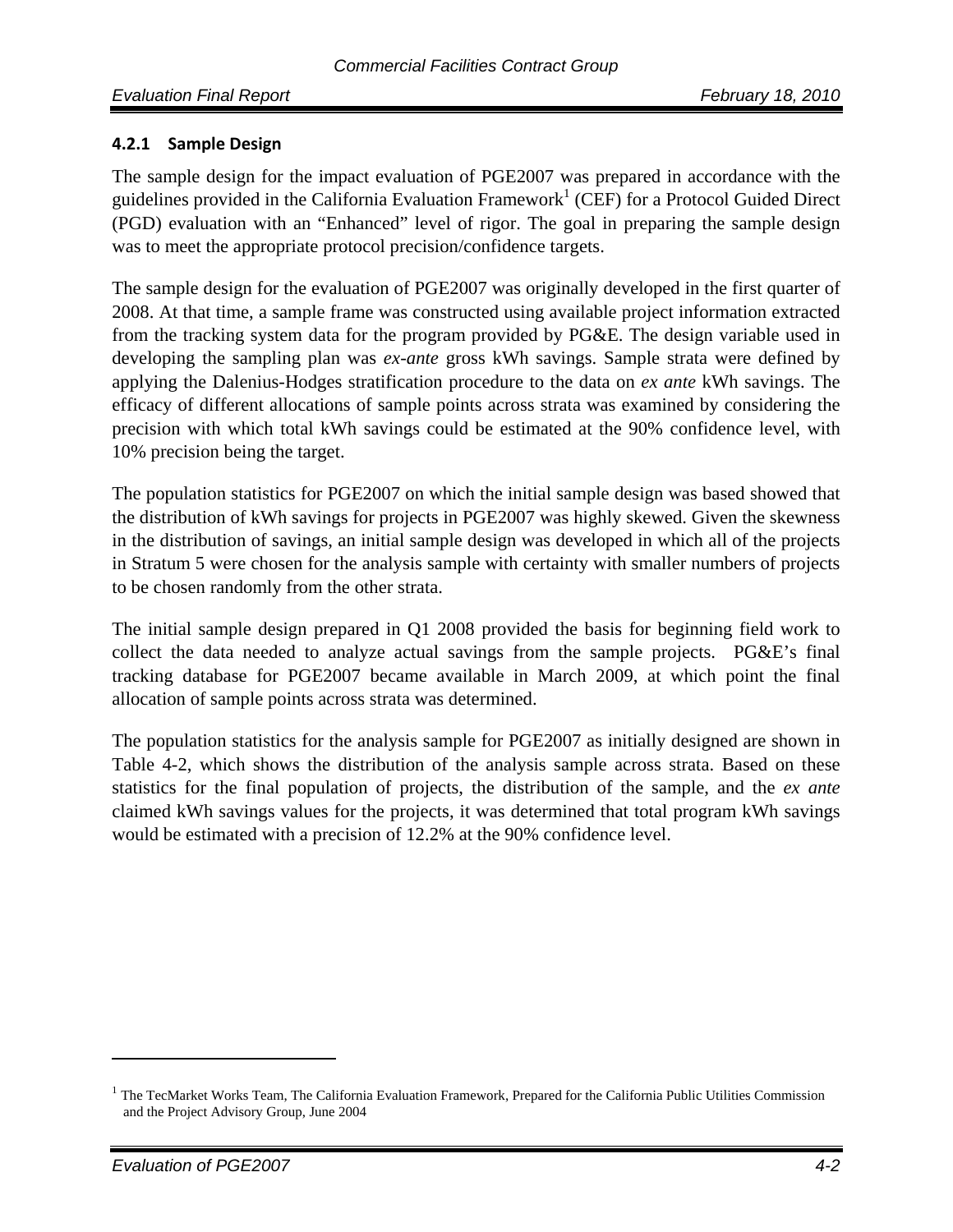### 4.2.1 Sample Design

The sample design for the impact evaluation of PGE2007 was prepared in accordance with the guidelines provided in the California Evaluation Framework[1] (CEF) for a Protocol Guided Direct (PGD) evaluation with an "Enhanced" level of rigor. The goal in preparing the sample design was to meet the appropriate protocol precision/confidence targets.

The sample design for the evaluation of PGE2007 was originally developed in the first quarter of 2008. At that time, a sample frame was constructed using available project information extracted from the tracking system data for the program provided by PG&E. The design variable used in developing the sampling plan was *ex-ante* gross kWh savings. Sample strata were defined by applying the Dalenius-Hodges stratification procedure to the data on *ex ante* kWh savings. The efficacy of different allocations of sample points across strata was examined by considering the precision with which total kWh savings could be estimated at the 90% confidence level, with 10% precision being the target.

The population statistics for PGE2007 on which the initial sample design was based showed that the distribution of kWh savings for projects in PGE2007 was highly skewed. Given the skewness in the distribution of savings, an initial sample design was developed in which all of the projects in Stratum 5 were chosen for the analysis sample with certainty with smaller numbers of projects to be chosen randomly from the other strata.

The initial sample design prepared in Q1 2008 provided the basis for beginning field work to collect the data needed to analyze actual savings from the sample projects. PG&E's final tracking database for PGE2007 became available in March 2009, at which point the final allocation of sample points across strata was determined.

The population statistics for the analysis sample for PGE2007 as initially designed are shown in Table 4-2, which shows the distribution of the analysis sample across strata. Based on these statistics for the final population of projects, the distribution of the sample, and the *ex ante* claimed kWh savings values for the projects, it was determined that total program kWh savings would be estimated with a precision of 12.2% at the 90% confidence level.

---

[1] The TecMarket Works Team, The California Evaluation Framework, Prepared for the California Public Utilities Commission and the Project Advisory Group, June 2004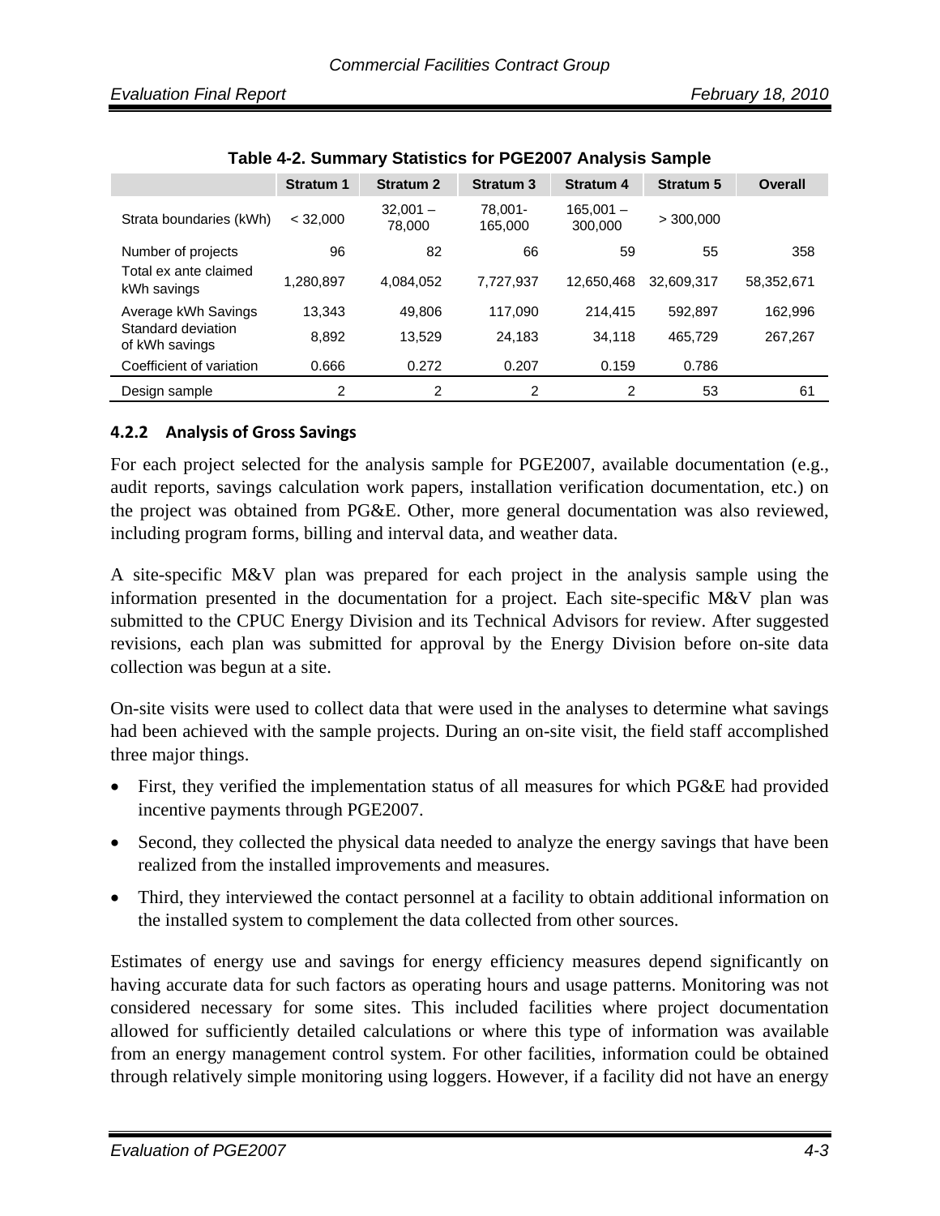**Table 4-2. Summary Statistics for PGE2007 Analysis Sample**

| | Stratum 1 | Stratum 2 | Stratum 3 | Stratum 4 | Stratum 5 | Overall |
|---|---|---|---|---|---|---|
| Strata boundaries (kWh) | < 32,000 | 32,001 – 78,000 | 78,001- 165,000 | 165,001 – 300,000 | > 300,000 | |
| Number of projects | 96 | 82 | 66 | 59 | 55 | 358 |
| Total ex ante claimed kWh savings | 1,280,897 | 4,084,052 | 7,727,937 | 12,650,468 | 32,609,317 | 58,352,671 |
| Average kWh Savings | 13,343 | 49,806 | 117,090 | 214,415 | 592,897 | 162,996 |
| Standard deviation of kWh savings | 8,892 | 13,529 | 24,183 | 34,118 | 465,729 | 267,267 |
| Coefficient of variation | 0.666 | 0.272 | 0.207 | 0.159 | 0.786 | |
| Design sample | 2 | 2 | 2 | 2 | 53 | 61 |

### 4.2.2 Analysis of Gross Savings

For each project selected for the analysis sample for PGE2007, available documentation (e.g., audit reports, savings calculation work papers, installation verification documentation, etc.) on the project was obtained from PG&E. Other, more general documentation was also reviewed, including program forms, billing and interval data, and weather data.

A site-specific M&V plan was prepared for each project in the analysis sample using the information presented in the documentation for a project. Each site-specific M&V plan was submitted to the CPUC Energy Division and its Technical Advisors for review. After suggested revisions, each plan was submitted for approval by the Energy Division before on-site data collection was begun at a site.

On-site visits were used to collect data that were used in the analyses to determine what savings had been achieved with the sample projects. During an on-site visit, the field staff accomplished three major things.

- First, they verified the implementation status of all measures for which PG&E had provided incentive payments through PGE2007.
- Second, they collected the physical data needed to analyze the energy savings that have been realized from the installed improvements and measures.
- Third, they interviewed the contact personnel at a facility to obtain additional information on the installed system to complement the data collected from other sources.

Estimates of energy use and savings for energy efficiency measures depend significantly on having accurate data for such factors as operating hours and usage patterns. Monitoring was not considered necessary for some sites. This included facilities where project documentation allowed for sufficiently detailed calculations or where this type of information was available from an energy management control system. For other facilities, information could be obtained through relatively simple monitoring using loggers. However, if a facility did not have an energy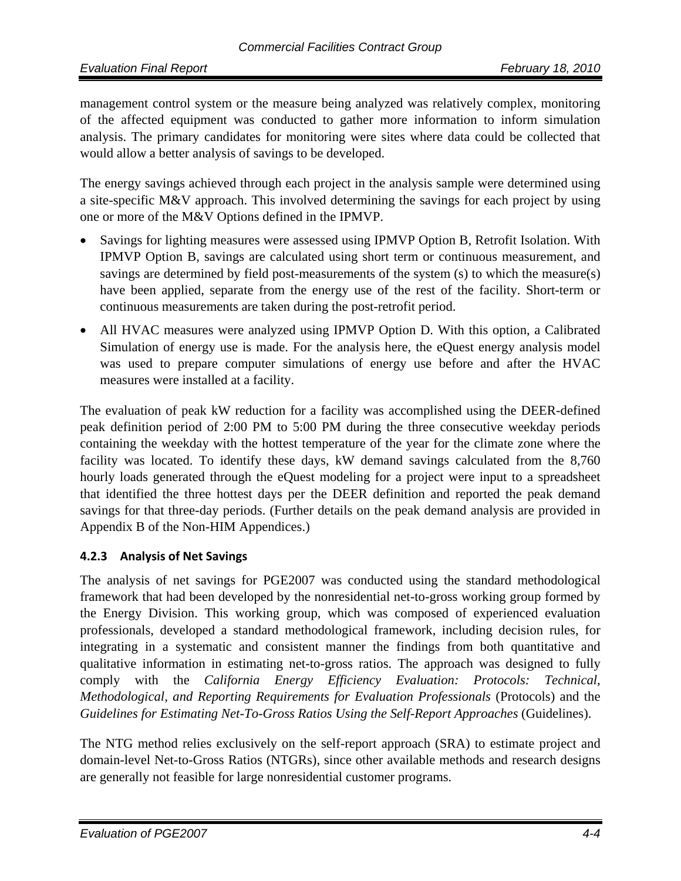management control system or the measure being analyzed was relatively complex, monitoring of the affected equipment was conducted to gather more information to inform simulation analysis. The primary candidates for monitoring were sites where data could be collected that would allow a better analysis of savings to be developed.

The energy savings achieved through each project in the analysis sample were determined using a site-specific M&V approach. This involved determining the savings for each project by using one or more of the M&V Options defined in the IPMVP.

- Savings for lighting measures were assessed using IPMVP Option B, Retrofit Isolation. With IPMVP Option B, savings are calculated using short term or continuous measurement, and savings are determined by field post-measurements of the system (s) to which the measure(s) have been applied, separate from the energy use of the rest of the facility. Short-term or continuous measurements are taken during the post-retrofit period.
- All HVAC measures were analyzed using IPMVP Option D. With this option, a Calibrated Simulation of energy use is made. For the analysis here, the eQuest energy analysis model was used to prepare computer simulations of energy use before and after the HVAC measures were installed at a facility.

The evaluation of peak kW reduction for a facility was accomplished using the DEER-defined peak definition period of 2:00 PM to 5:00 PM during the three consecutive weekday periods containing the weekday with the hottest temperature of the year for the climate zone where the facility was located. To identify these days, kW demand savings calculated from the 8,760 hourly loads generated through the eQuest modeling for a project were input to a spreadsheet that identified the three hottest days per the DEER definition and reported the peak demand savings for that three-day periods. (Further details on the peak demand analysis are provided in Appendix B of the Non-HIM Appendices.)

### 4.2.3 Analysis of Net Savings

The analysis of net savings for PGE2007 was conducted using the standard methodological framework that had been developed by the nonresidential net-to-gross working group formed by the Energy Division. This working group, which was composed of experienced evaluation professionals, developed a standard methodological framework, including decision rules, for integrating in a systematic and consistent manner the findings from both quantitative and qualitative information in estimating net-to-gross ratios. The approach was designed to fully comply with the *California Energy Efficiency Evaluation: Protocols: Technical, Methodological, and Reporting Requirements for Evaluation Professionals* (Protocols) and the *Guidelines for Estimating Net-To-Gross Ratios Using the Self-Report Approaches* (Guidelines).

The NTG method relies exclusively on the self-report approach (SRA) to estimate project and domain-level Net-to-Gross Ratios (NTGRs), since other available methods and research designs are generally not feasible for large nonresidential customer programs.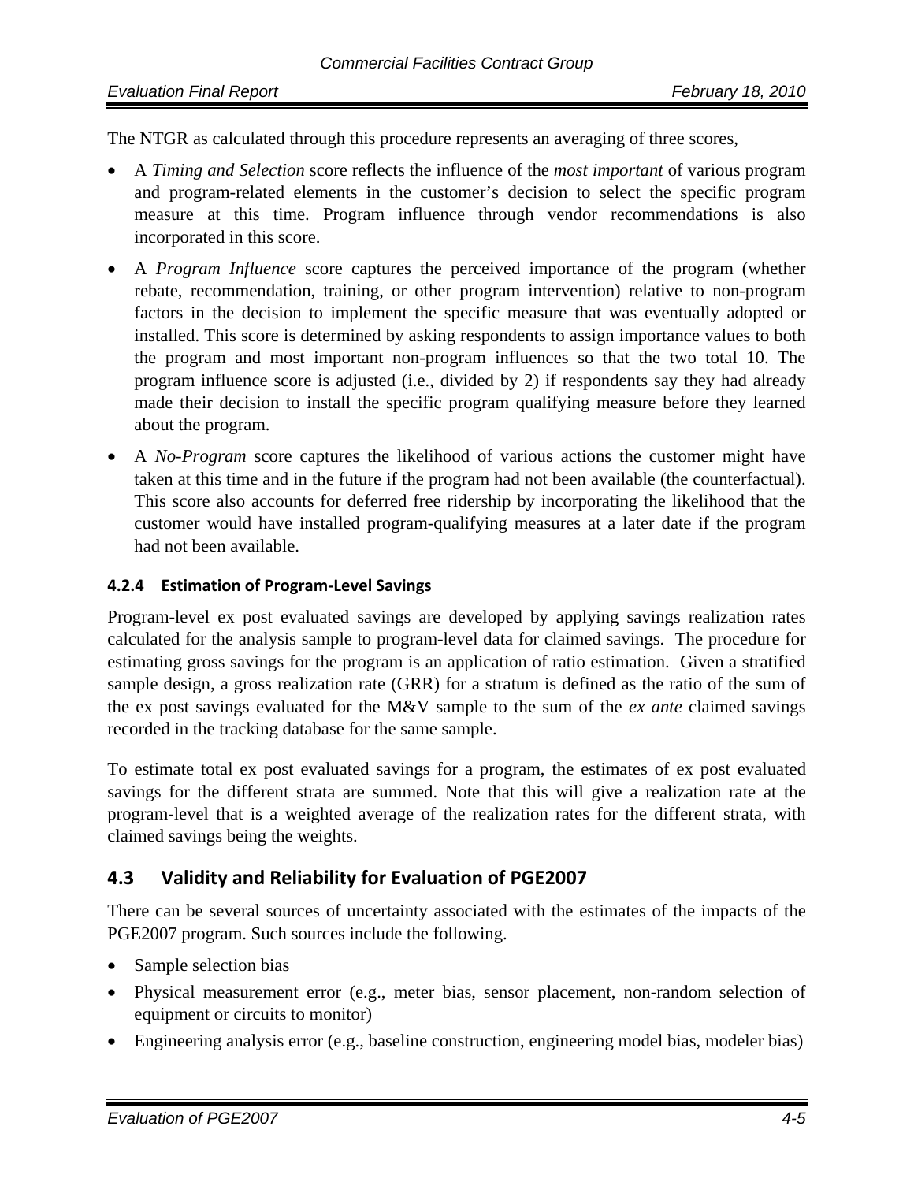The NTGR as calculated through this procedure represents an averaging of three scores,

- A *Timing and Selection* score reflects the influence of the *most important* of various program and program-related elements in the customer's decision to select the specific program measure at this time. Program influence through vendor recommendations is also incorporated in this score.
- A *Program Influence* score captures the perceived importance of the program (whether rebate, recommendation, training, or other program intervention) relative to non-program factors in the decision to implement the specific measure that was eventually adopted or installed. This score is determined by asking respondents to assign importance values to both the program and most important non-program influences so that the two total 10. The program influence score is adjusted (i.e., divided by 2) if respondents say they had already made their decision to install the specific program qualifying measure before they learned about the program.
- A *No-Program* score captures the likelihood of various actions the customer might have taken at this time and in the future if the program had not been available (the counterfactual). This score also accounts for deferred free ridership by incorporating the likelihood that the customer would have installed program-qualifying measures at a later date if the program had not been available.

#### 4.2.4 Estimation of Program-Level Savings

Program-level ex post evaluated savings are developed by applying savings realization rates calculated for the analysis sample to program-level data for claimed savings. The procedure for estimating gross savings for the program is an application of ratio estimation. Given a stratified sample design, a gross realization rate (GRR) for a stratum is defined as the ratio of the sum of the ex post savings evaluated for the M&V sample to the sum of the *ex ante* claimed savings recorded in the tracking database for the same sample.

To estimate total ex post evaluated savings for a program, the estimates of ex post evaluated savings for the different strata are summed. Note that this will give a realization rate at the program-level that is a weighted average of the realization rates for the different strata, with claimed savings being the weights.

## 4.3 Validity and Reliability for Evaluation of PGE2007

There can be several sources of uncertainty associated with the estimates of the impacts of the PGE2007 program. Such sources include the following.

- Sample selection bias
- Physical measurement error (e.g., meter bias, sensor placement, non-random selection of equipment or circuits to monitor)
- Engineering analysis error (e.g., baseline construction, engineering model bias, modeler bias)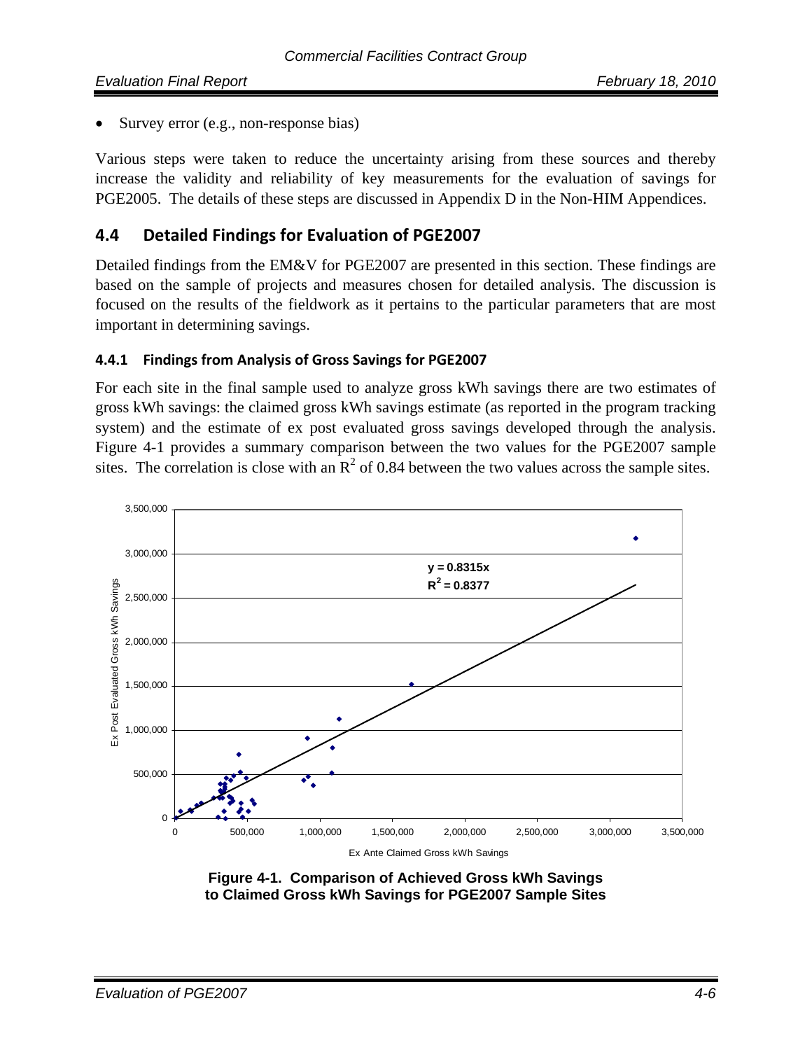- Survey error (e.g., non-response bias)

Various steps were taken to reduce the uncertainty arising from these sources and thereby increase the validity and reliability of key measurements for the evaluation of savings for PGE2005. The details of these steps are discussed in Appendix D in the Non-HIM Appendices.

## 4.4 Detailed Findings for Evaluation of PGE2007

Detailed findings from the EM&V for PGE2007 are presented in this section. These findings are based on the sample of projects and measures chosen for detailed analysis. The discussion is focused on the results of the fieldwork as it pertains to the particular parameters that are most important in determining savings.

### 4.4.1 Findings from Analysis of Gross Savings for PGE2007

For each site in the final sample used to analyze gross kWh savings there are two estimates of gross kWh savings: the claimed gross kWh savings estimate (as reported in the program tracking system) and the estimate of ex post evaluated gross savings developed through the analysis. Figure 4-1 provides a summary comparison between the two values for the PGE2007 sample sites. The correlation is close with an $R^2$ of 0.84 between the two values across the sample sites.

**Figure 4-1. Comparison of Achieved Gross kWh Savings to Claimed Gross kWh Savings for PGE2007 Sample Sites**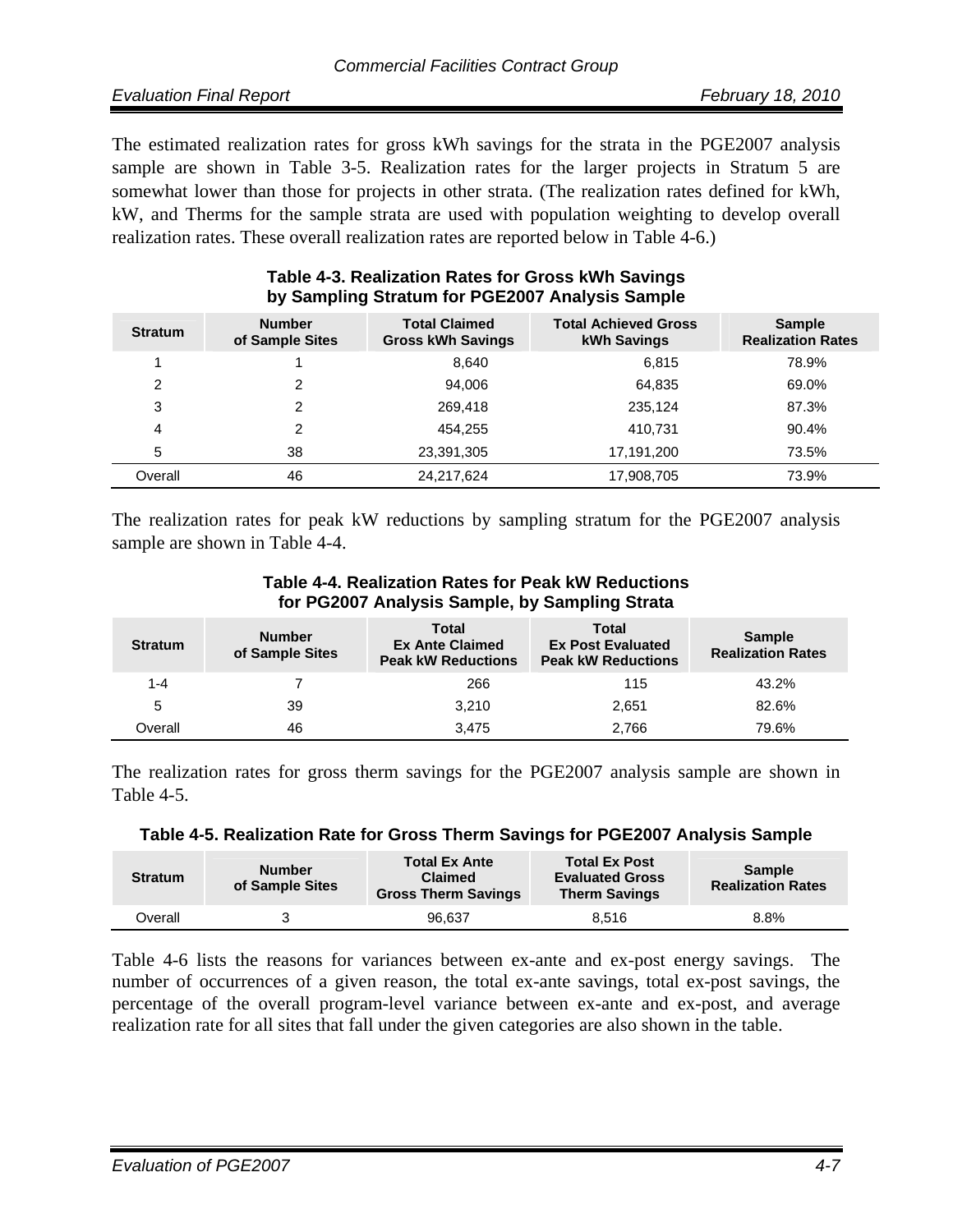The estimated realization rates for gross kWh savings for the strata in the PGE2007 analysis sample are shown in Table 3-5. Realization rates for the larger projects in Stratum 5 are somewhat lower than those for projects in other strata. (The realization rates defined for kWh, kW, and Therms for the sample strata are used with population weighting to develop overall realization rates. These overall realization rates are reported below in Table 4-6.)

**Table 4-3. Realization Rates for Gross kWh Savings by Sampling Stratum for PGE2007 Analysis Sample**

| Stratum | Number of Sample Sites | Total Claimed Gross kWh Savings | Total Achieved Gross kWh Savings | Sample Realization Rates |
|---|---|---|---|---|
| 1 | 1 | 8,640 | 6,815 | 78.9% |
| 2 | 2 | 94,006 | 64,835 | 69.0% |
| 3 | 2 | 269,418 | 235,124 | 87.3% |
| 4 | 2 | 454,255 | 410,731 | 90.4% |
| 5 | 38 | 23,391,305 | 17,191,200 | 73.5% |
| Overall | 46 | 24,217,624 | 17,908,705 | 73.9% |

The realization rates for peak kW reductions by sampling stratum for the PGE2007 analysis sample are shown in Table 4-4.

**Table 4-4. Realization Rates for Peak kW Reductions for PG2007 Analysis Sample, by Sampling Strata**

| Stratum | Number of Sample Sites | Total Ex Ante Claimed Peak kW Reductions | Total Ex Post Evaluated Peak kW Reductions | Sample Realization Rates |
|---|---|---|---|---|
| 1-4 | 7 | 266 | 115 | 43.2% |
| 5 | 39 | 3,210 | 2,651 | 82.6% |
| Overall | 46 | 3,475 | 2,766 | 79.6% |

The realization rates for gross therm savings for the PGE2007 analysis sample are shown in Table 4-5.

**Table 4-5. Realization Rate for Gross Therm Savings for PGE2007 Analysis Sample**

| Stratum | Number of Sample Sites | Total Ex Ante Claimed Gross Therm Savings | Total Ex Post Evaluated Gross Therm Savings | Sample Realization Rates |
|---|---|---|---|---|
| Overall | 3 | 96,637 | 8,516 | 8.8% |

Table 4-6 lists the reasons for variances between ex-ante and ex-post energy savings. The number of occurrences of a given reason, the total ex-ante savings, total ex-post savings, the percentage of the overall program-level variance between ex-ante and ex-post, and average realization rate for all sites that fall under the given categories are also shown in the table.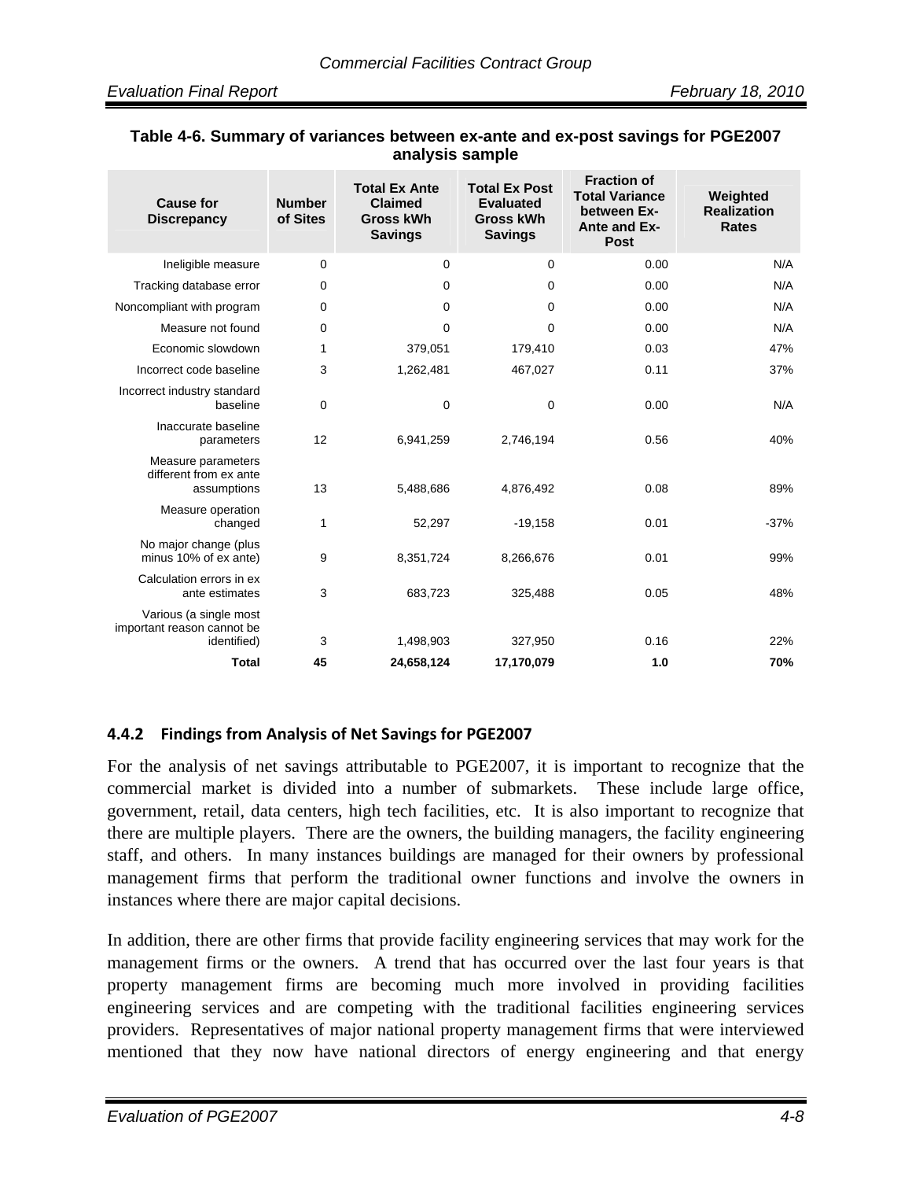**Table 4-6. Summary of variances between ex-ante and ex-post savings for PGE2007 analysis sample**

| Cause for Discrepancy | Number of Sites | Total Ex Ante Claimed Gross kWh Savings | Total Ex Post Evaluated Gross kWh Savings | Fraction of Total Variance between Ex-Ante and Ex-Post | Weighted Realization Rates |
|---|---|---|---|---|---|
| Ineligible measure | 0 | 0 | 0 | 0.00 | N/A |
| Tracking database error | 0 | 0 | 0 | 0.00 | N/A |
| Noncompliant with program | 0 | 0 | 0 | 0.00 | N/A |
| Measure not found | 0 | 0 | 0 | 0.00 | N/A |
| Economic slowdown | 1 | 379,051 | 179,410 | 0.03 | 47% |
| Incorrect code baseline | 3 | 1,262,481 | 467,027 | 0.11 | 37% |
| Incorrect industry standard baseline | 0 | 0 | 0 | 0.00 | N/A |
| Inaccurate baseline parameters | 12 | 6,941,259 | 2,746,194 | 0.56 | 40% |
| Measure parameters different from ex ante assumptions | 13 | 5,488,686 | 4,876,492 | 0.08 | 89% |
| Measure operation changed | 1 | 52,297 | -19,158 | 0.01 | -37% |
| No major change (plus minus 10% of ex ante) | 9 | 8,351,724 | 8,266,676 | 0.01 | 99% |
| Calculation errors in ex ante estimates | 3 | 683,723 | 325,488 | 0.05 | 48% |
| Various (a single most important reason cannot be identified) | 3 | 1,498,903 | 327,950 | 0.16 | 22% |
| **Total** | **45** | **24,658,124** | **17,170,079** | **1.0** | **70%** |

### 4.4.2 Findings from Analysis of Net Savings for PGE2007

For the analysis of net savings attributable to PGE2007, it is important to recognize that the commercial market is divided into a number of submarkets. These include large office, government, retail, data centers, high tech facilities, etc. It is also important to recognize that there are multiple players. There are the owners, the building managers, the facility engineering staff, and others. In many instances buildings are managed for their owners by professional management firms that perform the traditional owner functions and involve the owners in instances where there are major capital decisions.

In addition, there are other firms that provide facility engineering services that may work for the management firms or the owners. A trend that has occurred over the last four years is that property management firms are becoming much more involved in providing facilities engineering services and are competing with the traditional facilities engineering services providers. Representatives of major national property management firms that were interviewed mentioned that they now have national directors of energy engineering and that energy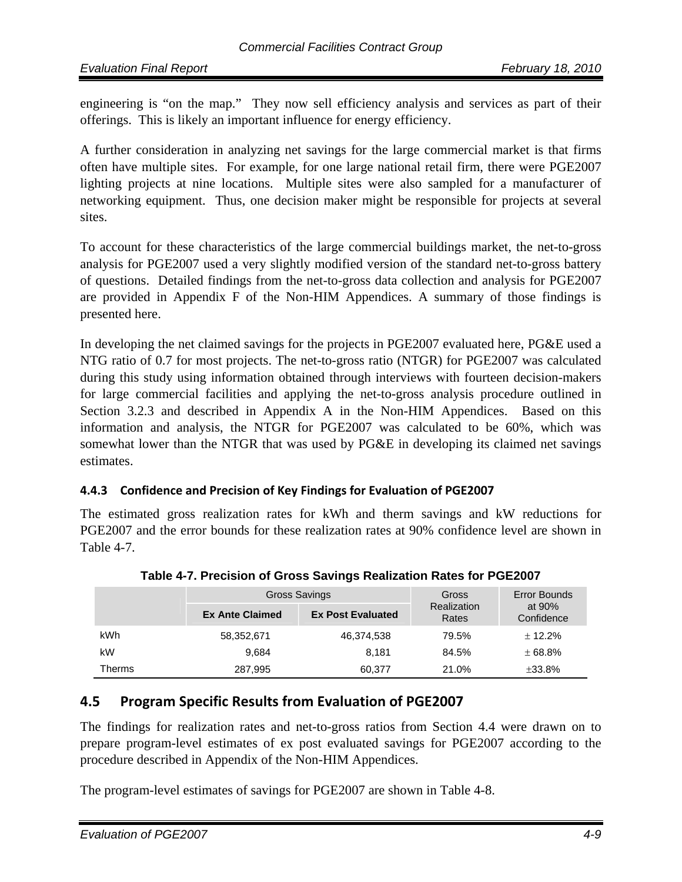engineering is "on the map." They now sell efficiency analysis and services as part of their offerings. This is likely an important influence for energy efficiency.

A further consideration in analyzing net savings for the large commercial market is that firms often have multiple sites. For example, for one large national retail firm, there were PGE2007 lighting projects at nine locations. Multiple sites were also sampled for a manufacturer of networking equipment. Thus, one decision maker might be responsible for projects at several sites.

To account for these characteristics of the large commercial buildings market, the net-to-gross analysis for PGE2007 used a very slightly modified version of the standard net-to-gross battery of questions. Detailed findings from the net-to-gross data collection and analysis for PGE2007 are provided in Appendix F of the Non-HIM Appendices. A summary of those findings is presented here.

In developing the net claimed savings for the projects in PGE2007 evaluated here, PG&E used a NTG ratio of 0.7 for most projects. The net-to-gross ratio (NTGR) for PGE2007 was calculated during this study using information obtained through interviews with fourteen decision-makers for large commercial facilities and applying the net-to-gross analysis procedure outlined in Section 3.2.3 and described in Appendix A in the Non-HIM Appendices. Based on this information and analysis, the NTGR for PGE2007 was calculated to be 60%, which was somewhat lower than the NTGR that was used by PG&E in developing its claimed net savings estimates.

### 4.4.3 Confidence and Precision of Key Findings for Evaluation of PGE2007

The estimated gross realization rates for kWh and therm savings and kW reductions for PGE2007 and the error bounds for these realization rates at 90% confidence level are shown in Table 4-7.

**Table 4-7. Precision of Gross Savings Realization Rates for PGE2007**

| | Gross Savings | | Gross Realization Rates | Error Bounds at 90% Confidence |
|---|---|---|---|---|
| | **Ex Ante Claimed** | **Ex Post Evaluated** | | |
| kWh | 58,352,671 | 46,374,538 | 79.5% | ± 12.2% |
| kW | 9,684 | 8,181 | 84.5% | ± 68.8% |
| Therms | 287,995 | 60,377 | 21.0% | ±33.8% |

## 4.5 Program Specific Results from Evaluation of PGE2007

The findings for realization rates and net-to-gross ratios from Section 4.4 were drawn on to prepare program-level estimates of ex post evaluated savings for PGE2007 according to the procedure described in Appendix of the Non-HIM Appendices.

The program-level estimates of savings for PGE2007 are shown in Table 4-8.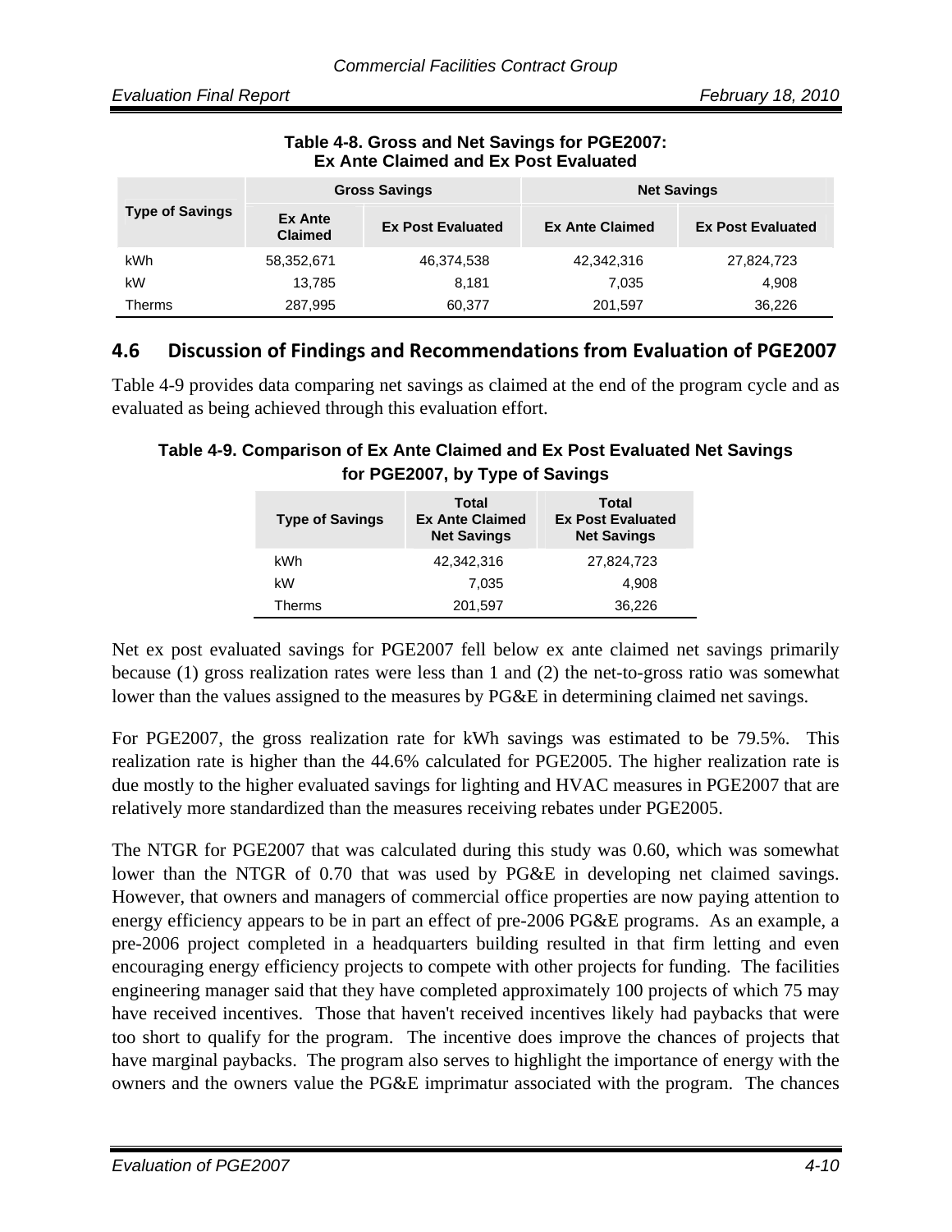**Table 4-8. Gross and Net Savings for PGE2007: Ex Ante Claimed and Ex Post Evaluated**

| Type of Savings | Gross Savings | | Net Savings | |
|---|---|---|---|---|
| | Ex Ante Claimed | Ex Post Evaluated | Ex Ante Claimed | Ex Post Evaluated |
| kWh | 58,352,671 | 46,374,538 | 42,342,316 | 27,824,723 |
| kW | 13,785 | 8,181 | 7,035 | 4,908 |
| Therms | 287,995 | 60,377 | 201,597 | 36,226 |

## 4.6 Discussion of Findings and Recommendations from Evaluation of PGE2007

Table 4-9 provides data comparing net savings as claimed at the end of the program cycle and as evaluated as being achieved through this evaluation effort.

**Table 4-9. Comparison of Ex Ante Claimed and Ex Post Evaluated Net Savings for PGE2007, by Type of Savings**

| Type of Savings | Total Ex Ante Claimed Net Savings | Total Ex Post Evaluated Net Savings |
|---|---|---|
| kWh | 42,342,316 | 27,824,723 |
| kW | 7,035 | 4,908 |
| Therms | 201,597 | 36,226 |

Net ex post evaluated savings for PGE2007 fell below ex ante claimed net savings primarily because (1) gross realization rates were less than 1 and (2) the net-to-gross ratio was somewhat lower than the values assigned to the measures by PG&E in determining claimed net savings.

For PGE2007, the gross realization rate for kWh savings was estimated to be 79.5%. This realization rate is higher than the 44.6% calculated for PGE2005. The higher realization rate is due mostly to the higher evaluated savings for lighting and HVAC measures in PGE2007 that are relatively more standardized than the measures receiving rebates under PGE2005.

The NTGR for PGE2007 that was calculated during this study was 0.60, which was somewhat lower than the NTGR of 0.70 that was used by PG&E in developing net claimed savings. However, that owners and managers of commercial office properties are now paying attention to energy efficiency appears to be in part an effect of pre-2006 PG&E programs. As an example, a pre-2006 project completed in a headquarters building resulted in that firm letting and even encouraging energy efficiency projects to compete with other projects for funding. The facilities engineering manager said that they have completed approximately 100 projects of which 75 may have received incentives. Those that haven't received incentives likely had paybacks that were too short to qualify for the program. The incentive does improve the chances of projects that have marginal paybacks. The program also serves to highlight the importance of energy with the owners and the owners value the PG&E imprimatur associated with the program. The chances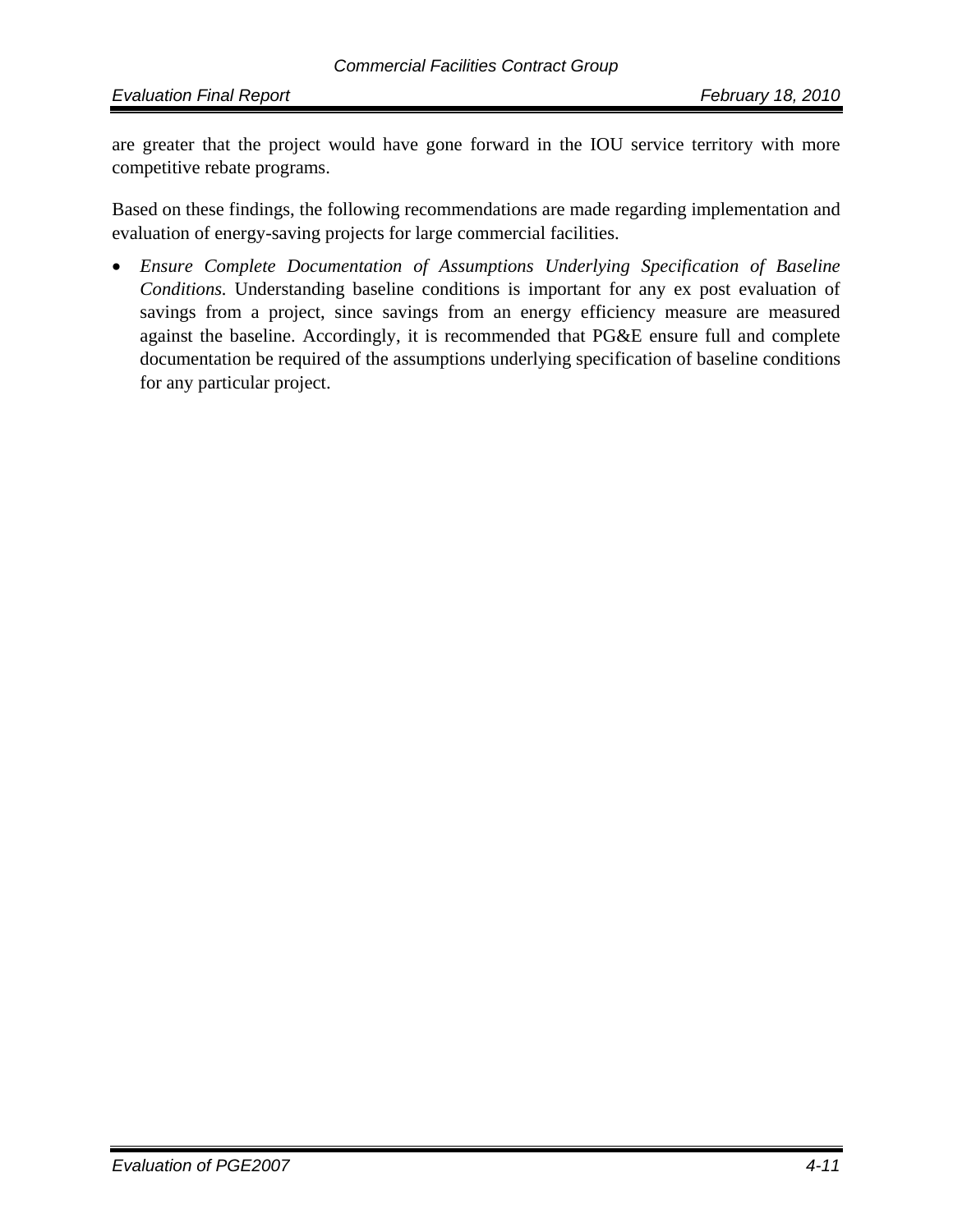are greater that the project would have gone forward in the IOU service territory with more competitive rebate programs.

Based on these findings, the following recommendations are made regarding implementation and evaluation of energy-saving projects for large commercial facilities.

- *Ensure Complete Documentation of Assumptions Underlying Specification of Baseline Conditions.* Understanding baseline conditions is important for any ex post evaluation of savings from a project, since savings from an energy efficiency measure are measured against the baseline. Accordingly, it is recommended that PG&E ensure full and complete documentation be required of the assumptions underlying specification of baseline conditions for any particular project.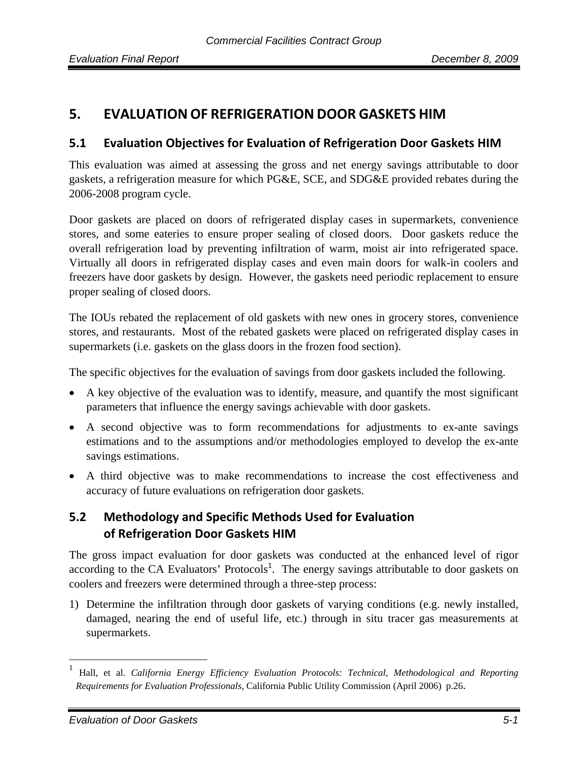# 5. EVALUATION OF REFRIGERATION DOOR GASKETS HIM

## 5.1 Evaluation Objectives for Evaluation of Refrigeration Door Gaskets HIM

This evaluation was aimed at assessing the gross and net energy savings attributable to door gaskets, a refrigeration measure for which PG&E, SCE, and SDG&E provided rebates during the 2006-2008 program cycle.

Door gaskets are placed on doors of refrigerated display cases in supermarkets, convenience stores, and some eateries to ensure proper sealing of closed doors. Door gaskets reduce the overall refrigeration load by preventing infiltration of warm, moist air into refrigerated space. Virtually all doors in refrigerated display cases and even main doors for walk-in coolers and freezers have door gaskets by design. However, the gaskets need periodic replacement to ensure proper sealing of closed doors.

The IOUs rebated the replacement of old gaskets with new ones in grocery stores, convenience stores, and restaurants. Most of the rebated gaskets were placed on refrigerated display cases in supermarkets (i.e. gaskets on the glass doors in the frozen food section).

The specific objectives for the evaluation of savings from door gaskets included the following.

- A key objective of the evaluation was to identify, measure, and quantify the most significant parameters that influence the energy savings achievable with door gaskets.
- A second objective was to form recommendations for adjustments to ex-ante savings estimations and to the assumptions and/or methodologies employed to develop the ex-ante savings estimations.
- A third objective was to make recommendations to increase the cost effectiveness and accuracy of future evaluations on refrigeration door gaskets.

## 5.2 Methodology and Specific Methods Used for Evaluation of Refrigeration Door Gaskets HIM

The gross impact evaluation for door gaskets was conducted at the enhanced level of rigor according to the CA Evaluators' Protocols[1]. The energy savings attributable to door gaskets on coolers and freezers were determined through a three-step process:

1) Determine the infiltration through door gaskets of varying conditions (e.g. newly installed, damaged, nearing the end of useful life, etc.) through in situ tracer gas measurements at supermarkets.

[1] Hall, et al. *California Energy Efficiency Evaluation Protocols: Technical, Methodological and Reporting Requirements for Evaluation Professionals,* California Public Utility Commission (April 2006) p.26.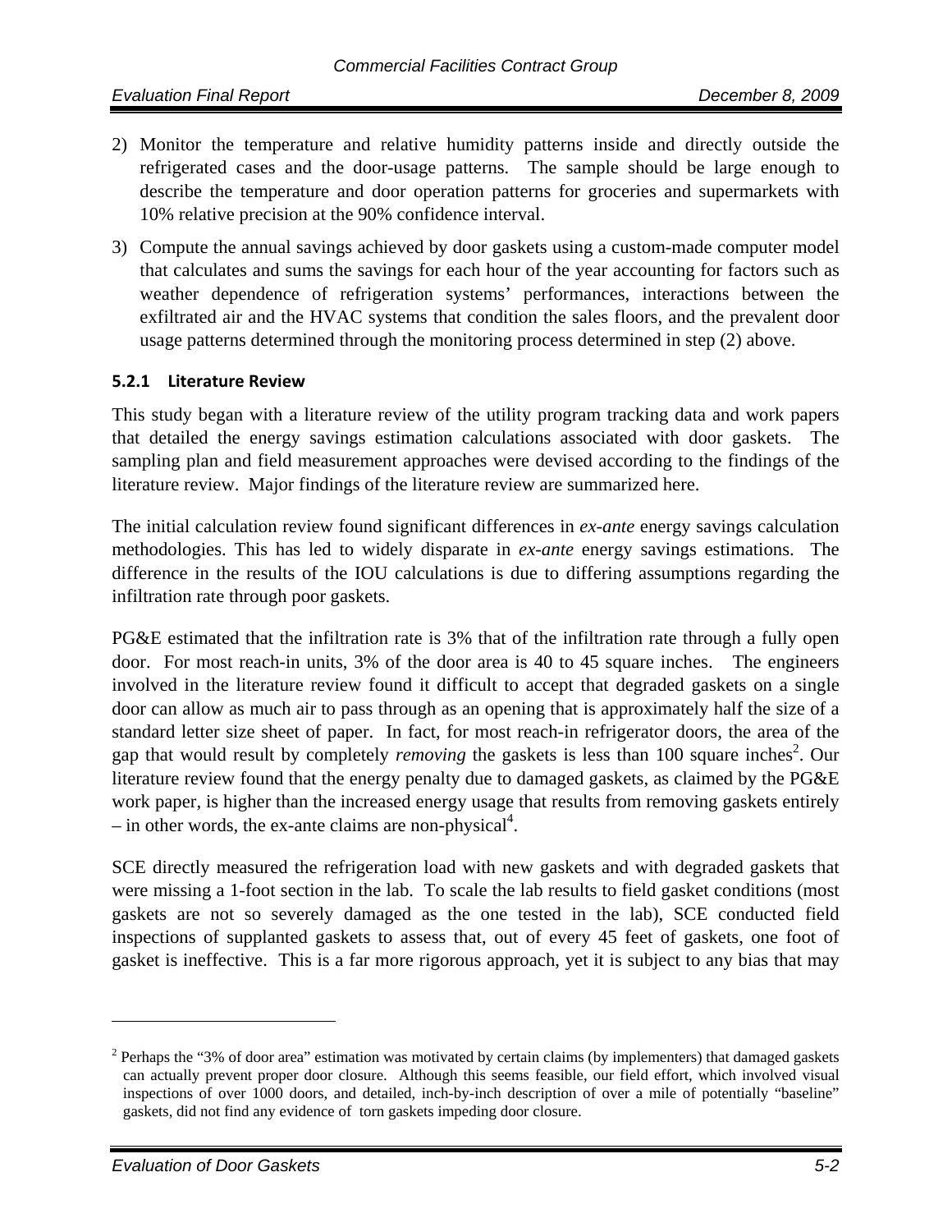2) Monitor the temperature and relative humidity patterns inside and directly outside the refrigerated cases and the door-usage patterns. The sample should be large enough to describe the temperature and door operation patterns for groceries and supermarkets with 10% relative precision at the 90% confidence interval.
3) Compute the annual savings achieved by door gaskets using a custom-made computer model that calculates and sums the savings for each hour of the year accounting for factors such as weather dependence of refrigeration systems' performances, interactions between the exfiltrated air and the HVAC systems that condition the sales floors, and the prevalent door usage patterns determined through the monitoring process determined in step (2) above.

### 5.2.1 Literature Review

This study began with a literature review of the utility program tracking data and work papers that detailed the energy savings estimation calculations associated with door gaskets. The sampling plan and field measurement approaches were devised according to the findings of the literature review. Major findings of the literature review are summarized here.

The initial calculation review found significant differences in *ex-ante* energy savings calculation methodologies. This has led to widely disparate in *ex-ante* energy savings estimations. The difference in the results of the IOU calculations is due to differing assumptions regarding the infiltration rate through poor gaskets.

PG&E estimated that the infiltration rate is 3% that of the infiltration rate through a fully open door. For most reach-in units, 3% of the door area is 40 to 45 square inches. The engineers involved in the literature review found it difficult to accept that degraded gaskets on a single door can allow as much air to pass through as an opening that is approximately half the size of a standard letter size sheet of paper. In fact, for most reach-in refrigerator doors, the area of the gap that would result by completely *removing* the gaskets is less than 100 square inches[2]. Our literature review found that the energy penalty due to damaged gaskets, as claimed by the PG&E work paper, is higher than the increased energy usage that results from removing gaskets entirely – in other words, the ex-ante claims are non-physical[4].

SCE directly measured the refrigeration load with new gaskets and with degraded gaskets that were missing a 1-foot section in the lab. To scale the lab results to field gasket conditions (most gaskets are not so severely damaged as the one tested in the lab), SCE conducted field inspections of supplanted gaskets to assess that, out of every 45 feet of gaskets, one foot of gasket is ineffective. This is a far more rigorous approach, yet it is subject to any bias that may

---

[2] Perhaps the "3% of door area" estimation was motivated by certain claims (by implementers) that damaged gaskets can actually prevent proper door closure. Although this seems feasible, our field effort, which involved visual inspections of over 1000 doors, and detailed, inch-by-inch description of over a mile of potentially "baseline" gaskets, did not find any evidence of torn gaskets impeding door closure.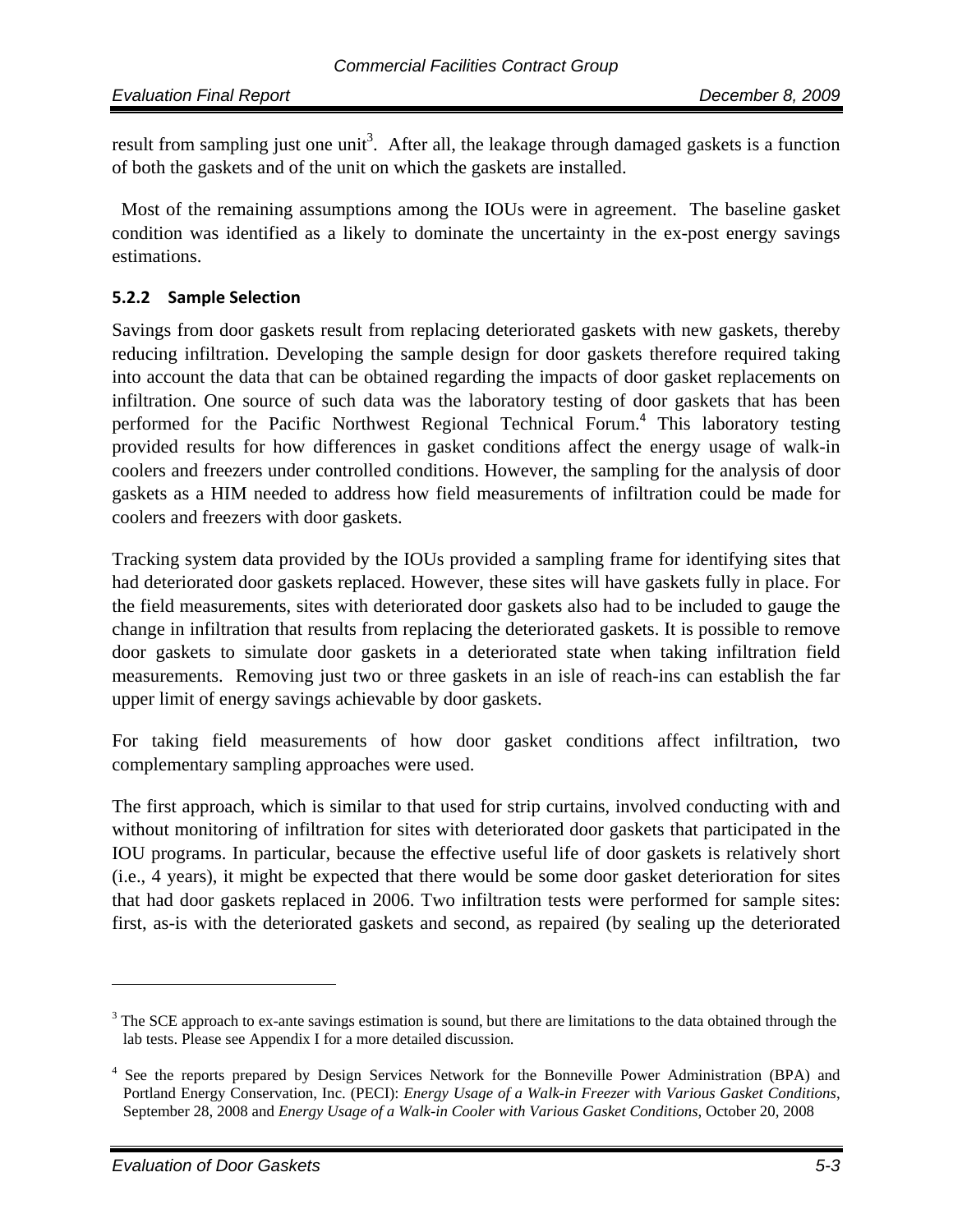result from sampling just one unit[3]. After all, the leakage through damaged gaskets is a function of both the gaskets and of the unit on which the gaskets are installed.

Most of the remaining assumptions among the IOUs were in agreement. The baseline gasket condition was identified as a likely to dominate the uncertainty in the ex-post energy savings estimations.

### 5.2.2 Sample Selection

Savings from door gaskets result from replacing deteriorated gaskets with new gaskets, thereby reducing infiltration. Developing the sample design for door gaskets therefore required taking into account the data that can be obtained regarding the impacts of door gasket replacements on infiltration. One source of such data was the laboratory testing of door gaskets that has been performed for the Pacific Northwest Regional Technical Forum.[4] This laboratory testing provided results for how differences in gasket conditions affect the energy usage of walk-in coolers and freezers under controlled conditions. However, the sampling for the analysis of door gaskets as a HIM needed to address how field measurements of infiltration could be made for coolers and freezers with door gaskets.

Tracking system data provided by the IOUs provided a sampling frame for identifying sites that had deteriorated door gaskets replaced. However, these sites will have gaskets fully in place. For the field measurements, sites with deteriorated door gaskets also had to be included to gauge the change in infiltration that results from replacing the deteriorated gaskets. It is possible to remove door gaskets to simulate door gaskets in a deteriorated state when taking infiltration field measurements. Removing just two or three gaskets in an isle of reach-ins can establish the far upper limit of energy savings achievable by door gaskets.

For taking field measurements of how door gasket conditions affect infiltration, two complementary sampling approaches were used.

The first approach, which is similar to that used for strip curtains, involved conducting with and without monitoring of infiltration for sites with deteriorated door gaskets that participated in the IOU programs. In particular, because the effective useful life of door gaskets is relatively short (i.e., 4 years), it might be expected that there would be some door gasket deterioration for sites that had door gaskets replaced in 2006. Two infiltration tests were performed for sample sites: first, as-is with the deteriorated gaskets and second, as repaired (by sealing up the deteriorated

---

[3] The SCE approach to ex-ante savings estimation is sound, but there are limitations to the data obtained through the lab tests. Please see Appendix I for a more detailed discussion.

[4] See the reports prepared by Design Services Network for the Bonneville Power Administration (BPA) and Portland Energy Conservation, Inc. (PECI): *Energy Usage of a Walk-in Freezer with Various Gasket Conditions*, September 28, 2008 and *Energy Usage of a Walk-in Cooler with Various Gasket Conditions*, October 20, 2008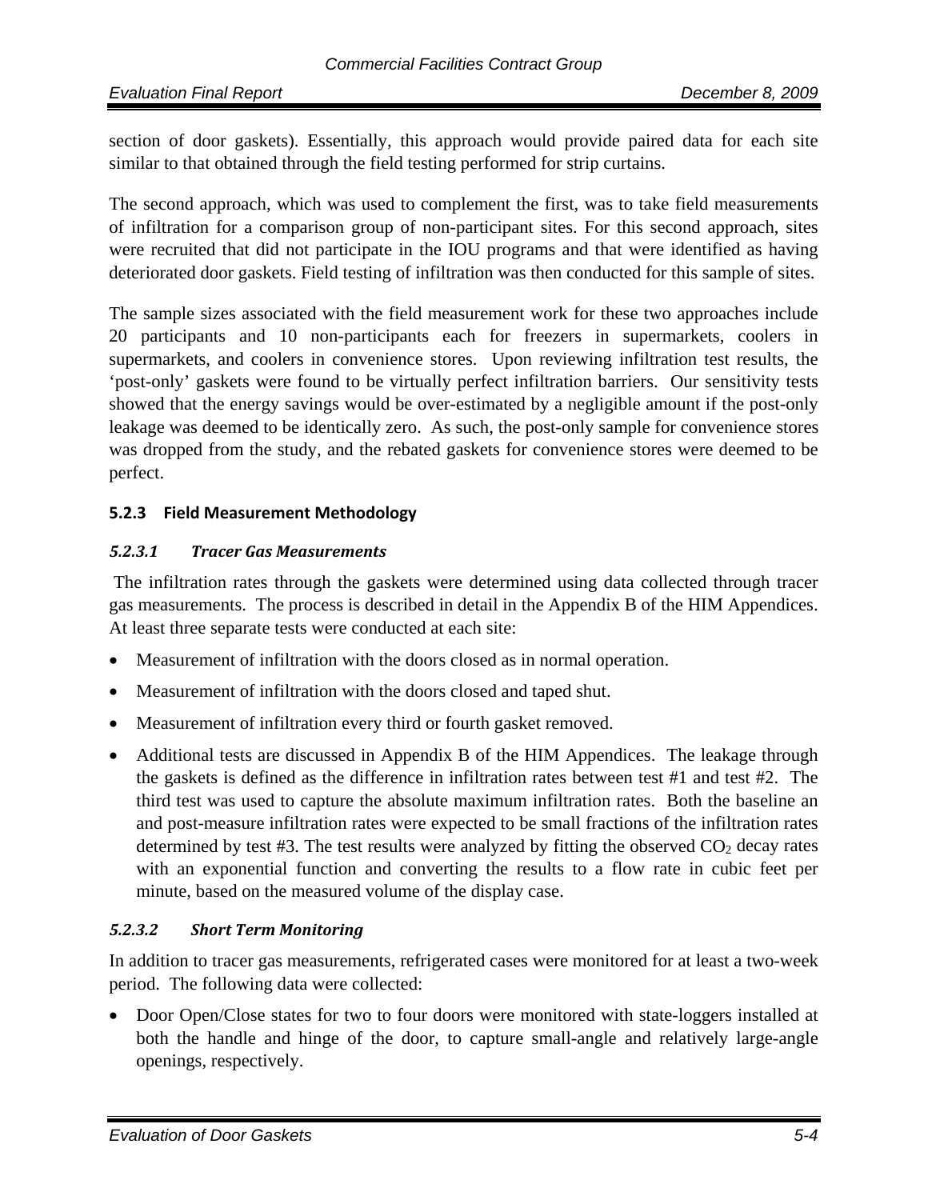section of door gaskets). Essentially, this approach would provide paired data for each site similar to that obtained through the field testing performed for strip curtains.

The second approach, which was used to complement the first, was to take field measurements of infiltration for a comparison group of non-participant sites. For this second approach, sites were recruited that did not participate in the IOU programs and that were identified as having deteriorated door gaskets. Field testing of infiltration was then conducted for this sample of sites.

The sample sizes associated with the field measurement work for these two approaches include 20 participants and 10 non-participants each for freezers in supermarkets, coolers in supermarkets, and coolers in convenience stores. Upon reviewing infiltration test results, the 'post-only' gaskets were found to be virtually perfect infiltration barriers. Our sensitivity tests showed that the energy savings would be over-estimated by a negligible amount if the post-only leakage was deemed to be identically zero. As such, the post-only sample for convenience stores was dropped from the study, and the rebated gaskets for convenience stores were deemed to be perfect.

### 5.2.3 Field Measurement Methodology

#### *5.2.3.1 Tracer Gas Measurements*

The infiltration rates through the gaskets were determined using data collected through tracer gas measurements. The process is described in detail in the Appendix B of the HIM Appendices. At least three separate tests were conducted at each site:

- Measurement of infiltration with the doors closed as in normal operation.
- Measurement of infiltration with the doors closed and taped shut.
- Measurement of infiltration every third or fourth gasket removed.
- Additional tests are discussed in Appendix B of the HIM Appendices. The leakage through the gaskets is defined as the difference in infiltration rates between test #1 and test #2. The third test was used to capture the absolute maximum infiltration rates. Both the baseline an and post-measure infiltration rates were expected to be small fractions of the infiltration rates determined by test #3. The test results were analyzed by fitting the observed $CO_2$ decay rates with an exponential function and converting the results to a flow rate in cubic feet per minute, based on the measured volume of the display case.

#### *5.2.3.2 Short Term Monitoring*

In addition to tracer gas measurements, refrigerated cases were monitored for at least a two-week period. The following data were collected:

- Door Open/Close states for two to four doors were monitored with state-loggers installed at both the handle and hinge of the door, to capture small-angle and relatively large-angle openings, respectively.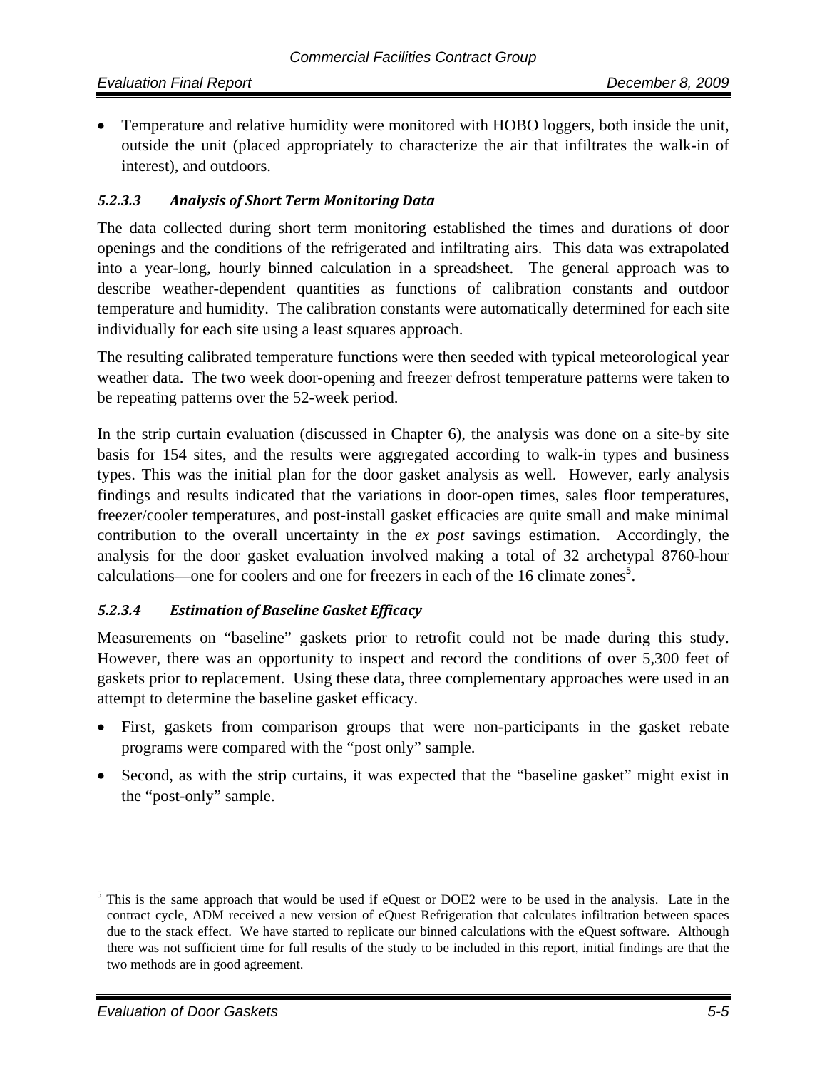- Temperature and relative humidity were monitored with HOBO loggers, both inside the unit, outside the unit (placed appropriately to characterize the air that infiltrates the walk-in of interest), and outdoors.

#### *5.2.3.3 Analysis of Short Term Monitoring Data*

The data collected during short term monitoring established the times and durations of door openings and the conditions of the refrigerated and infiltrating airs. This data was extrapolated into a year-long, hourly binned calculation in a spreadsheet. The general approach was to describe weather-dependent quantities as functions of calibration constants and outdoor temperature and humidity. The calibration constants were automatically determined for each site individually for each site using a least squares approach.

The resulting calibrated temperature functions were then seeded with typical meteorological year weather data. The two week door-opening and freezer defrost temperature patterns were taken to be repeating patterns over the 52-week period.

In the strip curtain evaluation (discussed in Chapter 6), the analysis was done on a site-by site basis for 154 sites, and the results were aggregated according to walk-in types and business types. This was the initial plan for the door gasket analysis as well. However, early analysis findings and results indicated that the variations in door-open times, sales floor temperatures, freezer/cooler temperatures, and post-install gasket efficacies are quite small and make minimal contribution to the overall uncertainty in the *ex post* savings estimation. Accordingly, the analysis for the door gasket evaluation involved making a total of 32 archetypal 8760-hour calculations—one for coolers and one for freezers in each of the 16 climate zones[5].

#### *5.2.3.4 Estimation of Baseline Gasket Efficacy*

Measurements on "baseline" gaskets prior to retrofit could not be made during this study. However, there was an opportunity to inspect and record the conditions of over 5,300 feet of gaskets prior to replacement. Using these data, three complementary approaches were used in an attempt to determine the baseline gasket efficacy.

- First, gaskets from comparison groups that were non-participants in the gasket rebate programs were compared with the "post only" sample.
- Second, as with the strip curtains, it was expected that the "baseline gasket" might exist in the "post-only" sample.

---

[5] This is the same approach that would be used if eQuest or DOE2 were to be used in the analysis. Late in the contract cycle, ADM received a new version of eQuest Refrigeration that calculates infiltration between spaces due to the stack effect. We have started to replicate our binned calculations with the eQuest software. Although there was not sufficient time for full results of the study to be included in this report, initial findings are that the two methods are in good agreement.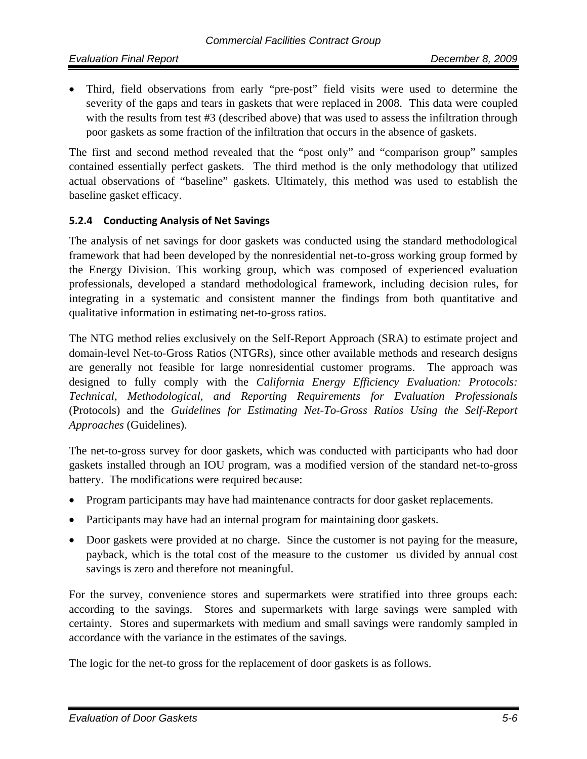- Third, field observations from early "pre-post" field visits were used to determine the severity of the gaps and tears in gaskets that were replaced in 2008. This data were coupled with the results from test #3 (described above) that was used to assess the infiltration through poor gaskets as some fraction of the infiltration that occurs in the absence of gaskets.

The first and second method revealed that the "post only" and "comparison group" samples contained essentially perfect gaskets. The third method is the only methodology that utilized actual observations of "baseline" gaskets. Ultimately, this method was used to establish the baseline gasket efficacy.

### 5.2.4 Conducting Analysis of Net Savings

The analysis of net savings for door gaskets was conducted using the standard methodological framework that had been developed by the nonresidential net-to-gross working group formed by the Energy Division. This working group, which was composed of experienced evaluation professionals, developed a standard methodological framework, including decision rules, for integrating in a systematic and consistent manner the findings from both quantitative and qualitative information in estimating net-to-gross ratios.

The NTG method relies exclusively on the Self-Report Approach (SRA) to estimate project and domain-level Net-to-Gross Ratios (NTGRs), since other available methods and research designs are generally not feasible for large nonresidential customer programs. The approach was designed to fully comply with the *California Energy Efficiency Evaluation: Protocols: Technical, Methodological, and Reporting Requirements for Evaluation Professionals* (Protocols) and the *Guidelines for Estimating Net-To-Gross Ratios Using the Self-Report Approaches* (Guidelines).

The net-to-gross survey for door gaskets, which was conducted with participants who had door gaskets installed through an IOU program, was a modified version of the standard net-to-gross battery. The modifications were required because:

- Program participants may have had maintenance contracts for door gasket replacements.
- Participants may have had an internal program for maintaining door gaskets.
- Door gaskets were provided at no charge. Since the customer is not paying for the measure, payback, which is the total cost of the measure to the customer us divided by annual cost savings is zero and therefore not meaningful.

For the survey, convenience stores and supermarkets were stratified into three groups each: according to the savings. Stores and supermarkets with large savings were sampled with certainty. Stores and supermarkets with medium and small savings were randomly sampled in accordance with the variance in the estimates of the savings.

The logic for the net-to gross for the replacement of door gaskets is as follows.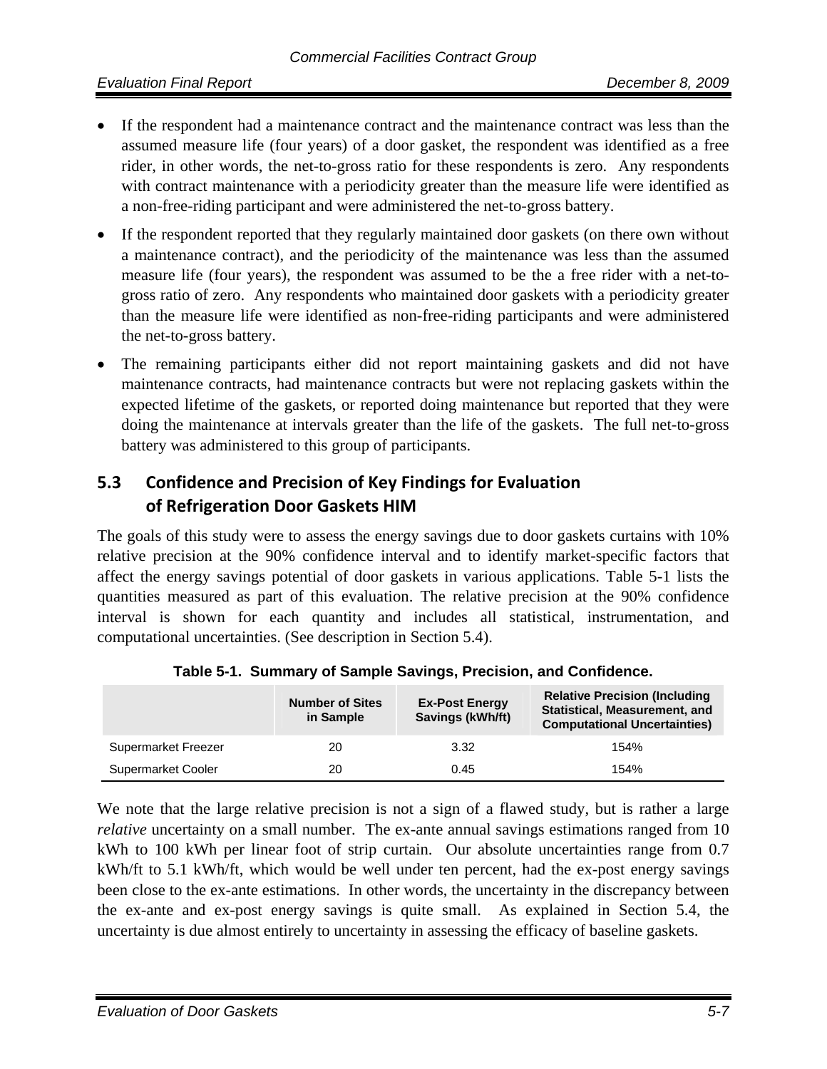- If the respondent had a maintenance contract and the maintenance contract was less than the assumed measure life (four years) of a door gasket, the respondent was identified as a free rider, in other words, the net-to-gross ratio for these respondents is zero. Any respondents with contract maintenance with a periodicity greater than the measure life were identified as a non-free-riding participant and were administered the net-to-gross battery.
- If the respondent reported that they regularly maintained door gaskets (on there own without a maintenance contract), and the periodicity of the maintenance was less than the assumed measure life (four years), the respondent was assumed to be the a free rider with a net-to-gross ratio of zero. Any respondents who maintained door gaskets with a periodicity greater than the measure life were identified as non-free-riding participants and were administered the net-to-gross battery.
- The remaining participants either did not report maintaining gaskets and did not have maintenance contracts, had maintenance contracts but were not replacing gaskets within the expected lifetime of the gaskets, or reported doing maintenance but reported that they were doing the maintenance at intervals greater than the life of the gaskets. The full net-to-gross battery was administered to this group of participants.

## 5.3 Confidence and Precision of Key Findings for Evaluation of Refrigeration Door Gaskets HIM

The goals of this study were to assess the energy savings due to door gaskets curtains with 10% relative precision at the 90% confidence interval and to identify market-specific factors that affect the energy savings potential of door gaskets in various applications. Table 5-1 lists the quantities measured as part of this evaluation. The relative precision at the 90% confidence interval is shown for each quantity and includes all statistical, instrumentation, and computational uncertainties. (See description in Section 5.4).

**Table 5-1. Summary of Sample Savings, Precision, and Confidence.**

| | Number of Sites in Sample | Ex-Post Energy Savings (kWh/ft) | Relative Precision (Including Statistical, Measurement, and Computational Uncertainties) |
|---|---|---|---|
| Supermarket Freezer | 20 | 3.32 | 154% |
| Supermarket Cooler | 20 | 0.45 | 154% |

We note that the large relative precision is not a sign of a flawed study, but is rather a large *relative* uncertainty on a small number. The ex-ante annual savings estimations ranged from 10 kWh to 100 kWh per linear foot of strip curtain. Our absolute uncertainties range from 0.7 kWh/ft to 5.1 kWh/ft, which would be well under ten percent, had the ex-post energy savings been close to the ex-ante estimations. In other words, the uncertainty in the discrepancy between the ex-ante and ex-post energy savings is quite small. As explained in Section 5.4, the uncertainty is due almost entirely to uncertainty in assessing the efficacy of baseline gaskets.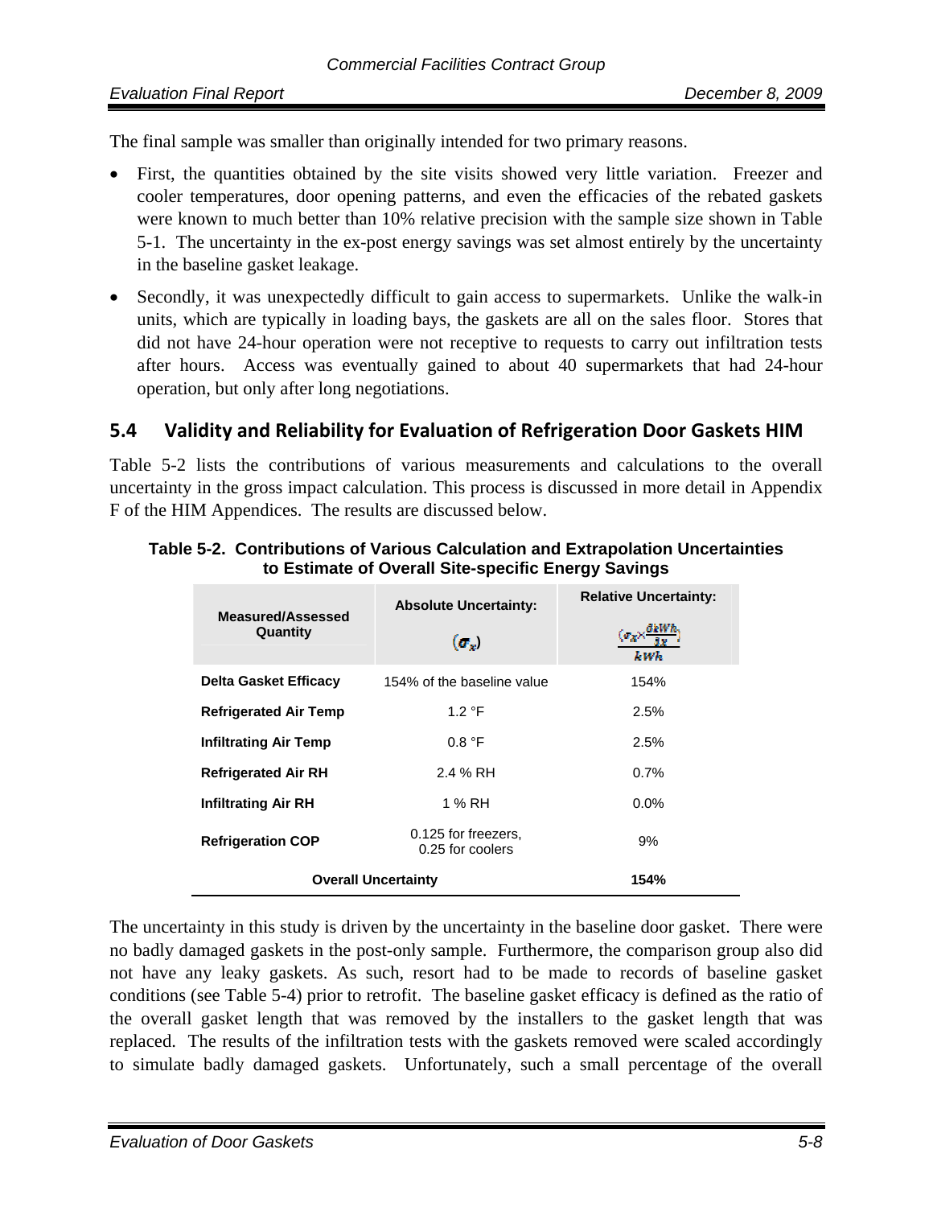The final sample was smaller than originally intended for two primary reasons.

- First, the quantities obtained by the site visits showed very little variation. Freezer and cooler temperatures, door opening patterns, and even the efficacies of the rebated gaskets were known to much better than 10% relative precision with the sample size shown in Table 5-1. The uncertainty in the ex-post energy savings was set almost entirely by the uncertainty in the baseline gasket leakage.
- Secondly, it was unexpectedly difficult to gain access to supermarkets. Unlike the walk-in units, which are typically in loading bays, the gaskets are all on the sales floor. Stores that did not have 24-hour operation were not receptive to requests to carry out infiltration tests after hours. Access was eventually gained to about 40 supermarkets that had 24-hour operation, but only after long negotiations.

## 5.4 Validity and Reliability for Evaluation of Refrigeration Door Gaskets HIM

Table 5-2 lists the contributions of various measurements and calculations to the overall uncertainty in the gross impact calculation. This process is discussed in more detail in Appendix F of the HIM Appendices. The results are discussed below.

**Table 5-2. Contributions of Various Calculation and Extrapolation Uncertainties to Estimate of Overall Site-specific Energy Savings**

| Measured/Assessed Quantity | Absolute Uncertainty: $(\sigma_x)$ | Relative Uncertainty: $\frac{(\sigma_x \times \frac{\partial kWh}{\partial x})}{kWh}$ |
|---|---|---|
| **Delta Gasket Efficacy** | 154% of the baseline value | 154% |
| **Refrigerated Air Temp** | 1.2 °F | 2.5% |
| **Infiltrating Air Temp** | 0.8 °F | 2.5% |
| **Refrigerated Air RH** | 2.4 % RH | 0.7% |
| **Infiltrating Air RH** | 1 % RH | 0.0% |
| **Refrigeration COP** | 0.125 for freezers, 0.25 for coolers | 9% |
| **Overall Uncertainty** | | **154%** |

The uncertainty in this study is driven by the uncertainty in the baseline door gasket. There were no badly damaged gaskets in the post-only sample. Furthermore, the comparison group also did not have any leaky gaskets. As such, resort had to be made to records of baseline gasket conditions (see Table 5-4) prior to retrofit. The baseline gasket efficacy is defined as the ratio of the overall gasket length that was removed by the installers to the gasket length that was replaced. The results of the infiltration tests with the gaskets removed were scaled accordingly to simulate badly damaged gaskets. Unfortunately, such a small percentage of the overall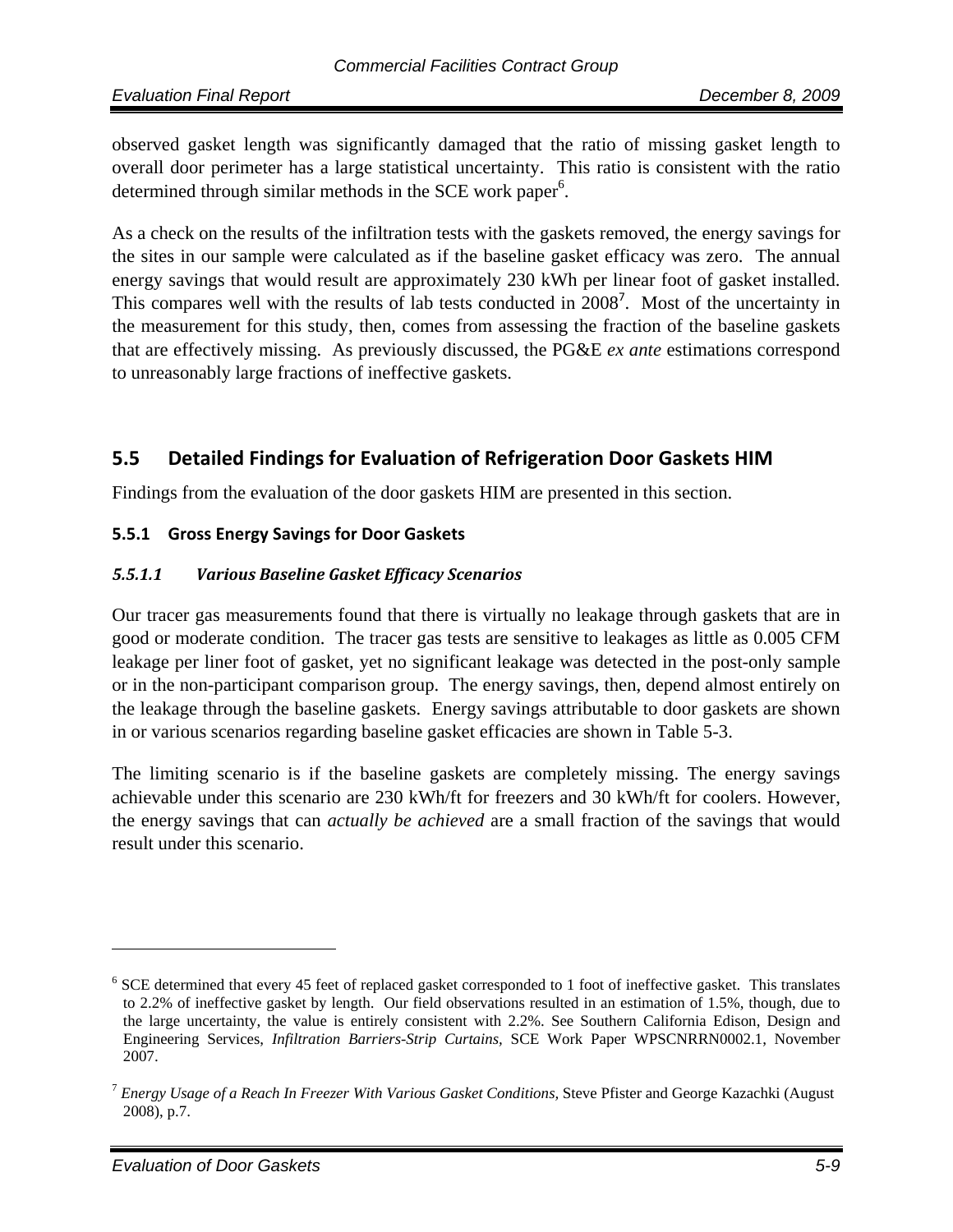observed gasket length was significantly damaged that the ratio of missing gasket length to overall door perimeter has a large statistical uncertainty. This ratio is consistent with the ratio determined through similar methods in the SCE work paper[6].

As a check on the results of the infiltration tests with the gaskets removed, the energy savings for the sites in our sample were calculated as if the baseline gasket efficacy was zero. The annual energy savings that would result are approximately 230 kWh per linear foot of gasket installed. This compares well with the results of lab tests conducted in 2008[7]. Most of the uncertainty in the measurement for this study, then, comes from assessing the fraction of the baseline gaskets that are effectively missing. As previously discussed, the PG&E *ex ante* estimations correspond to unreasonably large fractions of ineffective gaskets.

## 5.5 Detailed Findings for Evaluation of Refrigeration Door Gaskets HIM

Findings from the evaluation of the door gaskets HIM are presented in this section.

### 5.5.1 Gross Energy Savings for Door Gaskets

#### *5.5.1.1 Various Baseline Gasket Efficacy Scenarios*

Our tracer gas measurements found that there is virtually no leakage through gaskets that are in good or moderate condition. The tracer gas tests are sensitive to leakages as little as 0.005 CFM leakage per liner foot of gasket, yet no significant leakage was detected in the post-only sample or in the non-participant comparison group. The energy savings, then, depend almost entirely on the leakage through the baseline gaskets. Energy savings attributable to door gaskets are shown in or various scenarios regarding baseline gasket efficacies are shown in Table 5-3.

The limiting scenario is if the baseline gaskets are completely missing. The energy savings achievable under this scenario are 230 kWh/ft for freezers and 30 kWh/ft for coolers. However, the energy savings that can *actually be achieved* are a small fraction of the savings that would result under this scenario.

---

[6] SCE determined that every 45 feet of replaced gasket corresponded to 1 foot of ineffective gasket. This translates to 2.2% of ineffective gasket by length. Our field observations resulted in an estimation of 1.5%, though, due to the large uncertainty, the value is entirely consistent with 2.2%. See Southern California Edison, Design and Engineering Services, *Infiltration Barriers-Strip Curtains*, SCE Work Paper WPSCNRRN0002.1, November 2007.

[7] *Energy Usage of a Reach In Freezer With Various Gasket Conditions*, Steve Pfister and George Kazachki (August 2008), p.7.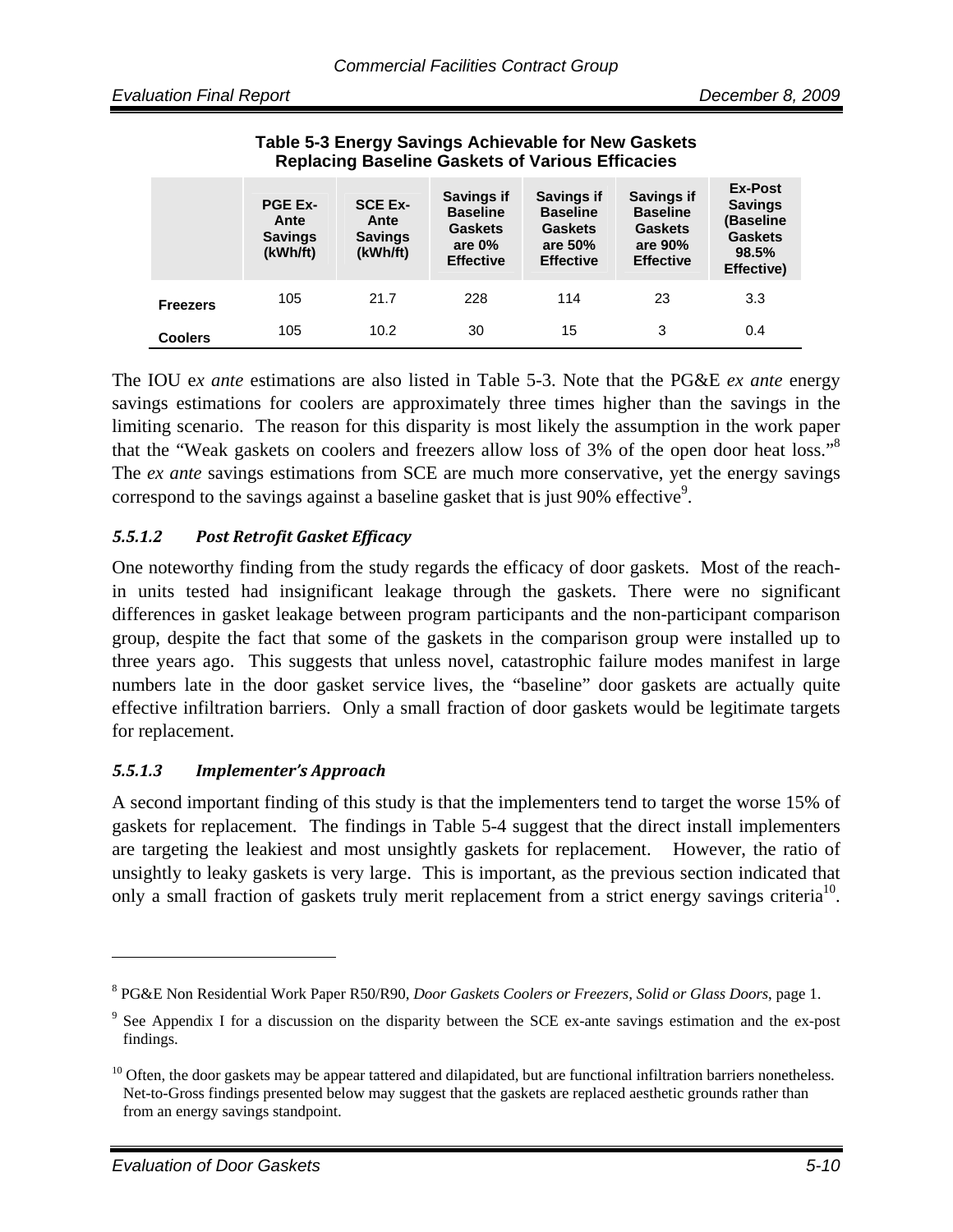**Table 5-3 Energy Savings Achievable for New Gaskets Replacing Baseline Gaskets of Various Efficacies**

| | PGE Ex-Ante Savings (kWh/ft) | SCE Ex-Ante Savings (kWh/ft) | Savings if Baseline Gaskets are 0% Effective | Savings if Baseline Gaskets are 50% Effective | Savings if Baseline Gaskets are 90% Effective | Ex-Post Savings (Baseline Gaskets 98.5% Effective) |
|---|---|---|---|---|---|---|
| **Freezers** | 105 | 21.7 | 228 | 114 | 23 | 3.3 |
| **Coolers** | 105 | 10.2 | 30 | 15 | 3 | 0.4 |

The IOU e*x ante* estimations are also listed in Table 5-3. Note that the PG&E *ex ante* energy savings estimations for coolers are approximately three times higher than the savings in the limiting scenario. The reason for this disparity is most likely the assumption in the work paper that the "Weak gaskets on coolers and freezers allow loss of 3% of the open door heat loss."[8] The *ex ante* savings estimations from SCE are much more conservative, yet the energy savings correspond to the savings against a baseline gasket that is just 90% effective[9].

#### *5.5.1.2 Post Retrofit Gasket Efficacy*

One noteworthy finding from the study regards the efficacy of door gaskets. Most of the reach-in units tested had insignificant leakage through the gaskets. There were no significant differences in gasket leakage between program participants and the non-participant comparison group, despite the fact that some of the gaskets in the comparison group were installed up to three years ago. This suggests that unless novel, catastrophic failure modes manifest in large numbers late in the door gasket service lives, the "baseline" door gaskets are actually quite effective infiltration barriers. Only a small fraction of door gaskets would be legitimate targets for replacement.

#### *5.5.1.3 Implementer's Approach*

A second important finding of this study is that the implementers tend to target the worse 15% of gaskets for replacement. The findings in Table 5-4 suggest that the direct install implementers are targeting the leakiest and most unsightly gaskets for replacement. However, the ratio of unsightly to leaky gaskets is very large. This is important, as the previous section indicated that only a small fraction of gaskets truly merit replacement from a strict energy savings criteria[10].

---

[8] PG&E Non Residential Work Paper R50/R90, *Door Gaskets Coolers or Freezers, Solid or Glass Doors*, page 1.

[9] See Appendix I for a discussion on the disparity between the SCE ex-ante savings estimation and the ex-post findings.

[10] Often, the door gaskets may be appear tattered and dilapidated, but are functional infiltration barriers nonetheless. Net-to-Gross findings presented below may suggest that the gaskets are replaced aesthetic grounds rather than from an energy savings standpoint.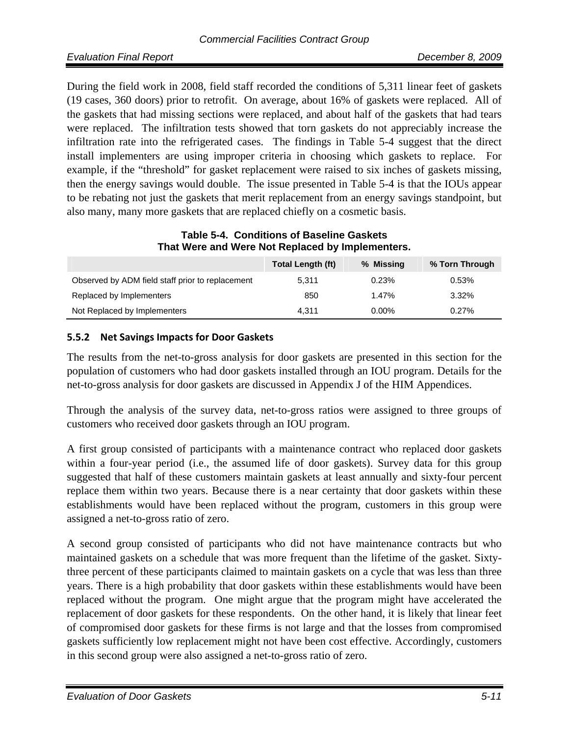During the field work in 2008, field staff recorded the conditions of 5,311 linear feet of gaskets (19 cases, 360 doors) prior to retrofit. On average, about 16% of gaskets were replaced. All of the gaskets that had missing sections were replaced, and about half of the gaskets that had tears were replaced. The infiltration tests showed that torn gaskets do not appreciably increase the infiltration rate into the refrigerated cases. The findings in Table 5-4 suggest that the direct install implementers are using improper criteria in choosing which gaskets to replace. For example, if the "threshold" for gasket replacement were raised to six inches of gaskets missing, then the energy savings would double. The issue presented in Table 5-4 is that the IOUs appear to be rebating not just the gaskets that merit replacement from an energy savings standpoint, but also many, many more gaskets that are replaced chiefly on a cosmetic basis.

**Table 5-4. Conditions of Baseline Gaskets That Were and Were Not Replaced by Implementers.**

| | Total Length (ft) | % Missing | % Torn Through |
|---|---|---|---|
| Observed by ADM field staff prior to replacement | 5,311 | 0.23% | 0.53% |
| Replaced by Implementers | 850 | 1.47% | 3.32% |
| Not Replaced by Implementers | 4,311 | 0.00% | 0.27% |

### 5.5.2 Net Savings Impacts for Door Gaskets

The results from the net-to-gross analysis for door gaskets are presented in this section for the population of customers who had door gaskets installed through an IOU program. Details for the net-to-gross analysis for door gaskets are discussed in Appendix J of the HIM Appendices.

Through the analysis of the survey data, net-to-gross ratios were assigned to three groups of customers who received door gaskets through an IOU program.

A first group consisted of participants with a maintenance contract who replaced door gaskets within a four-year period (i.e., the assumed life of door gaskets). Survey data for this group suggested that half of these customers maintain gaskets at least annually and sixty-four percent replace them within two years. Because there is a near certainty that door gaskets within these establishments would have been replaced without the program, customers in this group were assigned a net-to-gross ratio of zero.

A second group consisted of participants who did not have maintenance contracts but who maintained gaskets on a schedule that was more frequent than the lifetime of the gasket. Sixty-three percent of these participants claimed to maintain gaskets on a cycle that was less than three years. There is a high probability that door gaskets within these establishments would have been replaced without the program. One might argue that the program might have accelerated the replacement of door gaskets for these respondents. On the other hand, it is likely that linear feet of compromised door gaskets for these firms is not large and that the losses from compromised gaskets sufficiently low replacement might not have been cost effective. Accordingly, customers in this second group were also assigned a net-to-gross ratio of zero.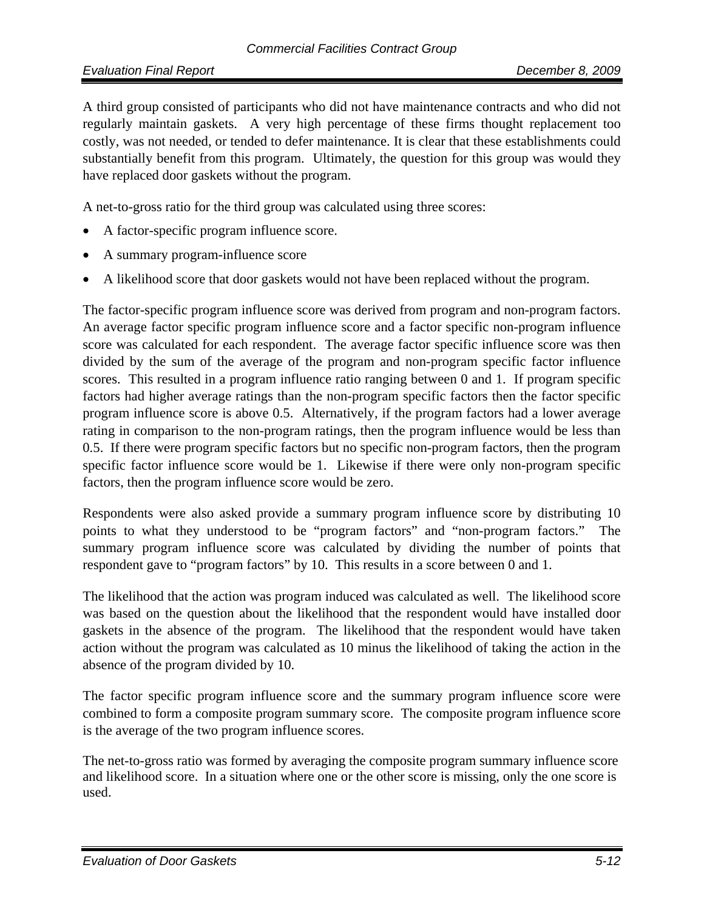A third group consisted of participants who did not have maintenance contracts and who did not regularly maintain gaskets. A very high percentage of these firms thought replacement too costly, was not needed, or tended to defer maintenance. It is clear that these establishments could substantially benefit from this program. Ultimately, the question for this group was would they have replaced door gaskets without the program.

A net-to-gross ratio for the third group was calculated using three scores:

- A factor-specific program influence score.
- A summary program-influence score
- A likelihood score that door gaskets would not have been replaced without the program.

The factor-specific program influence score was derived from program and non-program factors. An average factor specific program influence score and a factor specific non-program influence score was calculated for each respondent. The average factor specific influence score was then divided by the sum of the average of the program and non-program specific factor influence scores. This resulted in a program influence ratio ranging between 0 and 1. If program specific factors had higher average ratings than the non-program specific factors then the factor specific program influence score is above 0.5. Alternatively, if the program factors had a lower average rating in comparison to the non-program ratings, then the program influence would be less than 0.5. If there were program specific factors but no specific non-program factors, then the program specific factor influence score would be 1. Likewise if there were only non-program specific factors, then the program influence score would be zero.

Respondents were also asked provide a summary program influence score by distributing 10 points to what they understood to be "program factors" and "non-program factors." The summary program influence score was calculated by dividing the number of points that respondent gave to "program factors" by 10. This results in a score between 0 and 1.

The likelihood that the action was program induced was calculated as well. The likelihood score was based on the question about the likelihood that the respondent would have installed door gaskets in the absence of the program. The likelihood that the respondent would have taken action without the program was calculated as 10 minus the likelihood of taking the action in the absence of the program divided by 10.

The factor specific program influence score and the summary program influence score were combined to form a composite program summary score. The composite program influence score is the average of the two program influence scores.

The net-to-gross ratio was formed by averaging the composite program summary influence score and likelihood score. In a situation where one or the other score is missing, only the one score is used.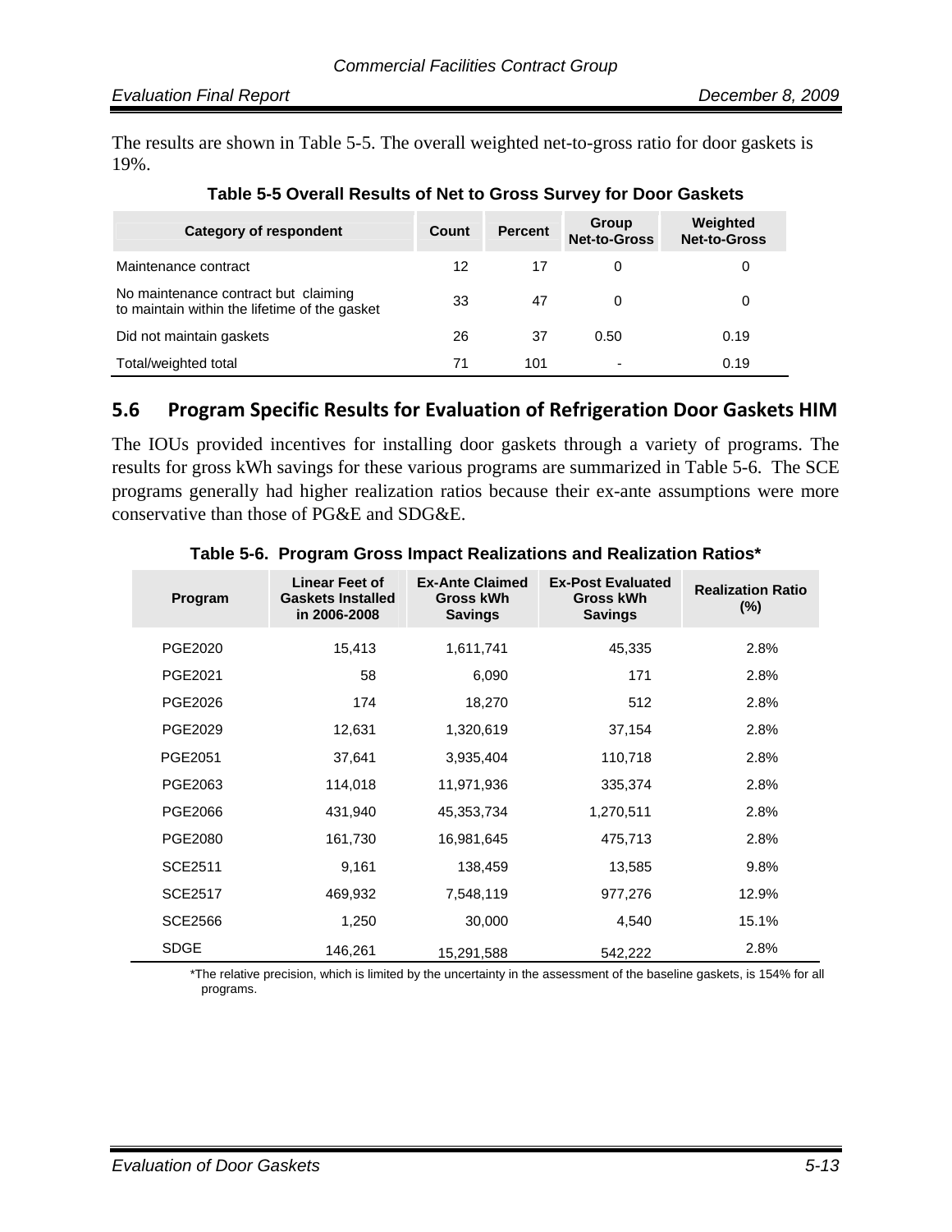The results are shown in Table 5-5. The overall weighted net-to-gross ratio for door gaskets is 19%.

**Table 5-5 Overall Results of Net to Gross Survey for Door Gaskets**

| Category of respondent | Count | Percent | Group Net-to-Gross | Weighted Net-to-Gross |
|---|---|---|---|---|
| Maintenance contract | 12 | 17 | 0 | 0 |
| No maintenance contract but claiming to maintain within the lifetime of the gasket | 33 | 47 | 0 | 0 |
| Did not maintain gaskets | 26 | 37 | 0.50 | 0.19 |
| Total/weighted total | 71 | 101 | - | 0.19 |

## 5.6 Program Specific Results for Evaluation of Refrigeration Door Gaskets HIM

The IOUs provided incentives for installing door gaskets through a variety of programs. The results for gross kWh savings for these various programs are summarized in Table 5-6. The SCE programs generally had higher realization ratios because their ex-ante assumptions were more conservative than those of PG&E and SDG&E.

**Table 5-6. Program Gross Impact Realizations and Realization Ratios***

| Program | Linear Feet of Gaskets Installed in 2006-2008 | Ex-Ante Claimed Gross kWh Savings | Ex-Post Evaluated Gross kWh Savings | Realization Ratio (%) |
|---|---|---|---|---|
| PGE2020 | 15,413 | 1,611,741 | 45,335 | 2.8% |
| PGE2021 | 58 | 6,090 | 171 | 2.8% |
| PGE2026 | 174 | 18,270 | 512 | 2.8% |
| PGE2029 | 12,631 | 1,320,619 | 37,154 | 2.8% |
| PGE2051 | 37,641 | 3,935,404 | 110,718 | 2.8% |
| PGE2063 | 114,018 | 11,971,936 | 335,374 | 2.8% |
| PGE2066 | 431,940 | 45,353,734 | 1,270,511 | 2.8% |
| PGE2080 | 161,730 | 16,981,645 | 475,713 | 2.8% |
| SCE2511 | 9,161 | 138,459 | 13,585 | 9.8% |
| SCE2517 | 469,932 | 7,548,119 | 977,276 | 12.9% |
| SCE2566 | 1,250 | 30,000 | 4,540 | 15.1% |
| SDGE | 146,261 | 15,291,588 | 542,222 | 2.8% |

*The relative precision, which is limited by the uncertainty in the assessment of the baseline gaskets, is 154% for all programs.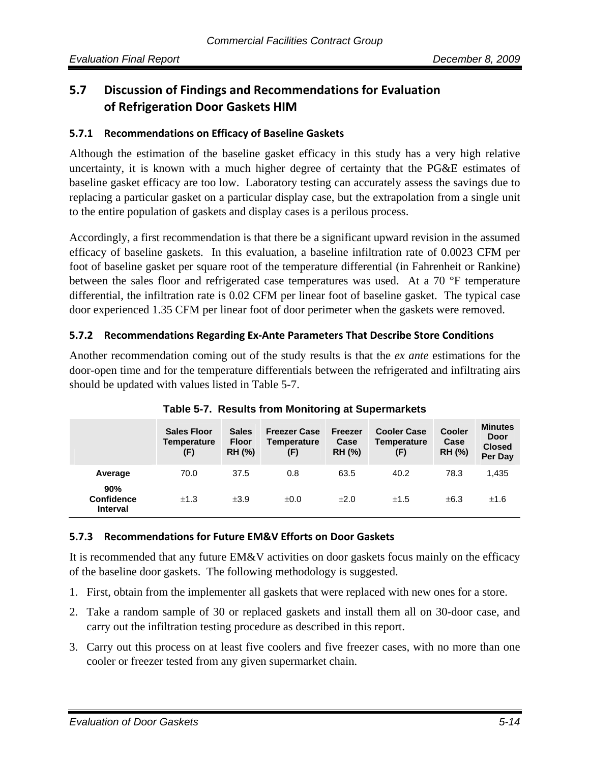## 5.7 Discussion of Findings and Recommendations for Evaluation of Refrigeration Door Gaskets HIM

### 5.7.1 Recommendations on Efficacy of Baseline Gaskets

Although the estimation of the baseline gasket efficacy in this study has a very high relative uncertainty, it is known with a much higher degree of certainty that the PG&E estimates of baseline gasket efficacy are too low. Laboratory testing can accurately assess the savings due to replacing a particular gasket on a particular display case, but the extrapolation from a single unit to the entire population of gaskets and display cases is a perilous process.

Accordingly, a first recommendation is that there be a significant upward revision in the assumed efficacy of baseline gaskets. In this evaluation, a baseline infiltration rate of 0.0023 CFM per foot of baseline gasket per square root of the temperature differential (in Fahrenheit or Rankine) between the sales floor and refrigerated case temperatures was used. At a 70 °F temperature differential, the infiltration rate is 0.02 CFM per linear foot of baseline gasket. The typical case door experienced 1.35 CFM per linear foot of door perimeter when the gaskets were removed.

### 5.7.2 Recommendations Regarding Ex-Ante Parameters That Describe Store Conditions

Another recommendation coming out of the study results is that the *ex ante* estimations for the door-open time and for the temperature differentials between the refrigerated and infiltrating airs should be updated with values listed in Table 5-7.

**Table 5-7. Results from Monitoring at Supermarkets**

| | Sales Floor Temperature (F) | Sales Floor RH (%) | Freezer Case Temperature (F) | Freezer Case RH (%) | Cooler Case Temperature (F) | Cooler Case RH (%) | Minutes Door Closed Per Day |
|---|---|---|---|---|---|---|---|
| **Average** | 70.0 | 37.5 | 0.8 | 63.5 | 40.2 | 78.3 | 1,435 |
| **90% Confidence Interval** | ±1.3 | ±3.9 | ±0.0 | ±2.0 | ±1.5 | ±6.3 | ±1.6 |

### 5.7.3 Recommendations for Future EM&V Efforts on Door Gaskets

It is recommended that any future EM&V activities on door gaskets focus mainly on the efficacy of the baseline door gaskets. The following methodology is suggested.

1. First, obtain from the implementer all gaskets that were replaced with new ones for a store.
2. Take a random sample of 30 or replaced gaskets and install them all on 30-door case, and carry out the infiltration testing procedure as described in this report.
3. Carry out this process on at least five coolers and five freezer cases, with no more than one cooler or freezer tested from any given supermarket chain.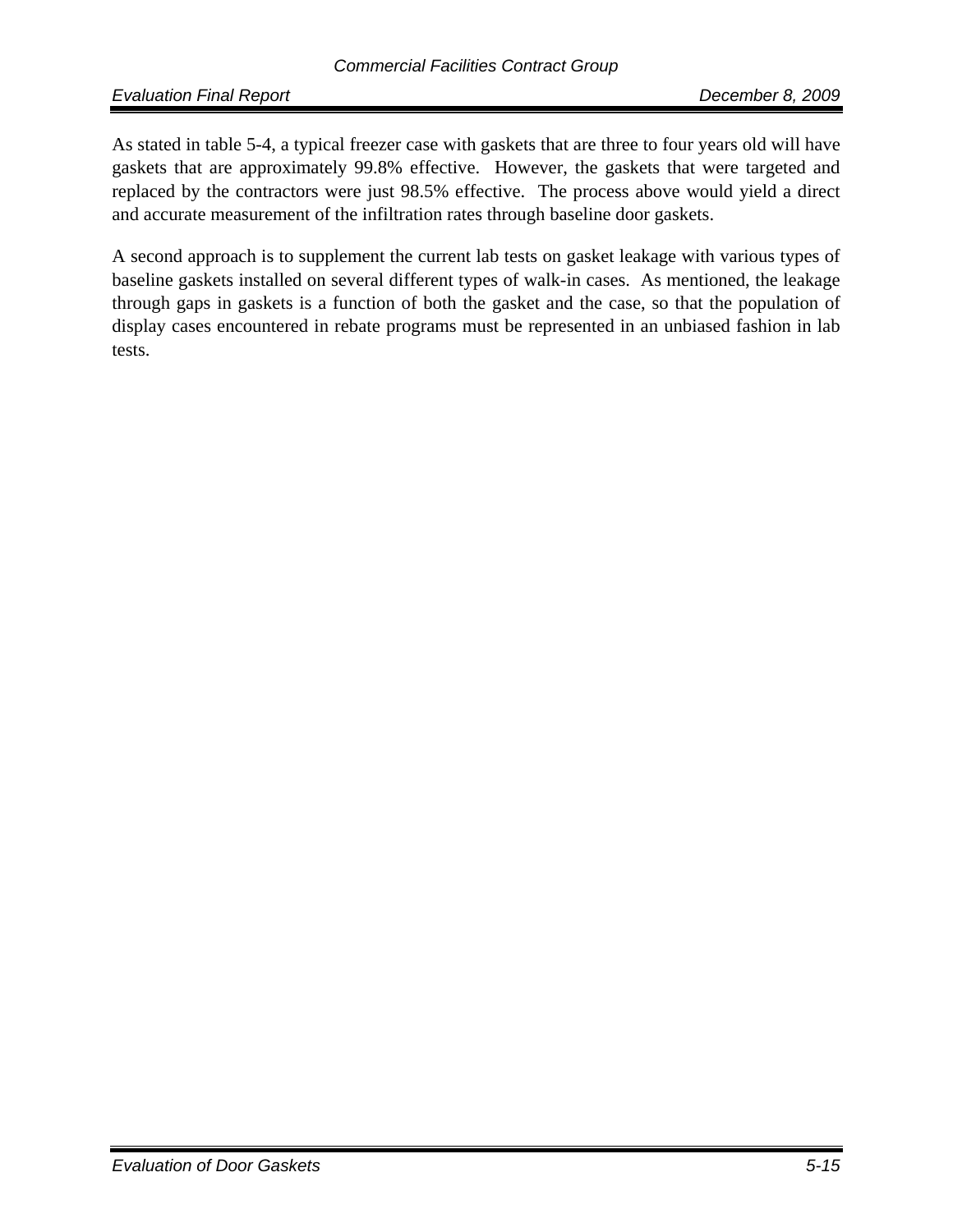As stated in table 5-4, a typical freezer case with gaskets that are three to four years old will have gaskets that are approximately 99.8% effective. However, the gaskets that were targeted and replaced by the contractors were just 98.5% effective. The process above would yield a direct and accurate measurement of the infiltration rates through baseline door gaskets.

A second approach is to supplement the current lab tests on gasket leakage with various types of baseline gaskets installed on several different types of walk-in cases. As mentioned, the leakage through gaps in gaskets is a function of both the gasket and the case, so that the population of display cases encountered in rebate programs must be represented in an unbiased fashion in lab tests.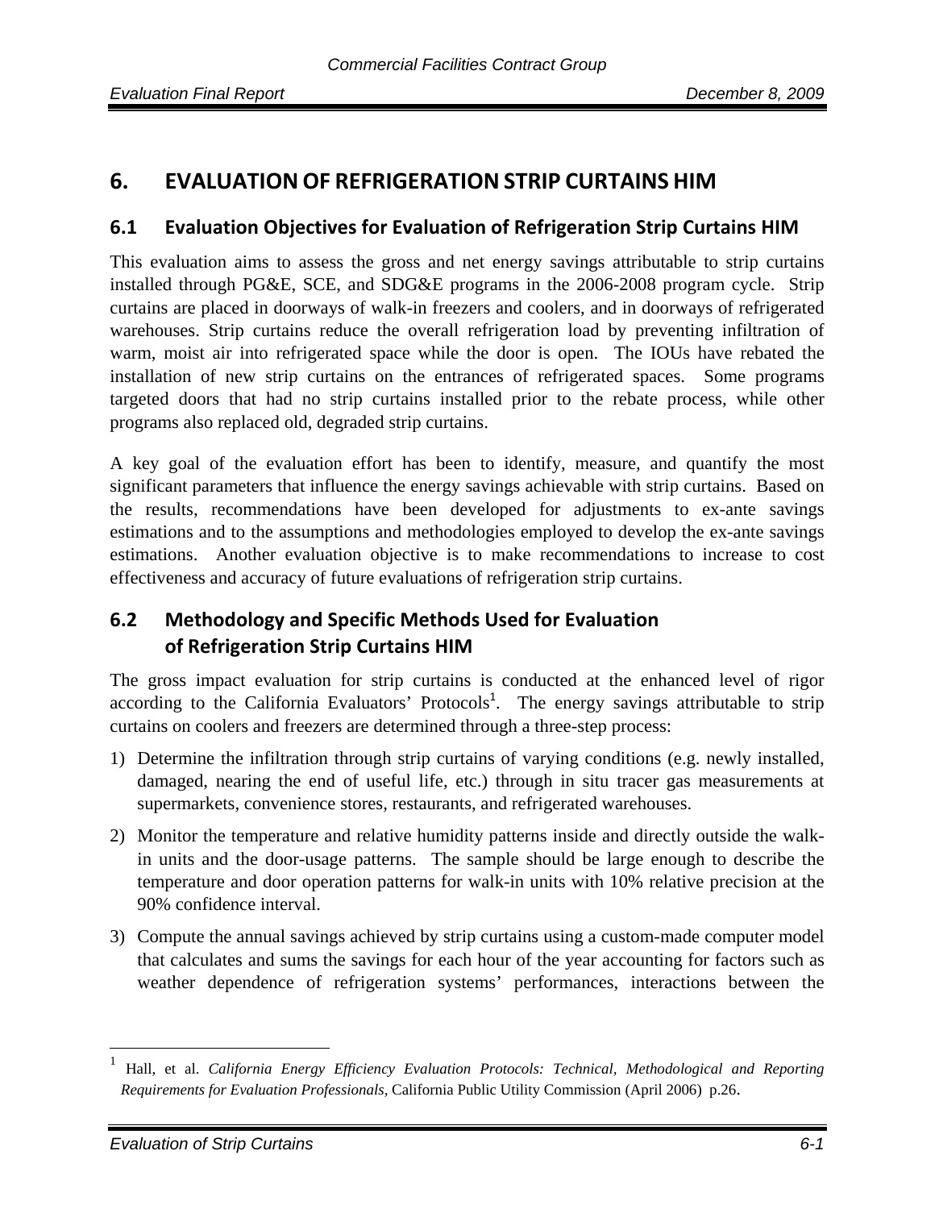# 6. EVALUATION OF REFRIGERATION STRIP CURTAINS HIM

## 6.1 Evaluation Objectives for Evaluation of Refrigeration Strip Curtains HIM

This evaluation aims to assess the gross and net energy savings attributable to strip curtains installed through PG&E, SCE, and SDG&E programs in the 2006-2008 program cycle. Strip curtains are placed in doorways of walk-in freezers and coolers, and in doorways of refrigerated warehouses. Strip curtains reduce the overall refrigeration load by preventing infiltration of warm, moist air into refrigerated space while the door is open. The IOUs have rebated the installation of new strip curtains on the entrances of refrigerated spaces. Some programs targeted doors that had no strip curtains installed prior to the rebate process, while other programs also replaced old, degraded strip curtains.

A key goal of the evaluation effort has been to identify, measure, and quantify the most significant parameters that influence the energy savings achievable with strip curtains. Based on the results, recommendations have been developed for adjustments to ex-ante savings estimations and to the assumptions and methodologies employed to develop the ex-ante savings estimations. Another evaluation objective is to make recommendations to increase to cost effectiveness and accuracy of future evaluations of refrigeration strip curtains.

## 6.2 Methodology and Specific Methods Used for Evaluation of Refrigeration Strip Curtains HIM

The gross impact evaluation for strip curtains is conducted at the enhanced level of rigor according to the California Evaluators' Protocols[1]. The energy savings attributable to strip curtains on coolers and freezers are determined through a three-step process:

1) Determine the infiltration through strip curtains of varying conditions (e.g. newly installed, damaged, nearing the end of useful life, etc.) through in situ tracer gas measurements at supermarkets, convenience stores, restaurants, and refrigerated warehouses.
2) Monitor the temperature and relative humidity patterns inside and directly outside the walk-in units and the door-usage patterns. The sample should be large enough to describe the temperature and door operation patterns for walk-in units with 10% relative precision at the 90% confidence interval.
3) Compute the annual savings achieved by strip curtains using a custom-made computer model that calculates and sums the savings for each hour of the year accounting for factors such as weather dependence of refrigeration systems' performances, interactions between the

---

[1] Hall, et al. *California Energy Efficiency Evaluation Protocols: Technical, Methodological and Reporting Requirements for Evaluation Professionals,* California Public Utility Commission (April 2006) p.26.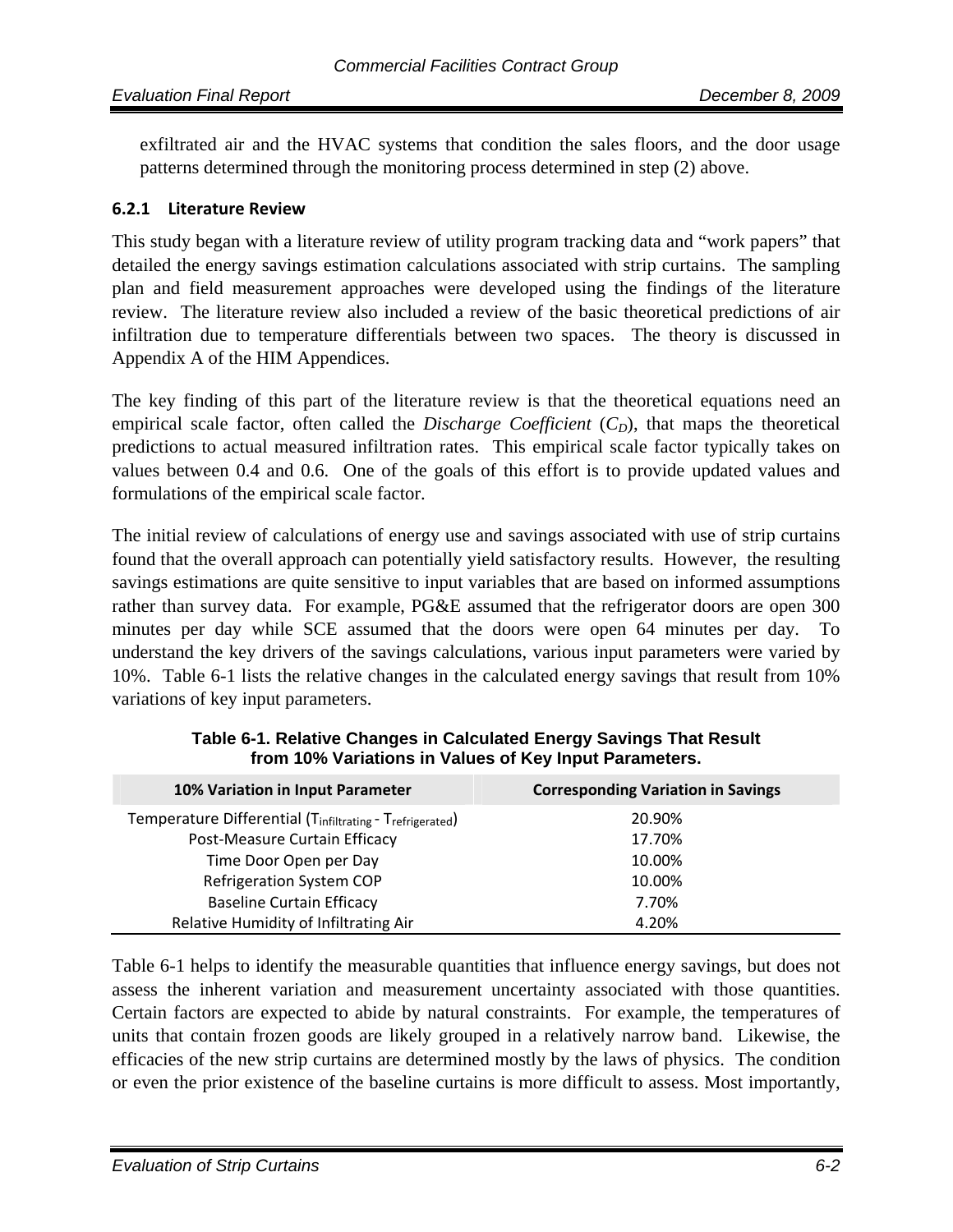exfiltrated air and the HVAC systems that condition the sales floors, and the door usage patterns determined through the monitoring process determined in step (2) above.

### 6.2.1 Literature Review

This study began with a literature review of utility program tracking data and "work papers" that detailed the energy savings estimation calculations associated with strip curtains. The sampling plan and field measurement approaches were developed using the findings of the literature review. The literature review also included a review of the basic theoretical predictions of air infiltration due to temperature differentials between two spaces. The theory is discussed in Appendix A of the HIM Appendices.

The key finding of this part of the literature review is that the theoretical equations need an empirical scale factor, often called the *Discharge Coefficient* ($C_D$), that maps the theoretical predictions to actual measured infiltration rates. This empirical scale factor typically takes on values between 0.4 and 0.6. One of the goals of this effort is to provide updated values and formulations of the empirical scale factor.

The initial review of calculations of energy use and savings associated with use of strip curtains found that the overall approach can potentially yield satisfactory results. However, the resulting savings estimations are quite sensitive to input variables that are based on informed assumptions rather than survey data. For example, PG&E assumed that the refrigerator doors are open 300 minutes per day while SCE assumed that the doors were open 64 minutes per day. To understand the key drivers of the savings calculations, various input parameters were varied by 10%. Table 6-1 lists the relative changes in the calculated energy savings that result from 10% variations of key input parameters.

**Table 6-1. Relative Changes in Calculated Energy Savings That Result from 10% Variations in Values of Key Input Parameters.**

| 10% Variation in Input Parameter | Corresponding Variation in Savings |
|---|---|
| Temperature Differential ($T_{infiltrating} - T_{refrigerated}$) | 20.90% |
| Post-Measure Curtain Efficacy | 17.70% |
| Time Door Open per Day | 10.00% |
| Refrigeration System COP | 10.00% |
| Baseline Curtain Efficacy | 7.70% |
| Relative Humidity of Infiltrating Air | 4.20% |

Table 6-1 helps to identify the measurable quantities that influence energy savings, but does not assess the inherent variation and measurement uncertainty associated with those quantities. Certain factors are expected to abide by natural constraints. For example, the temperatures of units that contain frozen goods are likely grouped in a relatively narrow band. Likewise, the efficacies of the new strip curtains are determined mostly by the laws of physics. The condition or even the prior existence of the baseline curtains is more difficult to assess. Most importantly,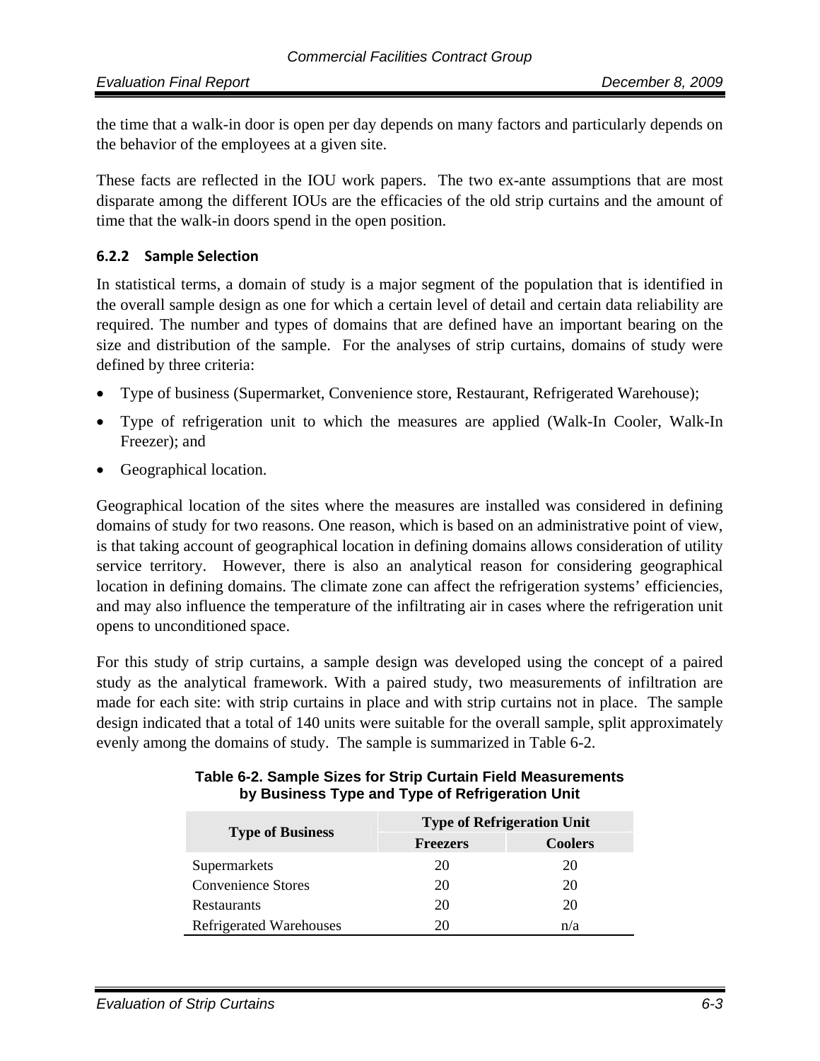the time that a walk-in door is open per day depends on many factors and particularly depends on the behavior of the employees at a given site.

These facts are reflected in the IOU work papers. The two ex-ante assumptions that are most disparate among the different IOUs are the efficacies of the old strip curtains and the amount of time that the walk-in doors spend in the open position.

### 6.2.2 Sample Selection

In statistical terms, a domain of study is a major segment of the population that is identified in the overall sample design as one for which a certain level of detail and certain data reliability are required. The number and types of domains that are defined have an important bearing on the size and distribution of the sample. For the analyses of strip curtains, domains of study were defined by three criteria:

- Type of business (Supermarket, Convenience store, Restaurant, Refrigerated Warehouse);
- Type of refrigeration unit to which the measures are applied (Walk-In Cooler, Walk-In Freezer); and
- Geographical location.

Geographical location of the sites where the measures are installed was considered in defining domains of study for two reasons. One reason, which is based on an administrative point of view, is that taking account of geographical location in defining domains allows consideration of utility service territory. However, there is also an analytical reason for considering geographical location in defining domains. The climate zone can affect the refrigeration systems' efficiencies, and may also influence the temperature of the infiltrating air in cases where the refrigeration unit opens to unconditioned space.

For this study of strip curtains, a sample design was developed using the concept of a paired study as the analytical framework. With a paired study, two measurements of infiltration are made for each site: with strip curtains in place and with strip curtains not in place. The sample design indicated that a total of 140 units were suitable for the overall sample, split approximately evenly among the domains of study. The sample is summarized in Table 6-2.

**Table 6-2. Sample Sizes for Strip Curtain Field Measurements by Business Type and Type of Refrigeration Unit**

| Type of Business | Type of Refrigeration Unit | |
|---|---|---|
| | Freezers | Coolers |
| Supermarkets | 20 | 20 |
| Convenience Stores | 20 | 20 |
| Restaurants | 20 | 20 |
| Refrigerated Warehouses | 20 | n/a |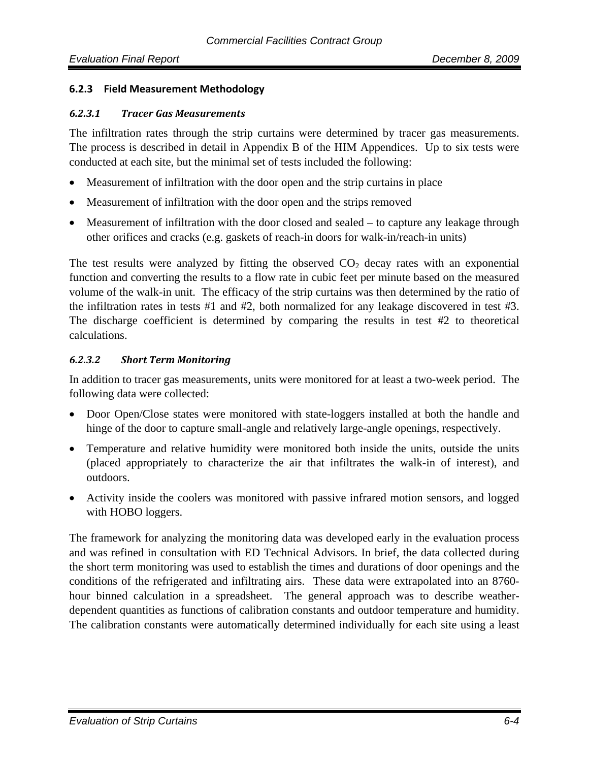### 6.2.3 Field Measurement Methodology

#### *6.2.3.1 Tracer Gas Measurements*

The infiltration rates through the strip curtains were determined by tracer gas measurements. The process is described in detail in Appendix B of the HIM Appendices. Up to six tests were conducted at each site, but the minimal set of tests included the following:

- Measurement of infiltration with the door open and the strip curtains in place
- Measurement of infiltration with the door open and the strips removed
- Measurement of infiltration with the door closed and sealed – to capture any leakage through other orifices and cracks (e.g. gaskets of reach-in doors for walk-in/reach-in units)

The test results were analyzed by fitting the observed $CO_2$ decay rates with an exponential function and converting the results to a flow rate in cubic feet per minute based on the measured volume of the walk-in unit. The efficacy of the strip curtains was then determined by the ratio of the infiltration rates in tests #1 and #2, both normalized for any leakage discovered in test #3. The discharge coefficient is determined by comparing the results in test #2 to theoretical calculations.

#### *6.2.3.2 Short Term Monitoring*

In addition to tracer gas measurements, units were monitored for at least a two-week period. The following data were collected:

- Door Open/Close states were monitored with state-loggers installed at both the handle and hinge of the door to capture small-angle and relatively large-angle openings, respectively.
- Temperature and relative humidity were monitored both inside the units, outside the units (placed appropriately to characterize the air that infiltrates the walk-in of interest), and outdoors.
- Activity inside the coolers was monitored with passive infrared motion sensors, and logged with HOBO loggers.

The framework for analyzing the monitoring data was developed early in the evaluation process and was refined in consultation with ED Technical Advisors. In brief, the data collected during the short term monitoring was used to establish the times and durations of door openings and the conditions of the refrigerated and infiltrating airs. These data were extrapolated into an 8760-hour binned calculation in a spreadsheet. The general approach was to describe weather-dependent quantities as functions of calibration constants and outdoor temperature and humidity. The calibration constants were automatically determined individually for each site using a least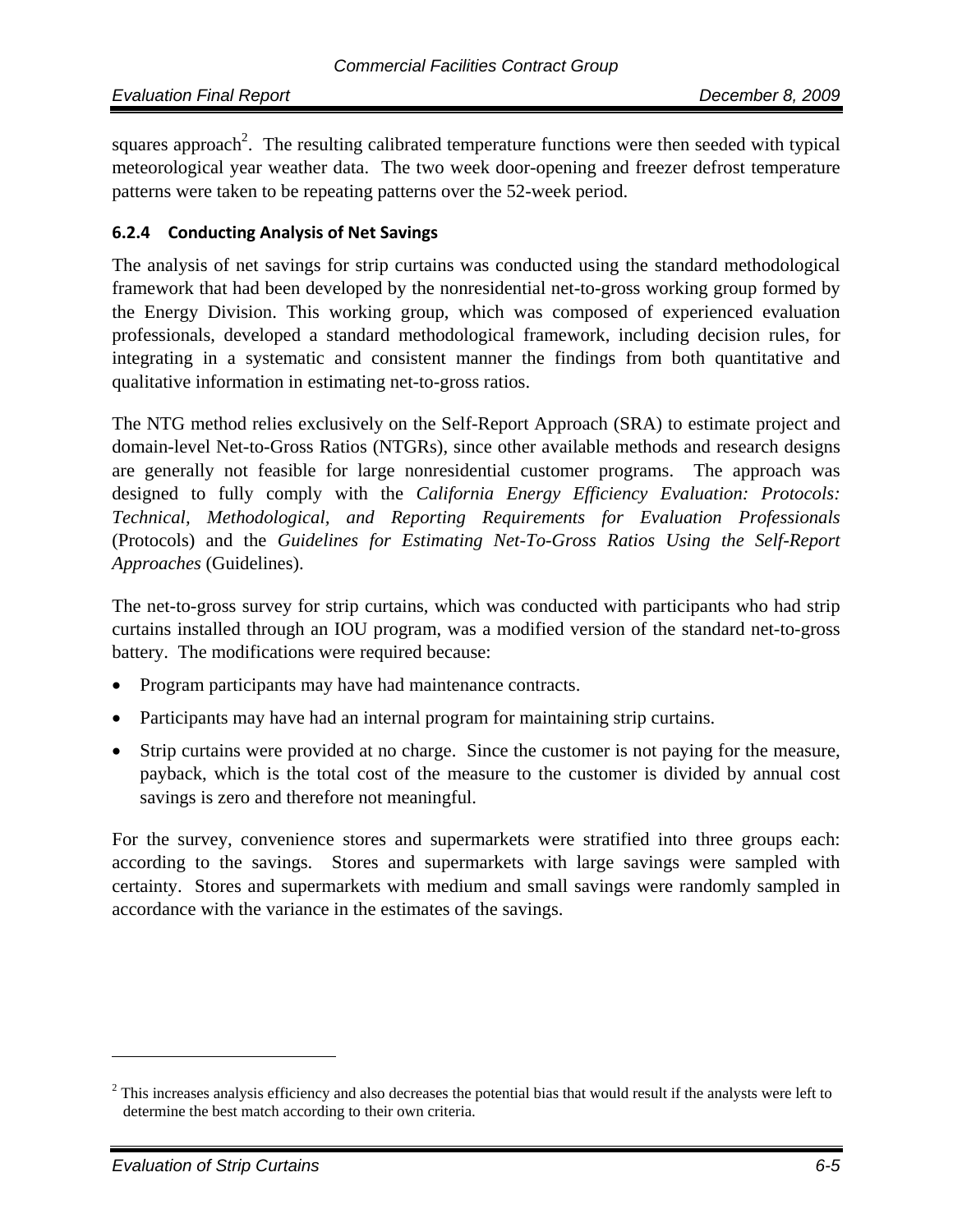squares approach[2]. The resulting calibrated temperature functions were then seeded with typical meteorological year weather data. The two week door-opening and freezer defrost temperature patterns were taken to be repeating patterns over the 52-week period.

### 6.2.4 Conducting Analysis of Net Savings

The analysis of net savings for strip curtains was conducted using the standard methodological framework that had been developed by the nonresidential net-to-gross working group formed by the Energy Division. This working group, which was composed of experienced evaluation professionals, developed a standard methodological framework, including decision rules, for integrating in a systematic and consistent manner the findings from both quantitative and qualitative information in estimating net-to-gross ratios.

The NTG method relies exclusively on the Self-Report Approach (SRA) to estimate project and domain-level Net-to-Gross Ratios (NTGRs), since other available methods and research designs are generally not feasible for large nonresidential customer programs. The approach was designed to fully comply with the *California Energy Efficiency Evaluation: Protocols: Technical, Methodological, and Reporting Requirements for Evaluation Professionals* (Protocols) and the *Guidelines for Estimating Net-To-Gross Ratios Using the Self-Report Approaches* (Guidelines).

The net-to-gross survey for strip curtains, which was conducted with participants who had strip curtains installed through an IOU program, was a modified version of the standard net-to-gross battery. The modifications were required because:

- Program participants may have had maintenance contracts.
- Participants may have had an internal program for maintaining strip curtains.
- Strip curtains were provided at no charge. Since the customer is not paying for the measure, payback, which is the total cost of the measure to the customer is divided by annual cost savings is zero and therefore not meaningful.

For the survey, convenience stores and supermarkets were stratified into three groups each: according to the savings. Stores and supermarkets with large savings were sampled with certainty. Stores and supermarkets with medium and small savings were randomly sampled in accordance with the variance in the estimates of the savings.

---

[2] This increases analysis efficiency and also decreases the potential bias that would result if the analysts were left to determine the best match according to their own criteria.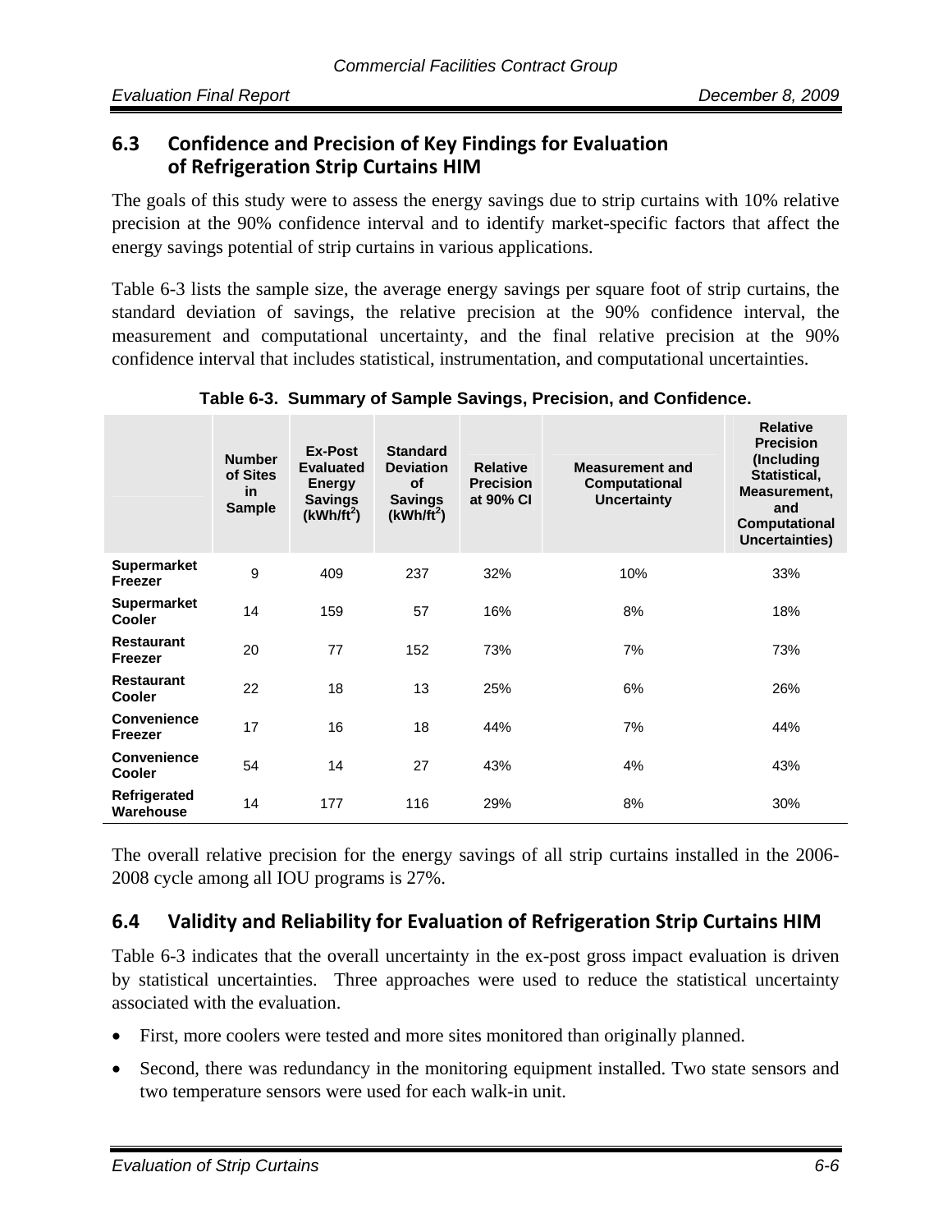## 6.3 Confidence and Precision of Key Findings for Evaluation of Refrigeration Strip Curtains HIM

The goals of this study were to assess the energy savings due to strip curtains with 10% relative precision at the 90% confidence interval and to identify market-specific factors that affect the energy savings potential of strip curtains in various applications.

Table 6-3 lists the sample size, the average energy savings per square foot of strip curtains, the standard deviation of savings, the relative precision at the 90% confidence interval, the measurement and computational uncertainty, and the final relative precision at the 90% confidence interval that includes statistical, instrumentation, and computational uncertainties.

**Table 6-3. Summary of Sample Savings, Precision, and Confidence.**

| | Number of Sites in Sample | Ex-Post Evaluated Energy Savings ($kWh/ft^2$) | Standard Deviation of Savings ($kWh/ft^2$) | Relative Precision at 90% CI | Measurement and Computational Uncertainty | Relative Precision (Including Statistical, Measurement, and Computational Uncertainties) |
|---|---|---|---|---|---|---|
| **Supermarket Freezer** | 9 | 409 | 237 | 32% | 10% | 33% |
| **Supermarket Cooler** | 14 | 159 | 57 | 16% | 8% | 18% |
| **Restaurant Freezer** | 20 | 77 | 152 | 73% | 7% | 73% |
| **Restaurant Cooler** | 22 | 18 | 13 | 25% | 6% | 26% |
| **Convenience Freezer** | 17 | 16 | 18 | 44% | 7% | 44% |
| **Convenience Cooler** | 54 | 14 | 27 | 43% | 4% | 43% |
| **Refrigerated Warehouse** | 14 | 177 | 116 | 29% | 8% | 30% |

The overall relative precision for the energy savings of all strip curtains installed in the 2006-2008 cycle among all IOU programs is 27%.

## 6.4 Validity and Reliability for Evaluation of Refrigeration Strip Curtains HIM

Table 6-3 indicates that the overall uncertainty in the ex-post gross impact evaluation is driven by statistical uncertainties. Three approaches were used to reduce the statistical uncertainty associated with the evaluation.

- First, more coolers were tested and more sites monitored than originally planned.
- Second, there was redundancy in the monitoring equipment installed. Two state sensors and two temperature sensors were used for each walk-in unit.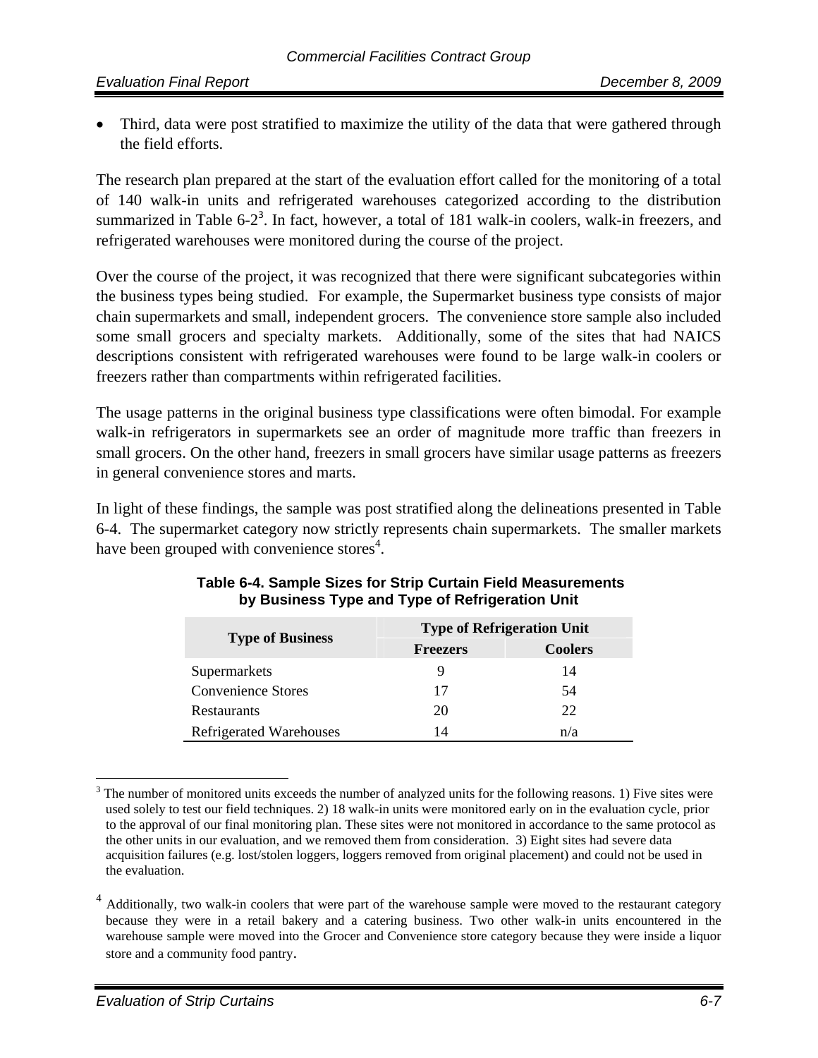- Third, data were post stratified to maximize the utility of the data that were gathered through the field efforts.

The research plan prepared at the start of the evaluation effort called for the monitoring of a total of 140 walk-in units and refrigerated warehouses categorized according to the distribution summarized in Table 6-2[3]. In fact, however, a total of 181 walk-in coolers, walk-in freezers, and refrigerated warehouses were monitored during the course of the project.

Over the course of the project, it was recognized that there were significant subcategories within the business types being studied. For example, the Supermarket business type consists of major chain supermarkets and small, independent grocers. The convenience store sample also included some small grocers and specialty markets. Additionally, some of the sites that had NAICS descriptions consistent with refrigerated warehouses were found to be large walk-in coolers or freezers rather than compartments within refrigerated facilities.

The usage patterns in the original business type classifications were often bimodal. For example walk-in refrigerators in supermarkets see an order of magnitude more traffic than freezers in small grocers. On the other hand, freezers in small grocers have similar usage patterns as freezers in general convenience stores and marts.

In light of these findings, the sample was post stratified along the delineations presented in Table 6-4. The supermarket category now strictly represents chain supermarkets. The smaller markets have been grouped with convenience stores[4].

**Table 6-4. Sample Sizes for Strip Curtain Field Measurements by Business Type and Type of Refrigeration Unit**

| Type of Business | Type of Refrigeration Unit | |
|---|---|---|
| | Freezers | Coolers |
| Supermarkets | 9 | 14 |
| Convenience Stores | 17 | 54 |
| Restaurants | 20 | 22 |
| Refrigerated Warehouses | 14 | n/a |

[3] The number of monitored units exceeds the number of analyzed units for the following reasons. 1) Five sites were used solely to test our field techniques. 2) 18 walk-in units were monitored early on in the evaluation cycle, prior to the approval of our final monitoring plan. These sites were not monitored in accordance to the same protocol as the other units in our evaluation, and we removed them from consideration. 3) Eight sites had severe data acquisition failures (e.g. lost/stolen loggers, loggers removed from original placement) and could not be used in the evaluation.

[4] Additionally, two walk-in coolers that were part of the warehouse sample were moved to the restaurant category because they were in a retail bakery and a catering business. Two other walk-in units encountered in the warehouse sample were moved into the Grocer and Convenience store category because they were inside a liquor store and a community food pantry.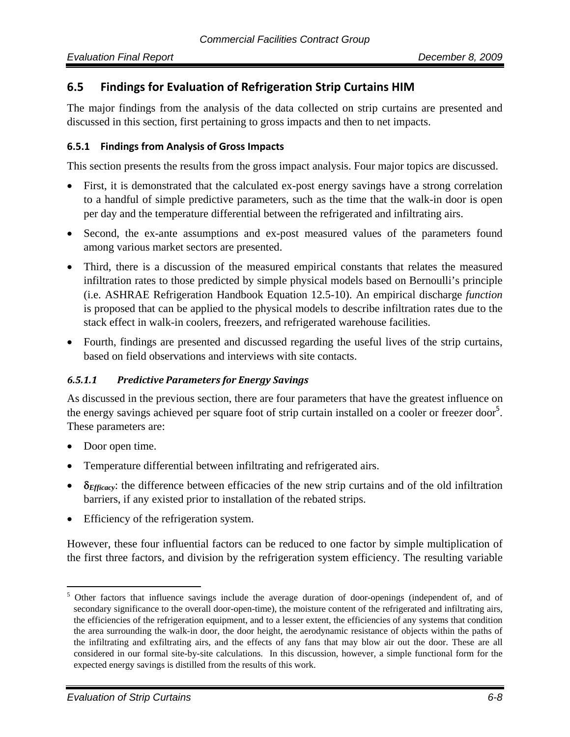## 6.5 Findings for Evaluation of Refrigeration Strip Curtains HIM

The major findings from the analysis of the data collected on strip curtains are presented and discussed in this section, first pertaining to gross impacts and then to net impacts.

### 6.5.1 Findings from Analysis of Gross Impacts

This section presents the results from the gross impact analysis. Four major topics are discussed.

- First, it is demonstrated that the calculated ex-post energy savings have a strong correlation to a handful of simple predictive parameters, such as the time that the walk-in door is open per day and the temperature differential between the refrigerated and infiltrating airs.
- Second, the ex-ante assumptions and ex-post measured values of the parameters found among various market sectors are presented.
- Third, there is a discussion of the measured empirical constants that relates the measured infiltration rates to those predicted by simple physical models based on Bernoulli's principle (i.e. ASHRAE Refrigeration Handbook Equation 12.5-10). An empirical discharge *function* is proposed that can be applied to the physical models to describe infiltration rates due to the stack effect in walk-in coolers, freezers, and refrigerated warehouse facilities.
- Fourth, findings are presented and discussed regarding the useful lives of the strip curtains, based on field observations and interviews with site contacts.

#### *6.5.1.1 Predictive Parameters for Energy Savings*

As discussed in the previous section, there are four parameters that have the greatest influence on the energy savings achieved per square foot of strip curtain installed on a cooler or freezer door[5]. These parameters are:

- Door open time.
- Temperature differential between infiltrating and refrigerated airs.
- $\delta_{Efficacy}$: the difference between efficacies of the new strip curtains and of the old infiltration barriers, if any existed prior to installation of the rebated strips.
- Efficiency of the refrigeration system.

However, these four influential factors can be reduced to one factor by simple multiplication of the first three factors, and division by the refrigeration system efficiency. The resulting variable

[5] Other factors that influence savings include the average duration of door-openings (independent of, and of secondary significance to the overall door-open-time), the moisture content of the refrigerated and infiltrating airs, the efficiencies of the refrigeration equipment, and to a lesser extent, the efficiencies of any systems that condition the area surrounding the walk-in door, the door height, the aerodynamic resistance of objects within the paths of the infiltrating and exfiltrating airs, and the effects of any fans that may blow air out the door. These are all considered in our formal site-by-site calculations. In this discussion, however, a simple functional form for the expected energy savings is distilled from the results of this work.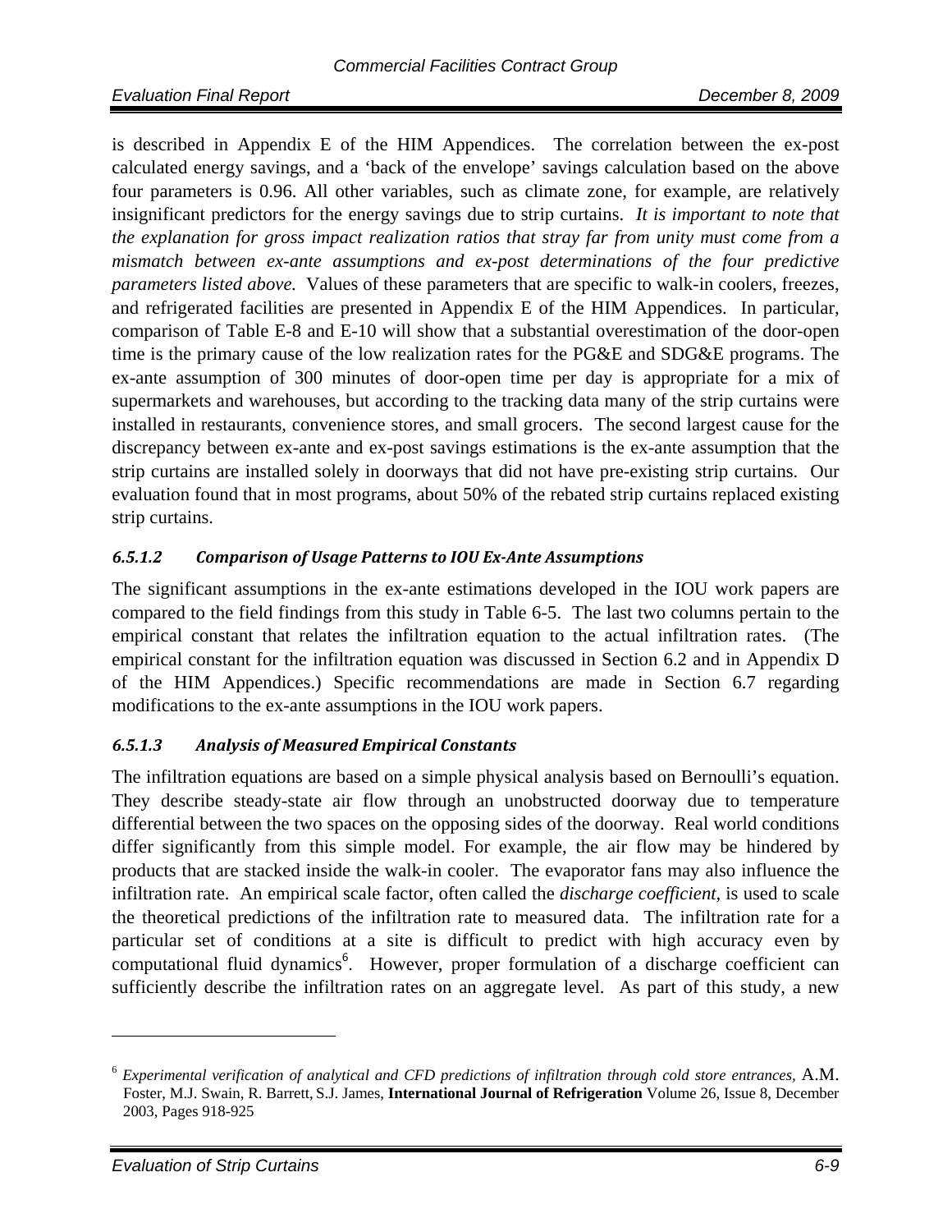is described in Appendix E of the HIM Appendices. The correlation between the ex-post calculated energy savings, and a 'back of the envelope' savings calculation based on the above four parameters is 0.96. All other variables, such as climate zone, for example, are relatively insignificant predictors for the energy savings due to strip curtains. *It is important to note that the explanation for gross impact realization ratios that stray far from unity must come from a mismatch between ex-ante assumptions and ex-post determinations of the four predictive parameters listed above.* Values of these parameters that are specific to walk-in coolers, freezes, and refrigerated facilities are presented in Appendix E of the HIM Appendices. In particular, comparison of Table E-8 and E-10 will show that a substantial overestimation of the door-open time is the primary cause of the low realization rates for the PG&E and SDG&E programs. The ex-ante assumption of 300 minutes of door-open time per day is appropriate for a mix of supermarkets and warehouses, but according to the tracking data many of the strip curtains were installed in restaurants, convenience stores, and small grocers. The second largest cause for the discrepancy between ex-ante and ex-post savings estimations is the ex-ante assumption that the strip curtains are installed solely in doorways that did not have pre-existing strip curtains. Our evaluation found that in most programs, about 50% of the rebated strip curtains replaced existing strip curtains.

#### *6.5.1.2 Comparison of Usage Patterns to IOU Ex-Ante Assumptions*

The significant assumptions in the ex-ante estimations developed in the IOU work papers are compared to the field findings from this study in Table 6-5. The last two columns pertain to the empirical constant that relates the infiltration equation to the actual infiltration rates. (The empirical constant for the infiltration equation was discussed in Section 6.2 and in Appendix D of the HIM Appendices.) Specific recommendations are made in Section 6.7 regarding modifications to the ex-ante assumptions in the IOU work papers.

#### *6.5.1.3 Analysis of Measured Empirical Constants*

The infiltration equations are based on a simple physical analysis based on Bernoulli's equation. They describe steady-state air flow through an unobstructed doorway due to temperature differential between the two spaces on the opposing sides of the doorway. Real world conditions differ significantly from this simple model. For example, the air flow may be hindered by products that are stacked inside the walk-in cooler. The evaporator fans may also influence the infiltration rate. An empirical scale factor, often called the *discharge coefficient,* is used to scale the theoretical predictions of the infiltration rate to measured data. The infiltration rate for a particular set of conditions at a site is difficult to predict with high accuracy even by computational fluid dynamics[6]. However, proper formulation of a discharge coefficient can sufficiently describe the infiltration rates on an aggregate level. As part of this study, a new

---

[6] *Experimental verification of analytical and CFD predictions of infiltration through cold store entrances,* A.M. Foster, M.J. Swain, R. Barrett, S.J. James, **International Journal of Refrigeration** Volume 26, Issue 8, December 2003, Pages 918-925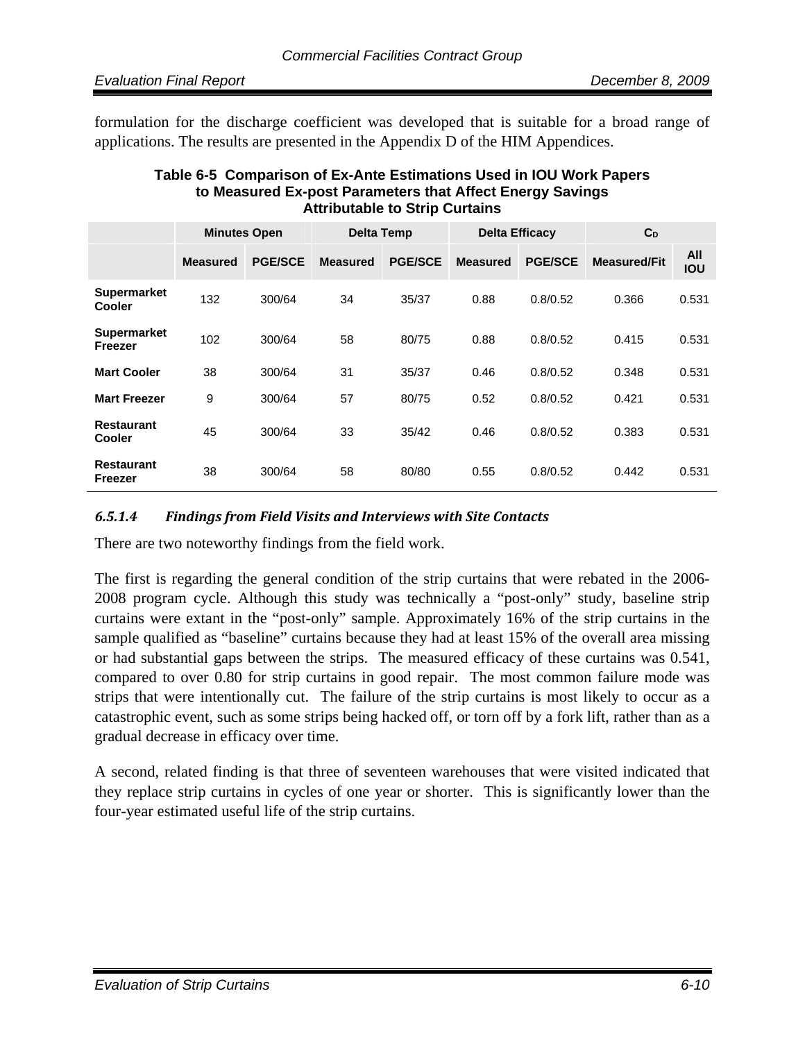formulation for the discharge coefficient was developed that is suitable for a broad range of applications. The results are presented in the Appendix D of the HIM Appendices.

**Table 6-5 Comparison of Ex-Ante Estimations Used in IOU Work Papers to Measured Ex-post Parameters that Affect Energy Savings Attributable to Strip Curtains**

| | Minutes Open | | Delta Temp | | Delta Efficacy | | $C_D$ | |
|---|---|---|---|---|---|---|---|---|
| | Measured | PGE/SCE | Measured | PGE/SCE | Measured | PGE/SCE | Measured/Fit | All IOU |
| **Supermarket Cooler** | 132 | 300/64 | 34 | 35/37 | 0.88 | 0.8/0.52 | 0.366 | 0.531 |
| **Supermarket Freezer** | 102 | 300/64 | 58 | 80/75 | 0.88 | 0.8/0.52 | 0.415 | 0.531 |
| **Mart Cooler** | 38 | 300/64 | 31 | 35/37 | 0.46 | 0.8/0.52 | 0.348 | 0.531 |
| **Mart Freezer** | 9 | 300/64 | 57 | 80/75 | 0.52 | 0.8/0.52 | 0.421 | 0.531 |
| **Restaurant Cooler** | 45 | 300/64 | 33 | 35/42 | 0.46 | 0.8/0.52 | 0.383 | 0.531 |
| **Restaurant Freezer** | 38 | 300/64 | 58 | 80/80 | 0.55 | 0.8/0.52 | 0.442 | 0.531 |

#### *6.5.1.4 Findings from Field Visits and Interviews with Site Contacts*

There are two noteworthy findings from the field work.

The first is regarding the general condition of the strip curtains that were rebated in the 2006-2008 program cycle. Although this study was technically a "post-only" study, baseline strip curtains were extant in the "post-only" sample. Approximately 16% of the strip curtains in the sample qualified as "baseline" curtains because they had at least 15% of the overall area missing or had substantial gaps between the strips. The measured efficacy of these curtains was 0.541, compared to over 0.80 for strip curtains in good repair. The most common failure mode was strips that were intentionally cut. The failure of the strip curtains is most likely to occur as a catastrophic event, such as some strips being hacked off, or torn off by a fork lift, rather than as a gradual decrease in efficacy over time.

A second, related finding is that three of seventeen warehouses that were visited indicated that they replace strip curtains in cycles of one year or shorter. This is significantly lower than the four-year estimated useful life of the strip curtains.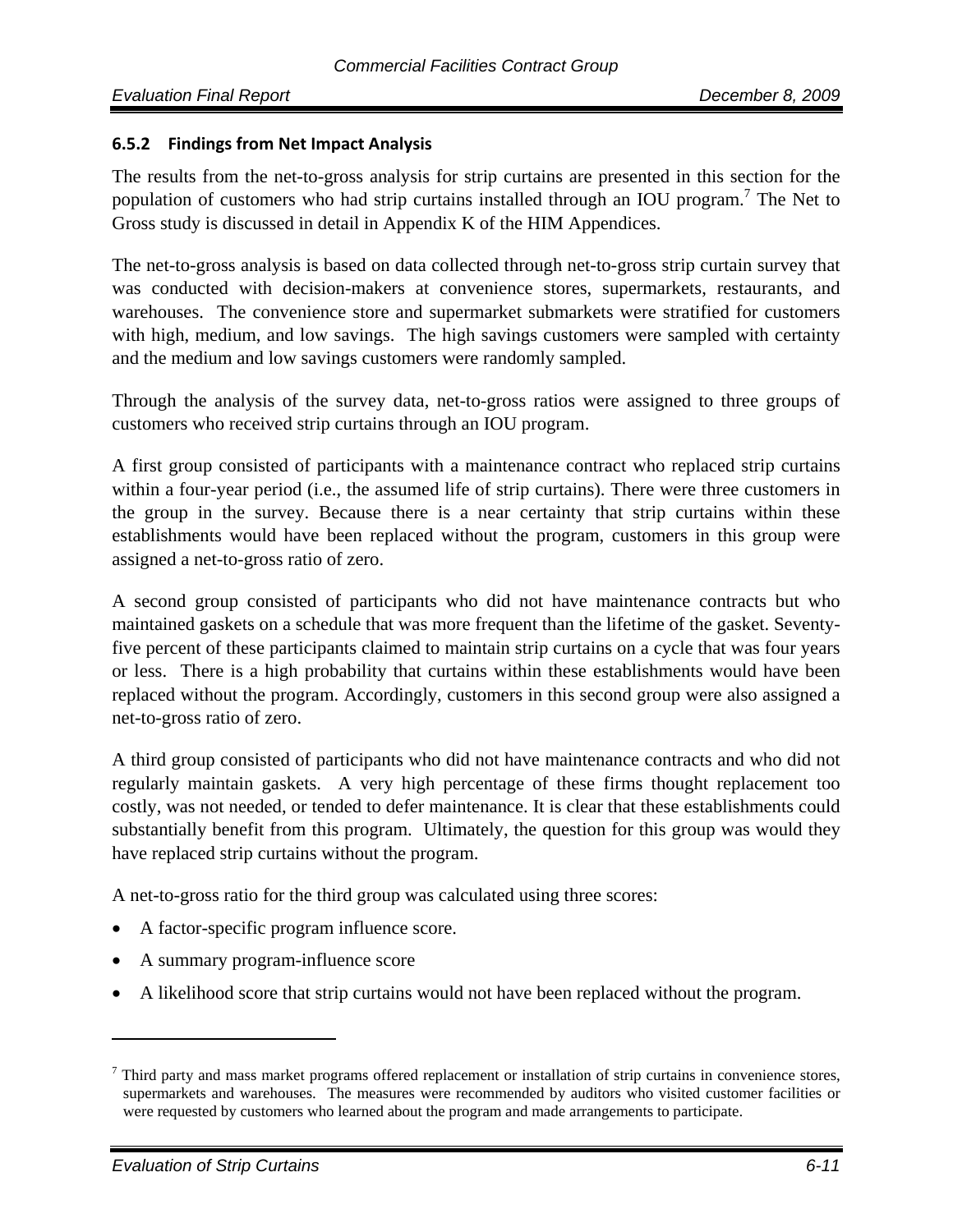### 6.5.2 Findings from Net Impact Analysis

The results from the net-to-gross analysis for strip curtains are presented in this section for the population of customers who had strip curtains installed through an IOU program.[7] The Net to Gross study is discussed in detail in Appendix K of the HIM Appendices.

The net-to-gross analysis is based on data collected through net-to-gross strip curtain survey that was conducted with decision-makers at convenience stores, supermarkets, restaurants, and warehouses. The convenience store and supermarket submarkets were stratified for customers with high, medium, and low savings. The high savings customers were sampled with certainty and the medium and low savings customers were randomly sampled.

Through the analysis of the survey data, net-to-gross ratios were assigned to three groups of customers who received strip curtains through an IOU program.

A first group consisted of participants with a maintenance contract who replaced strip curtains within a four-year period (i.e., the assumed life of strip curtains). There were three customers in the group in the survey. Because there is a near certainty that strip curtains within these establishments would have been replaced without the program, customers in this group were assigned a net-to-gross ratio of zero.

A second group consisted of participants who did not have maintenance contracts but who maintained gaskets on a schedule that was more frequent than the lifetime of the gasket. Seventy-five percent of these participants claimed to maintain strip curtains on a cycle that was four years or less. There is a high probability that curtains within these establishments would have been replaced without the program. Accordingly, customers in this second group were also assigned a net-to-gross ratio of zero.

A third group consisted of participants who did not have maintenance contracts and who did not regularly maintain gaskets. A very high percentage of these firms thought replacement too costly, was not needed, or tended to defer maintenance. It is clear that these establishments could substantially benefit from this program. Ultimately, the question for this group was would they have replaced strip curtains without the program.

A net-to-gross ratio for the third group was calculated using three scores:

- A factor-specific program influence score.
- A summary program-influence score
- A likelihood score that strip curtains would not have been replaced without the program.

[7] Third party and mass market programs offered replacement or installation of strip curtains in convenience stores, supermarkets and warehouses. The measures were recommended by auditors who visited customer facilities or were requested by customers who learned about the program and made arrangements to participate.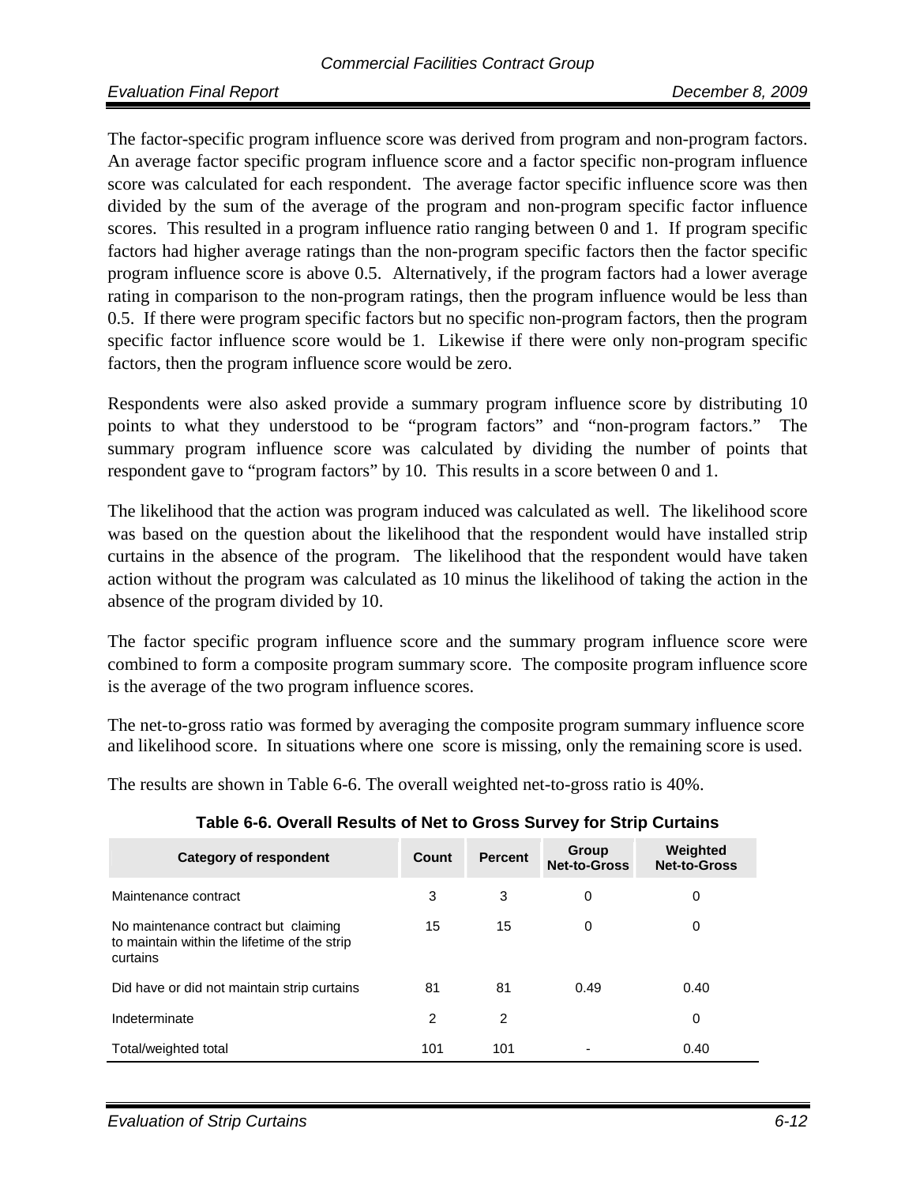The factor-specific program influence score was derived from program and non-program factors. An average factor specific program influence score and a factor specific non-program influence score was calculated for each respondent. The average factor specific influence score was then divided by the sum of the average of the program and non-program specific factor influence scores. This resulted in a program influence ratio ranging between 0 and 1. If program specific factors had higher average ratings than the non-program specific factors then the factor specific program influence score is above 0.5. Alternatively, if the program factors had a lower average rating in comparison to the non-program ratings, then the program influence would be less than 0.5. If there were program specific factors but no specific non-program factors, then the program specific factor influence score would be 1. Likewise if there were only non-program specific factors, then the program influence score would be zero.

Respondents were also asked provide a summary program influence score by distributing 10 points to what they understood to be "program factors" and "non-program factors." The summary program influence score was calculated by dividing the number of points that respondent gave to "program factors" by 10. This results in a score between 0 and 1.

The likelihood that the action was program induced was calculated as well. The likelihood score was based on the question about the likelihood that the respondent would have installed strip curtains in the absence of the program. The likelihood that the respondent would have taken action without the program was calculated as 10 minus the likelihood of taking the action in the absence of the program divided by 10.

The factor specific program influence score and the summary program influence score were combined to form a composite program summary score. The composite program influence score is the average of the two program influence scores.

The net-to-gross ratio was formed by averaging the composite program summary influence score and likelihood score. In situations where one score is missing, only the remaining score is used.

The results are shown in Table 6-6. The overall weighted net-to-gross ratio is 40%.

**Table 6-6. Overall Results of Net to Gross Survey for Strip Curtains**

| Category of respondent | Count | Percent | Group Net-to-Gross | Weighted Net-to-Gross |
|---|---|---|---|---|
| Maintenance contract | 3 | 3 | 0 | 0 |
| No maintenance contract but claiming to maintain within the lifetime of the strip curtains | 15 | 15 | 0 | 0 |
| Did have or did not maintain strip curtains | 81 | 81 | 0.49 | 0.40 |
| Indeterminate | 2 | 2 | | 0 |
| Total/weighted total | 101 | 101 | - | 0.40 |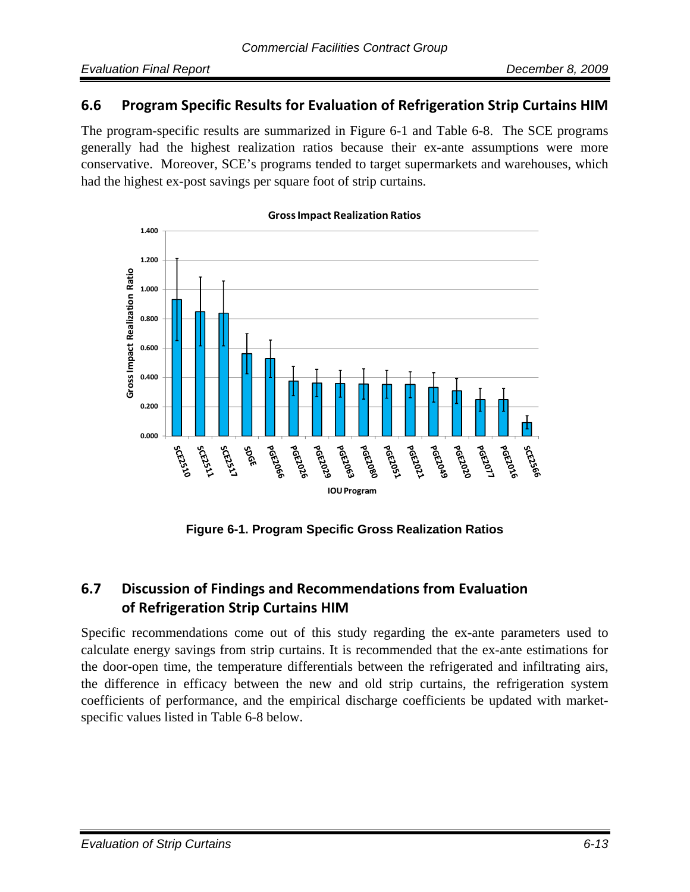## 6.6 Program Specific Results for Evaluation of Refrigeration Strip Curtains HIM

The program-specific results are summarized in Figure 6-1 and Table 6-8. The SCE programs generally had the highest realization ratios because their ex-ante assumptions were more conservative. Moreover, SCE's programs tended to target supermarkets and warehouses, which had the highest ex-post savings per square foot of strip curtains.

**Figure 6-1. Program Specific Gross Realization Ratios**

## 6.7 Discussion of Findings and Recommendations from Evaluation of Refrigeration Strip Curtains HIM

Specific recommendations come out of this study regarding the ex-ante parameters used to calculate energy savings from strip curtains. It is recommended that the ex-ante estimations for the door-open time, the temperature differentials between the refrigerated and infiltrating airs, the difference in efficacy between the new and old strip curtains, the refrigeration system coefficients of performance, and the empirical discharge coefficients be updated with market-specific values listed in Table 6-8 below.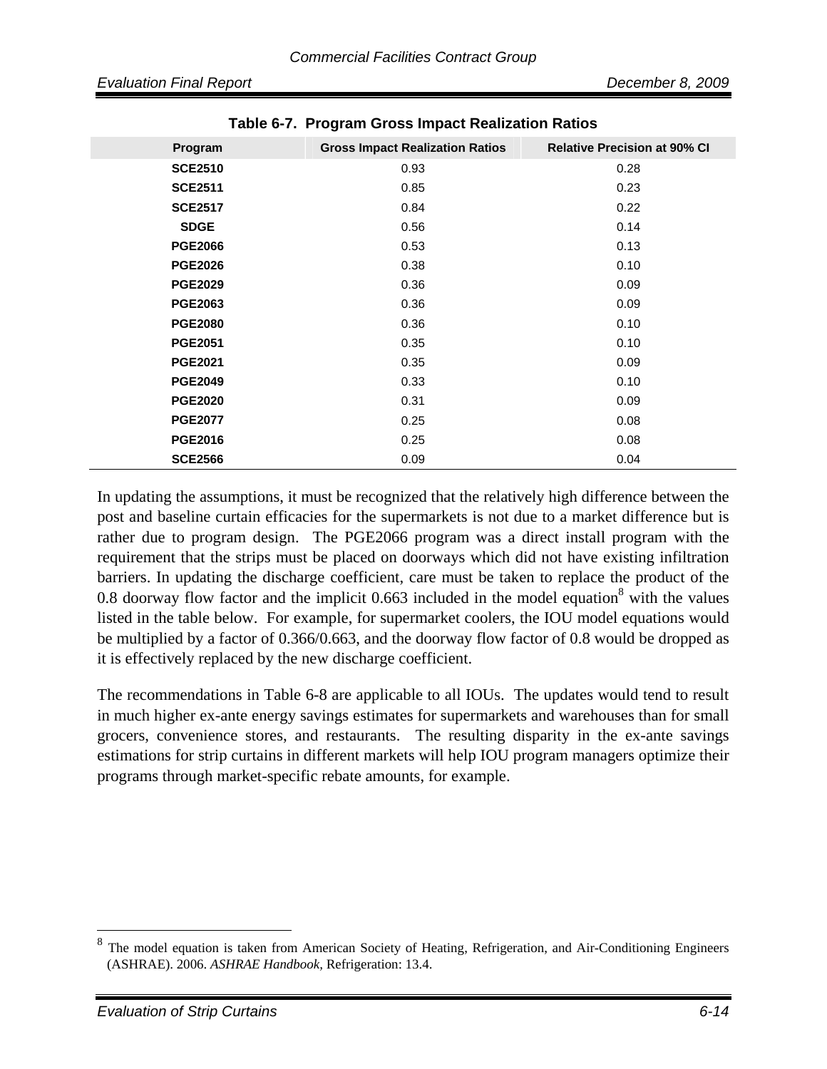**Table 6-7. Program Gross Impact Realization Ratios**

| Program | Gross Impact Realization Ratios | Relative Precision at 90% CI |
|---|---|---|
| **SCE2510** | 0.93 | 0.28 |
| **SCE2511** | 0.85 | 0.23 |
| **SCE2517** | 0.84 | 0.22 |
| **SDGE** | 0.56 | 0.14 |
| **PGE2066** | 0.53 | 0.13 |
| **PGE2026** | 0.38 | 0.10 |
| **PGE2029** | 0.36 | 0.09 |
| **PGE2063** | 0.36 | 0.09 |
| **PGE2080** | 0.36 | 0.10 |
| **PGE2051** | 0.35 | 0.10 |
| **PGE2021** | 0.35 | 0.09 |
| **PGE2049** | 0.33 | 0.10 |
| **PGE2020** | 0.31 | 0.09 |
| **PGE2077** | 0.25 | 0.08 |
| **PGE2016** | 0.25 | 0.08 |
| **SCE2566** | 0.09 | 0.04 |

In updating the assumptions, it must be recognized that the relatively high difference between the post and baseline curtain efficacies for the supermarkets is not due to a market difference but is rather due to program design. The PGE2066 program was a direct install program with the requirement that the strips must be placed on doorways which did not have existing infiltration barriers. In updating the discharge coefficient, care must be taken to replace the product of the 0.8 doorway flow factor and the implicit 0.663 included in the model equation[8] with the values listed in the table below. For example, for supermarket coolers, the IOU model equations would be multiplied by a factor of 0.366/0.663, and the doorway flow factor of 0.8 would be dropped as it is effectively replaced by the new discharge coefficient.

The recommendations in Table 6-8 are applicable to all IOUs. The updates would tend to result in much higher ex-ante energy savings estimates for supermarkets and warehouses than for small grocers, convenience stores, and restaurants. The resulting disparity in the ex-ante savings estimations for strip curtains in different markets will help IOU program managers optimize their programs through market-specific rebate amounts, for example.

[8] The model equation is taken from American Society of Heating, Refrigeration, and Air-Conditioning Engineers (ASHRAE). 2006. *ASHRAE Handbook*, Refrigeration: 13.4.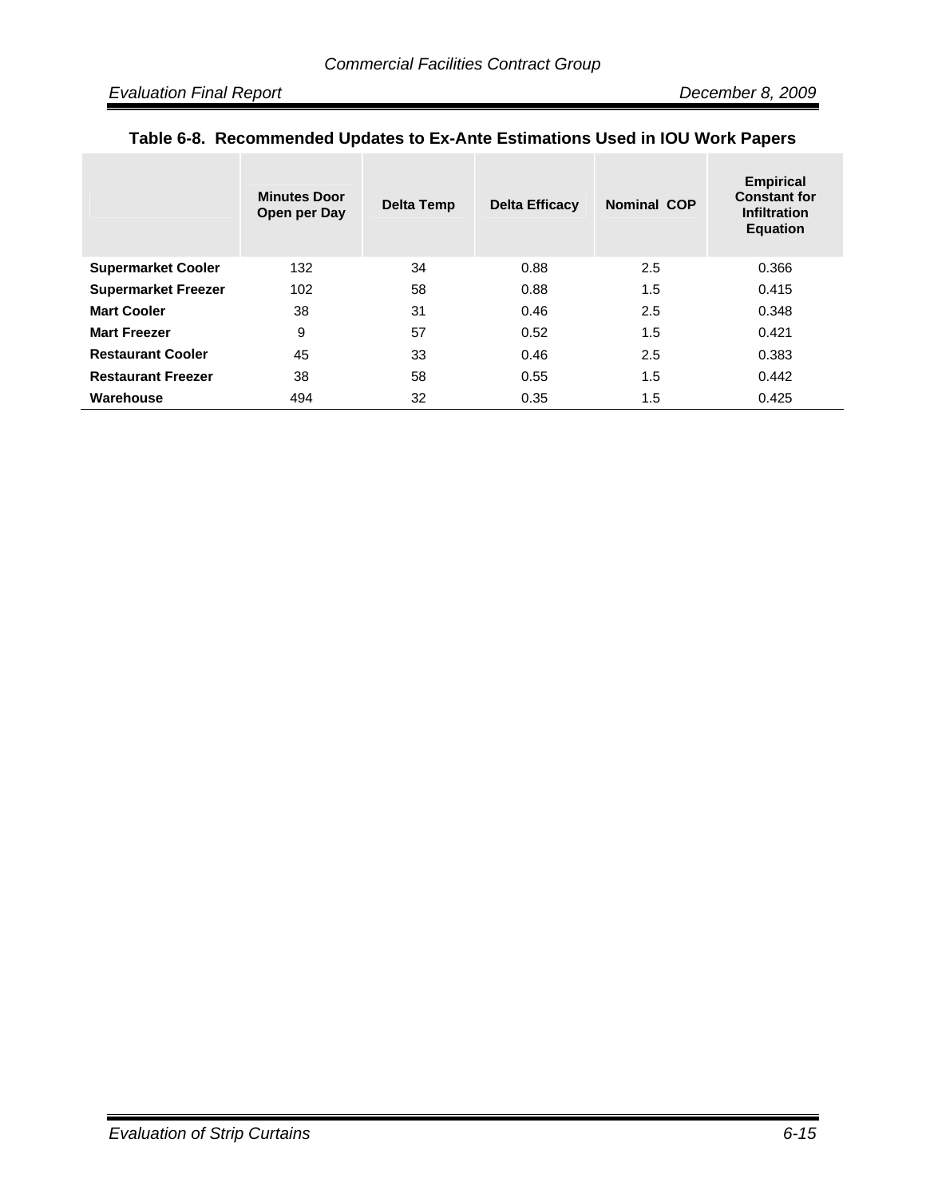**Table 6-8. Recommended Updates to Ex-Ante Estimations Used in IOU Work Papers**

| | Minutes Door Open per Day | Delta Temp | Delta Efficacy | Nominal COP | Empirical Constant for Infiltration Equation |
|---|---|---|---|---|---|
| **Supermarket Cooler** | 132 | 34 | 0.88 | 2.5 | 0.366 |
| **Supermarket Freezer** | 102 | 58 | 0.88 | 1.5 | 0.415 |
| **Mart Cooler** | 38 | 31 | 0.46 | 2.5 | 0.348 |
| **Mart Freezer** | 9 | 57 | 0.52 | 1.5 | 0.421 |
| **Restaurant Cooler** | 45 | 33 | 0.46 | 2.5 | 0.383 |
| **Restaurant Freezer** | 38 | 58 | 0.55 | 1.5 | 0.442 |
| **Warehouse** | 494 | 32 | 0.35 | 1.5 | 0.425 |